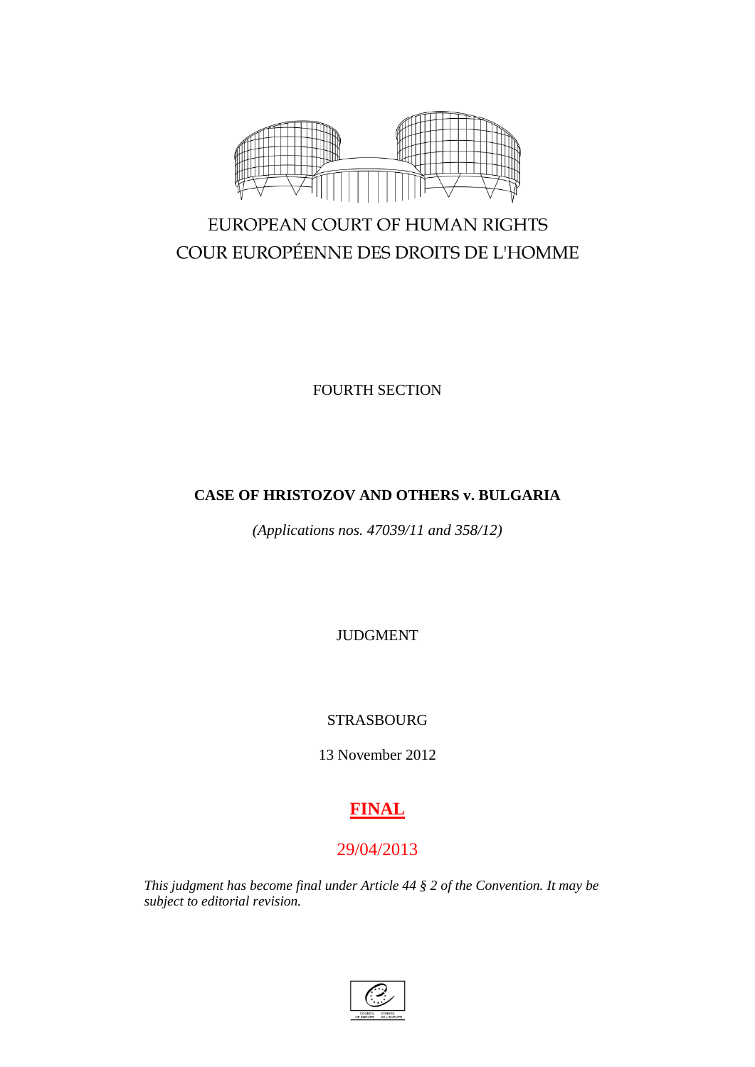EUROPEAN COURT OF HUMAN RIGHTS

COUR EUROPÉENNE DES DROITS DE L'HOMME

FOURTH SECTION

**CASE OF HRISTOZOV AND OTHERS v. BULGARIA**

*(Applications nos. 47039/11 and 358/12)*

JUDGMENT

STRASBOURG

13 November 2012

**FINAL**

29/04/2013

*This judgment has become final under Article 44 § 2 of the Convention. It may be subject to editorial revision.*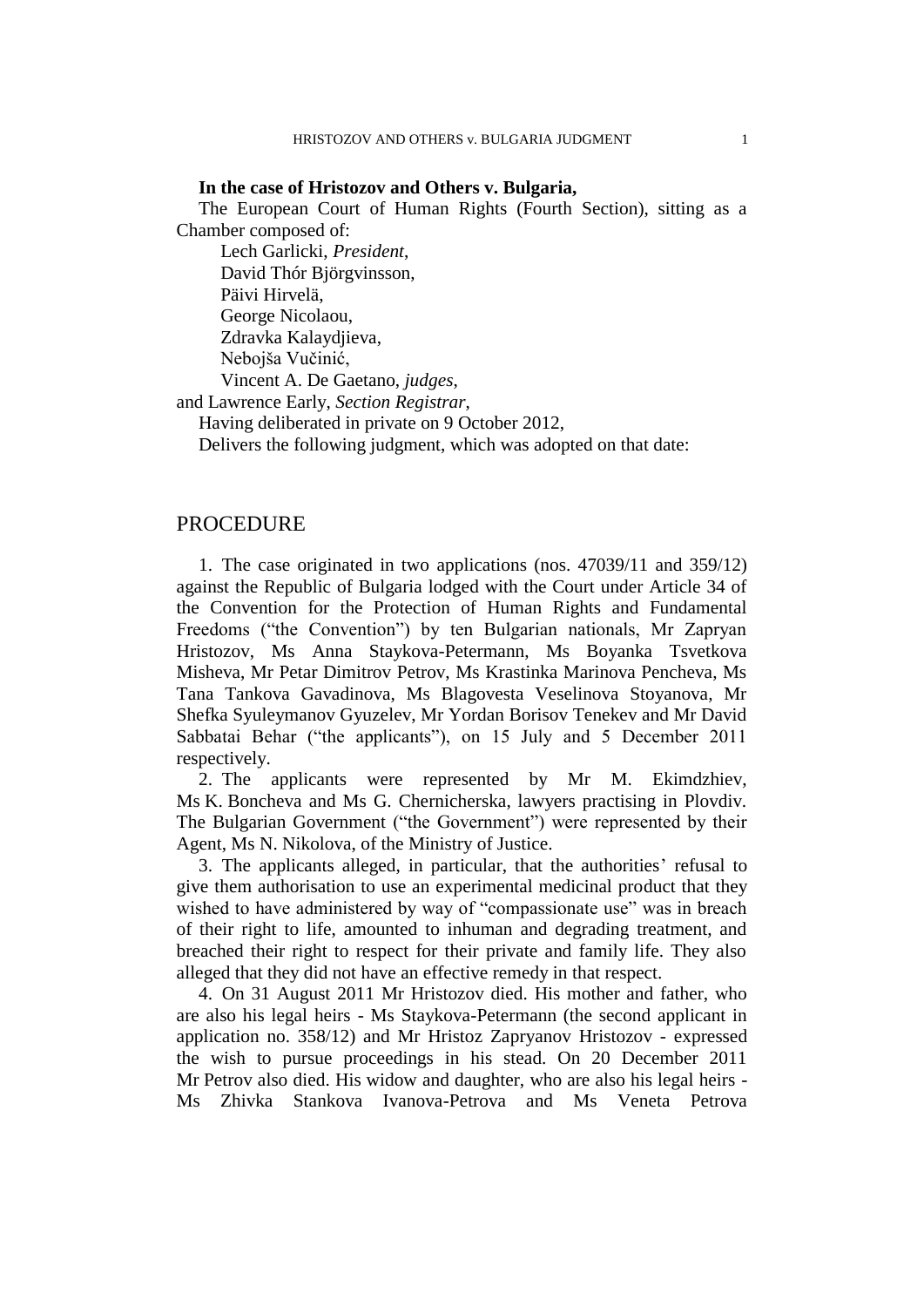**In the case of Hristozov and Others v. Bulgaria,**

The European Court of Human Rights (Fourth Section), sitting as a Chamber composed of:

Lech Garlicki, *President*,
David Thór Björgvinsson,
Päivi Hirvelä,
George Nicolaou,
Zdravka Kalaydjieva,
Nebojša Vučinić,
Vincent A. De Gaetano, *judges*,
and Lawrence Early, *Section Registrar*,

Having deliberated in private on 9 October 2012,

Delivers the following judgment, which was adopted on that date:

# PROCEDURE

1. The case originated in two applications (nos. 47039/11 and 359/12) against the Republic of Bulgaria lodged with the Court under Article 34 of the Convention for the Protection of Human Rights and Fundamental Freedoms ("the Convention") by ten Bulgarian nationals, Mr Zapryan Hristozov, Ms Anna Staykova-Petermann, Ms Boyanka Tsvetkova Misheva, Mr Petar Dimitrov Petrov, Ms Krastinka Marinova Pencheva, Ms Tana Tankova Gavadinova, Ms Blagovesta Veselinova Stoyanova, Mr Shefka Syuleymanov Gyuzelev, Mr Yordan Borisov Tenekev and Mr David Sabbatai Behar ("the applicants"), on 15 July and 5 December 2011 respectively.

2. The applicants were represented by Mr M. Ekimdzhiev, Ms K. Boncheva and Ms G. Chernicherska, lawyers practising in Plovdiv. The Bulgarian Government ("the Government") were represented by their Agent, Ms N. Nikolova, of the Ministry of Justice.

3. The applicants alleged, in particular, that the authorities' refusal to give them authorisation to use an experimental medicinal product that they wished to have administered by way of "compassionate use" was in breach of their right to life, amounted to inhuman and degrading treatment, and breached their right to respect for their private and family life. They also alleged that they did not have an effective remedy in that respect.

4. On 31 August 2011 Mr Hristozov died. His mother and father, who are also his legal heirs - Ms Staykova-Petermann (the second applicant in application no. 358/12) and Mr Hristoz Zapryanov Hristozov - expressed the wish to pursue proceedings in his stead. On 20 December 2011 Mr Petrov also died. His widow and daughter, who are also his legal heirs - Ms Zhivka Stankova Ivanova-Petrova and Ms Veneta Petrova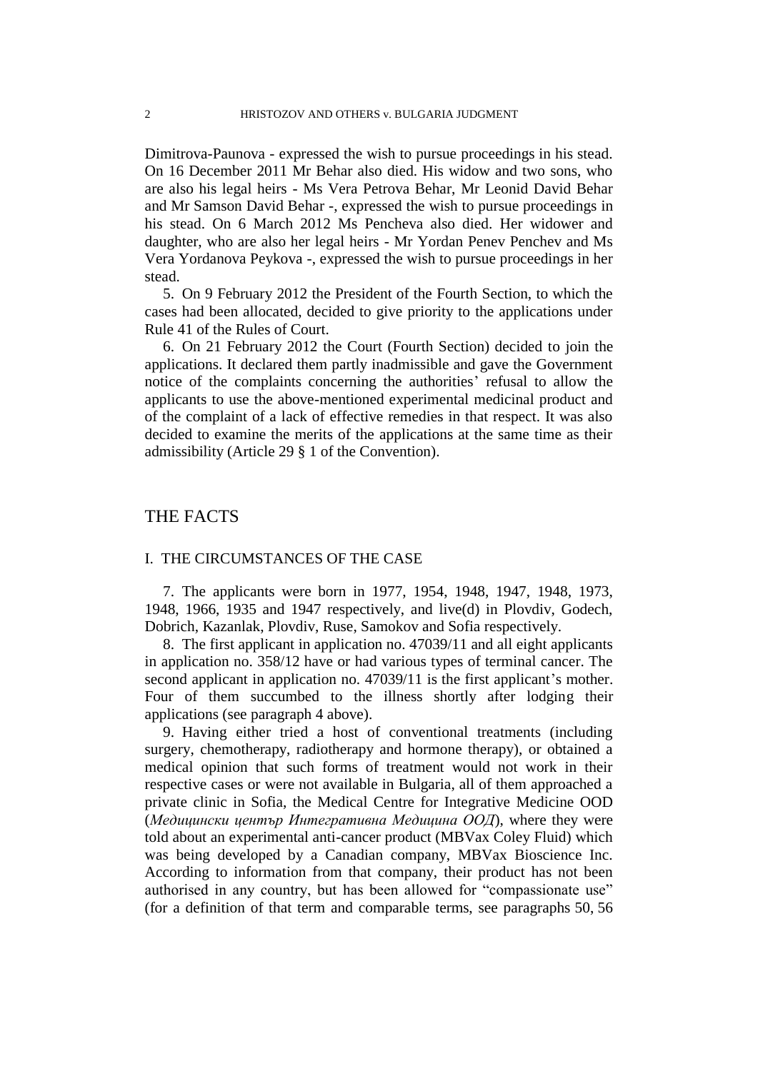Dimitrova-Paunova - expressed the wish to pursue proceedings in his stead. On 16 December 2011 Mr Behar also died. His widow and two sons, who are also his legal heirs - Ms Vera Petrova Behar, Mr Leonid David Behar and Mr Samson David Behar -, expressed the wish to pursue proceedings in his stead. On 6 March 2012 Ms Pencheva also died. Her widower and daughter, who are also her legal heirs - Mr Yordan Penev Penchev and Ms Vera Yordanova Peykova -, expressed the wish to pursue proceedings in her stead.

5. On 9 February 2012 the President of the Fourth Section, to which the cases had been allocated, decided to give priority to the applications under Rule 41 of the Rules of Court.

6. On 21 February 2012 the Court (Fourth Section) decided to join the applications. It declared them partly inadmissible and gave the Government notice of the complaints concerning the authorities' refusal to allow the applicants to use the above-mentioned experimental medicinal product and of the complaint of a lack of effective remedies in that respect. It was also decided to examine the merits of the applications at the same time as their admissibility (Article 29 § 1 of the Convention).

## THE FACTS

### I. THE CIRCUMSTANCES OF THE CASE

7. The applicants were born in 1977, 1954, 1948, 1947, 1948, 1973, 1948, 1966, 1935 and 1947 respectively, and live(d) in Plovdiv, Godech, Dobrich, Kazanlak, Plovdiv, Ruse, Samokov and Sofia respectively.

8. The first applicant in application no. 47039/11 and all eight applicants in application no. 358/12 have or had various types of terminal cancer. The second applicant in application no. 47039/11 is the first applicant's mother. Four of them succumbed to the illness shortly after lodging their applications (see paragraph 4 above).

9. Having either tried a host of conventional treatments (including surgery, chemotherapy, radiotherapy and hormone therapy), or obtained a medical opinion that such forms of treatment would not work in their respective cases or were not available in Bulgaria, all of them approached a private clinic in Sofia, the Medical Centre for Integrative Medicine OOD (*Медицински център Интегративна Медицина ООД*), where they were told about an experimental anti-cancer product (MBVax Coley Fluid) which was being developed by a Canadian company, MBVax Bioscience Inc. According to information from that company, their product has not been authorised in any country, but has been allowed for "compassionate use" (for a definition of that term and comparable terms, see paragraphs 50, 56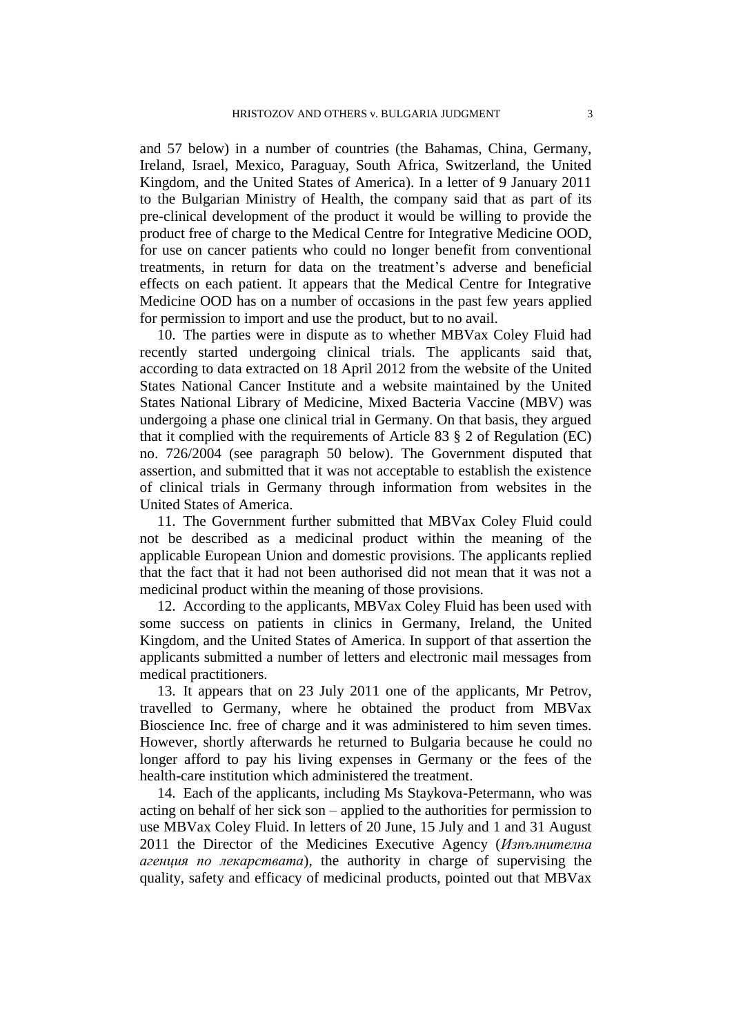and 57 below) in a number of countries (the Bahamas, China, Germany, Ireland, Israel, Mexico, Paraguay, South Africa, Switzerland, the United Kingdom, and the United States of America). In a letter of 9 January 2011 to the Bulgarian Ministry of Health, the company said that as part of its pre-clinical development of the product it would be willing to provide the product free of charge to the Medical Centre for Integrative Medicine OOD, for use on cancer patients who could no longer benefit from conventional treatments, in return for data on the treatment's adverse and beneficial effects on each patient. It appears that the Medical Centre for Integrative Medicine OOD has on a number of occasions in the past few years applied for permission to import and use the product, but to no avail.

10. The parties were in dispute as to whether MBVax Coley Fluid had recently started undergoing clinical trials. The applicants said that, according to data extracted on 18 April 2012 from the website of the United States National Cancer Institute and a website maintained by the United States National Library of Medicine, Mixed Bacteria Vaccine (MBV) was undergoing a phase one clinical trial in Germany. On that basis, they argued that it complied with the requirements of Article 83 § 2 of Regulation (EC) no. 726/2004 (see paragraph 50 below). The Government disputed that assertion, and submitted that it was not acceptable to establish the existence of clinical trials in Germany through information from websites in the United States of America.

11. The Government further submitted that MBVax Coley Fluid could not be described as a medicinal product within the meaning of the applicable European Union and domestic provisions. The applicants replied that the fact that it had not been authorised did not mean that it was not a medicinal product within the meaning of those provisions.

12. According to the applicants, MBVax Coley Fluid has been used with some success on patients in clinics in Germany, Ireland, the United Kingdom, and the United States of America. In support of that assertion the applicants submitted a number of letters and electronic mail messages from medical practitioners.

13. It appears that on 23 July 2011 one of the applicants, Mr Petrov, travelled to Germany, where he obtained the product from MBVax Bioscience Inc. free of charge and it was administered to him seven times. However, shortly afterwards he returned to Bulgaria because he could no longer afford to pay his living expenses in Germany or the fees of the health-care institution which administered the treatment.

14. Each of the applicants, including Ms Staykova-Petermann, who was acting on behalf of her sick son – applied to the authorities for permission to use MBVax Coley Fluid. In letters of 20 June, 15 July and 1 and 31 August 2011 the Director of the Medicines Executive Agency (*Изпълнителна агенция по лекарствата*), the authority in charge of supervising the quality, safety and efficacy of medicinal products, pointed out that MBVax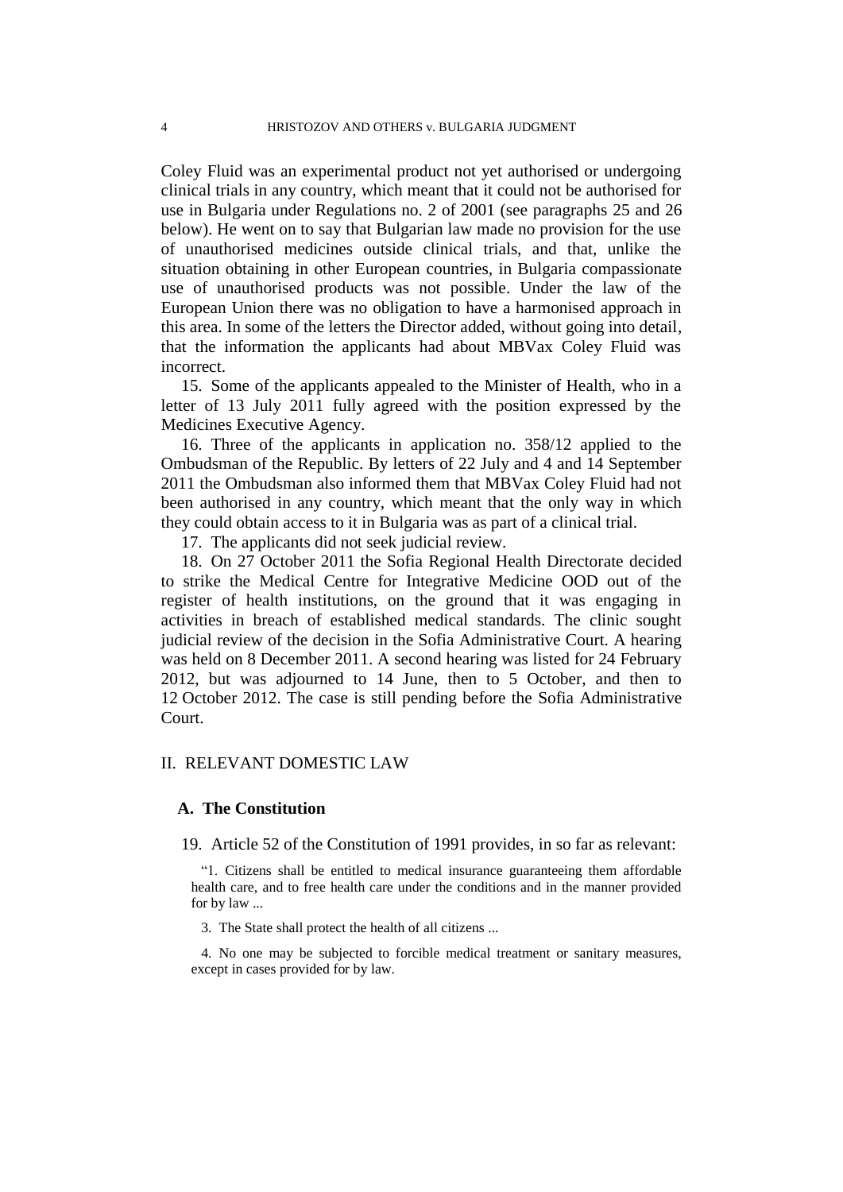Coley Fluid was an experimental product not yet authorised or undergoing clinical trials in any country, which meant that it could not be authorised for use in Bulgaria under Regulations no. 2 of 2001 (see paragraphs 25 and 26 below). He went on to say that Bulgarian law made no provision for the use of unauthorised medicines outside clinical trials, and that, unlike the situation obtaining in other European countries, in Bulgaria compassionate use of unauthorised products was not possible. Under the law of the European Union there was no obligation to have a harmonised approach in this area. In some of the letters the Director added, without going into detail, that the information the applicants had about MBVax Coley Fluid was incorrect.

15. Some of the applicants appealed to the Minister of Health, who in a letter of 13 July 2011 fully agreed with the position expressed by the Medicines Executive Agency.

16. Three of the applicants in application no. 358/12 applied to the Ombudsman of the Republic. By letters of 22 July and 4 and 14 September 2011 the Ombudsman also informed them that MBVax Coley Fluid had not been authorised in any country, which meant that the only way in which they could obtain access to it in Bulgaria was as part of a clinical trial.

17. The applicants did not seek judicial review.

18. On 27 October 2011 the Sofia Regional Health Directorate decided to strike the Medical Centre for Integrative Medicine OOD out of the register of health institutions, on the ground that it was engaging in activities in breach of established medical standards. The clinic sought judicial review of the decision in the Sofia Administrative Court. A hearing was held on 8 December 2011. A second hearing was listed for 24 February 2012, but was adjourned to 14 June, then to 5 October, and then to 12 October 2012. The case is still pending before the Sofia Administrative Court.

## II. RELEVANT DOMESTIC LAW

### A. The Constitution

19. Article 52 of the Constitution of 1991 provides, in so far as relevant:

> "1. Citizens shall be entitled to medical insurance guaranteeing them affordable health care, and to free health care under the conditions and in the manner provided for by law ...
>
> 3. The State shall protect the health of all citizens ...
>
> 4. No one may be subjected to forcible medical treatment or sanitary measures, except in cases provided for by law.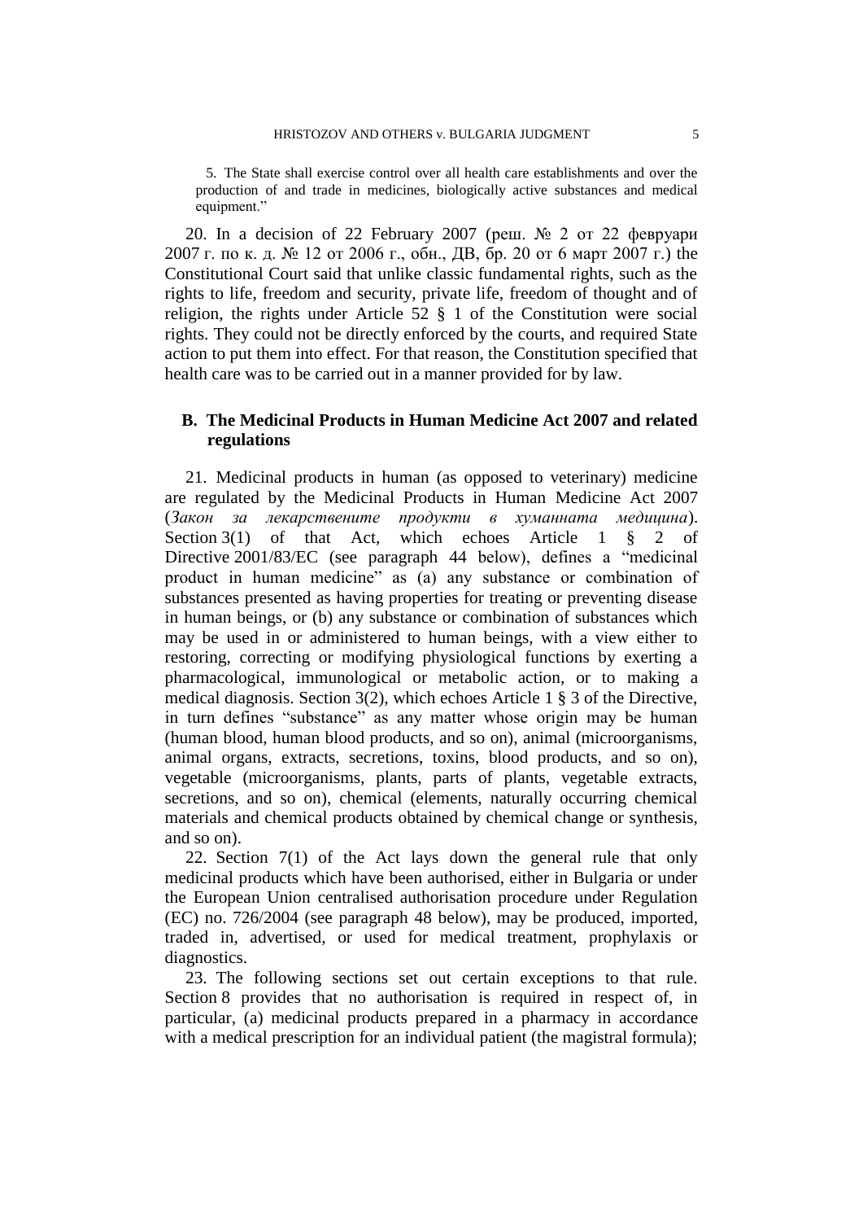5. The State shall exercise control over all health care establishments and over the production of and trade in medicines, biologically active substances and medical equipment."

20. In a decision of 22 February 2007 (реш. № 2 от 22 февруари 2007 г. по к. д. № 12 от 2006 г., обн., ДВ, бр. 20 от 6 март 2007 г.) the Constitutional Court said that unlike classic fundamental rights, such as the rights to life, freedom and security, private life, freedom of thought and of religion, the rights under Article 52 § 1 of the Constitution were social rights. They could not be directly enforced by the courts, and required State action to put them into effect. For that reason, the Constitution specified that health care was to be carried out in a manner provided for by law.

### B. The Medicinal Products in Human Medicine Act 2007 and related regulations

21. Medicinal products in human (as opposed to veterinary) medicine are regulated by the Medicinal Products in Human Medicine Act 2007 (*Закон за лекарствените продукти в хуманната медицина*). Section 3(1) of that Act, which echoes Article 1 § 2 of Directive 2001/83/EC (see paragraph 44 below), defines a "medicinal product in human medicine" as (a) any substance or combination of substances presented as having properties for treating or preventing disease in human beings, or (b) any substance or combination of substances which may be used in or administered to human beings, with a view either to restoring, correcting or modifying physiological functions by exerting a pharmacological, immunological or metabolic action, or to making a medical diagnosis. Section 3(2), which echoes Article 1 § 3 of the Directive, in turn defines "substance" as any matter whose origin may be human (human blood, human blood products, and so on), animal (microorganisms, animal organs, extracts, secretions, toxins, blood products, and so on), vegetable (microorganisms, plants, parts of plants, vegetable extracts, secretions, and so on), chemical (elements, naturally occurring chemical materials and chemical products obtained by chemical change or synthesis, and so on).

22. Section 7(1) of the Act lays down the general rule that only medicinal products which have been authorised, either in Bulgaria or under the European Union centralised authorisation procedure under Regulation (EC) no. 726/2004 (see paragraph 48 below), may be produced, imported, traded in, advertised, or used for medical treatment, prophylaxis or diagnostics.

23. The following sections set out certain exceptions to that rule. Section 8 provides that no authorisation is required in respect of, in particular, (a) medicinal products prepared in a pharmacy in accordance with a medical prescription for an individual patient (the magistral formula);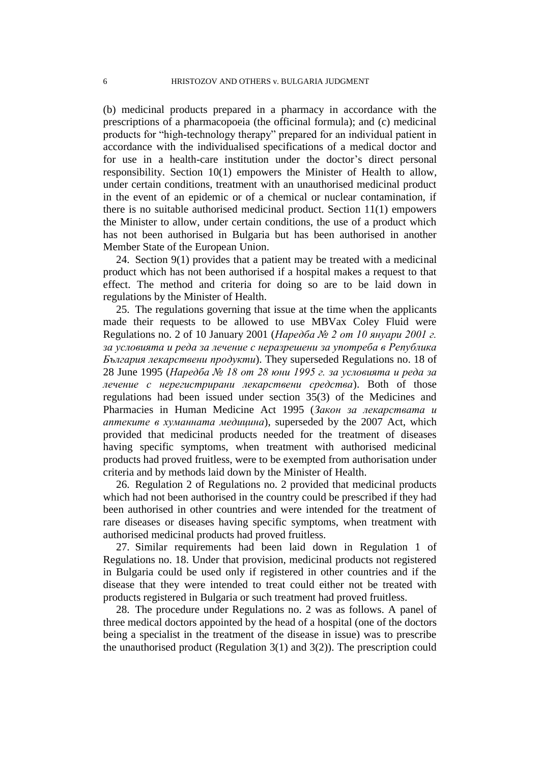(b) medicinal products prepared in a pharmacy in accordance with the prescriptions of a pharmacopoeia (the officinal formula); and (c) medicinal products for "high-technology therapy" prepared for an individual patient in accordance with the individualised specifications of a medical doctor and for use in a health-care institution under the doctor's direct personal responsibility. Section 10(1) empowers the Minister of Health to allow, under certain conditions, treatment with an unauthorised medicinal product in the event of an epidemic or of a chemical or nuclear contamination, if there is no suitable authorised medicinal product. Section 11(1) empowers the Minister to allow, under certain conditions, the use of a product which has not been authorised in Bulgaria but has been authorised in another Member State of the European Union.

24. Section 9(1) provides that a patient may be treated with a medicinal product which has not been authorised if a hospital makes a request to that effect. The method and criteria for doing so are to be laid down in regulations by the Minister of Health.

25. The regulations governing that issue at the time when the applicants made their requests to be allowed to use MBVax Coley Fluid were Regulations no. 2 of 10 January 2001 (*Наредба № 2 от 10 януари 2001 г. за условията и реда за лечение с неразрешени за употреба в Република България лекарствени продукти*). They superseded Regulations no. 18 of 28 June 1995 (*Наредба № 18 от 28 юни 1995 г. за условията и реда за лечение с нерегистрирани лекарствени средства*). Both of those regulations had been issued under section 35(3) of the Medicines and Pharmacies in Human Medicine Act 1995 (*Закон за лекарствата и аптеките в хуманната медицина*), superseded by the 2007 Act, which provided that medicinal products needed for the treatment of diseases having specific symptoms, when treatment with authorised medicinal products had proved fruitless, were to be exempted from authorisation under criteria and by methods laid down by the Minister of Health.

26. Regulation 2 of Regulations no. 2 provided that medicinal products which had not been authorised in the country could be prescribed if they had been authorised in other countries and were intended for the treatment of rare diseases or diseases having specific symptoms, when treatment with authorised medicinal products had proved fruitless.

27. Similar requirements had been laid down in Regulation 1 of Regulations no. 18. Under that provision, medicinal products not registered in Bulgaria could be used only if registered in other countries and if the disease that they were intended to treat could either not be treated with products registered in Bulgaria or such treatment had proved fruitless.

28. The procedure under Regulations no. 2 was as follows. A panel of three medical doctors appointed by the head of a hospital (one of the doctors being a specialist in the treatment of the disease in issue) was to prescribe the unauthorised product (Regulation 3(1) and 3(2)). The prescription could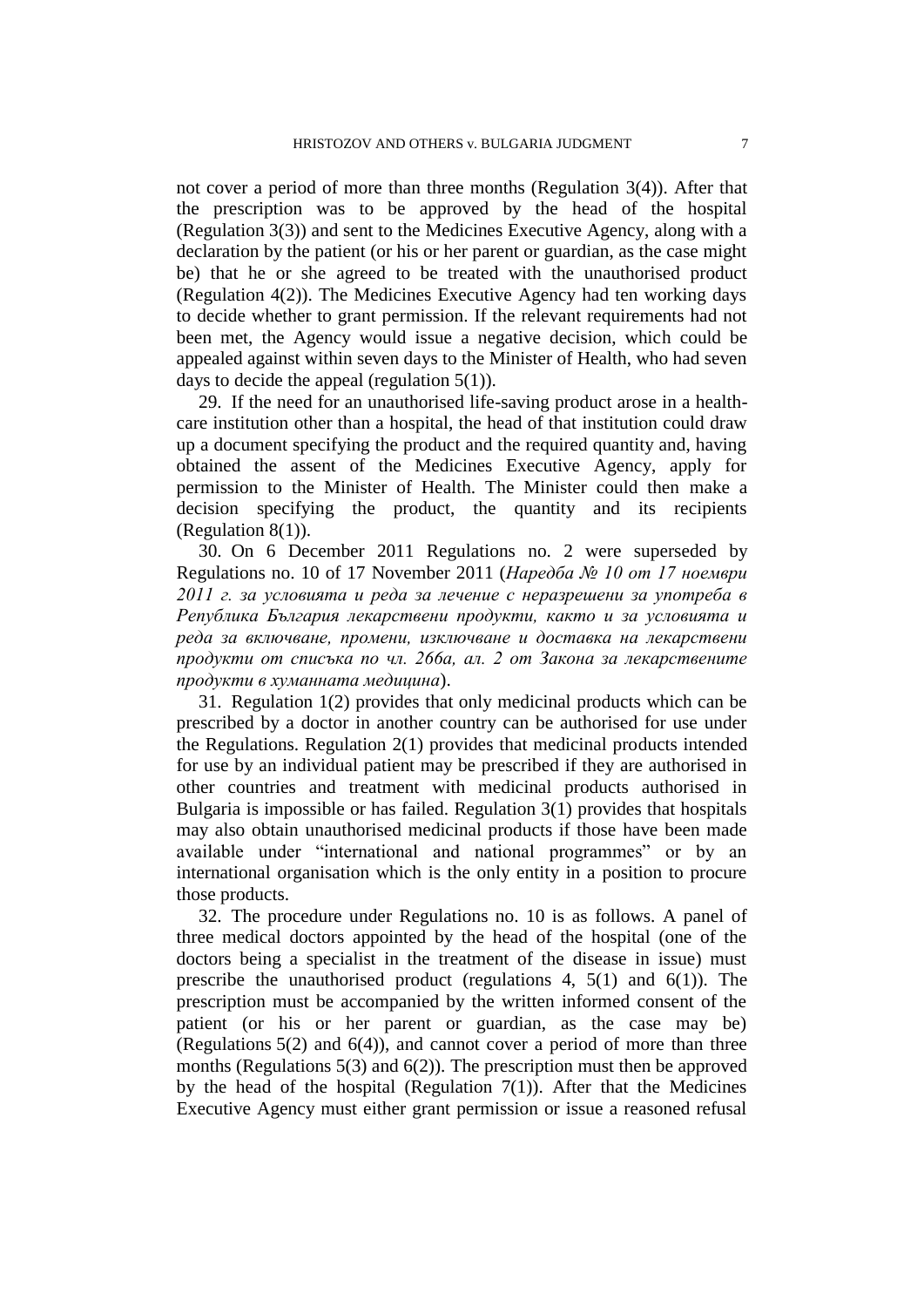not cover a period of more than three months (Regulation 3(4)). After that the prescription was to be approved by the head of the hospital (Regulation 3(3)) and sent to the Medicines Executive Agency, along with a declaration by the patient (or his or her parent or guardian, as the case might be) that he or she agreed to be treated with the unauthorised product (Regulation 4(2)). The Medicines Executive Agency had ten working days to decide whether to grant permission. If the relevant requirements had not been met, the Agency would issue a negative decision, which could be appealed against within seven days to the Minister of Health, who had seven days to decide the appeal (regulation 5(1)).

29. If the need for an unauthorised life-saving product arose in a health-care institution other than a hospital, the head of that institution could draw up a document specifying the product and the required quantity and, having obtained the assent of the Medicines Executive Agency, apply for permission to the Minister of Health. The Minister could then make a decision specifying the product, the quantity and its recipients (Regulation 8(1)).

30. On 6 December 2011 Regulations no. 2 were superseded by Regulations no. 10 of 17 November 2011 (*Наредба № 10 от 17 ноември 2011 г. за условията и реда за лечение с неразрешени за употреба в Република България лекарствени продукти, както и за условията и реда за включване, промени, изключване и доставка на лекарствени продукти от списъка по чл. 266а, ал. 2 от Закона за лекарствените продукти в хуманната медицина*).

31. Regulation 1(2) provides that only medicinal products which can be prescribed by a doctor in another country can be authorised for use under the Regulations. Regulation 2(1) provides that medicinal products intended for use by an individual patient may be prescribed if they are authorised in other countries and treatment with medicinal products authorised in Bulgaria is impossible or has failed. Regulation 3(1) provides that hospitals may also obtain unauthorised medicinal products if those have been made available under "international and national programmes" or by an international organisation which is the only entity in a position to procure those products.

32. The procedure under Regulations no. 10 is as follows. A panel of three medical doctors appointed by the head of the hospital (one of the doctors being a specialist in the treatment of the disease in issue) must prescribe the unauthorised product (regulations 4, 5(1) and 6(1)). The prescription must be accompanied by the written informed consent of the patient (or his or her parent or guardian, as the case may be) (Regulations 5(2) and 6(4)), and cannot cover a period of more than three months (Regulations 5(3) and 6(2)). The prescription must then be approved by the head of the hospital (Regulation 7(1)). After that the Medicines Executive Agency must either grant permission or issue a reasoned refusal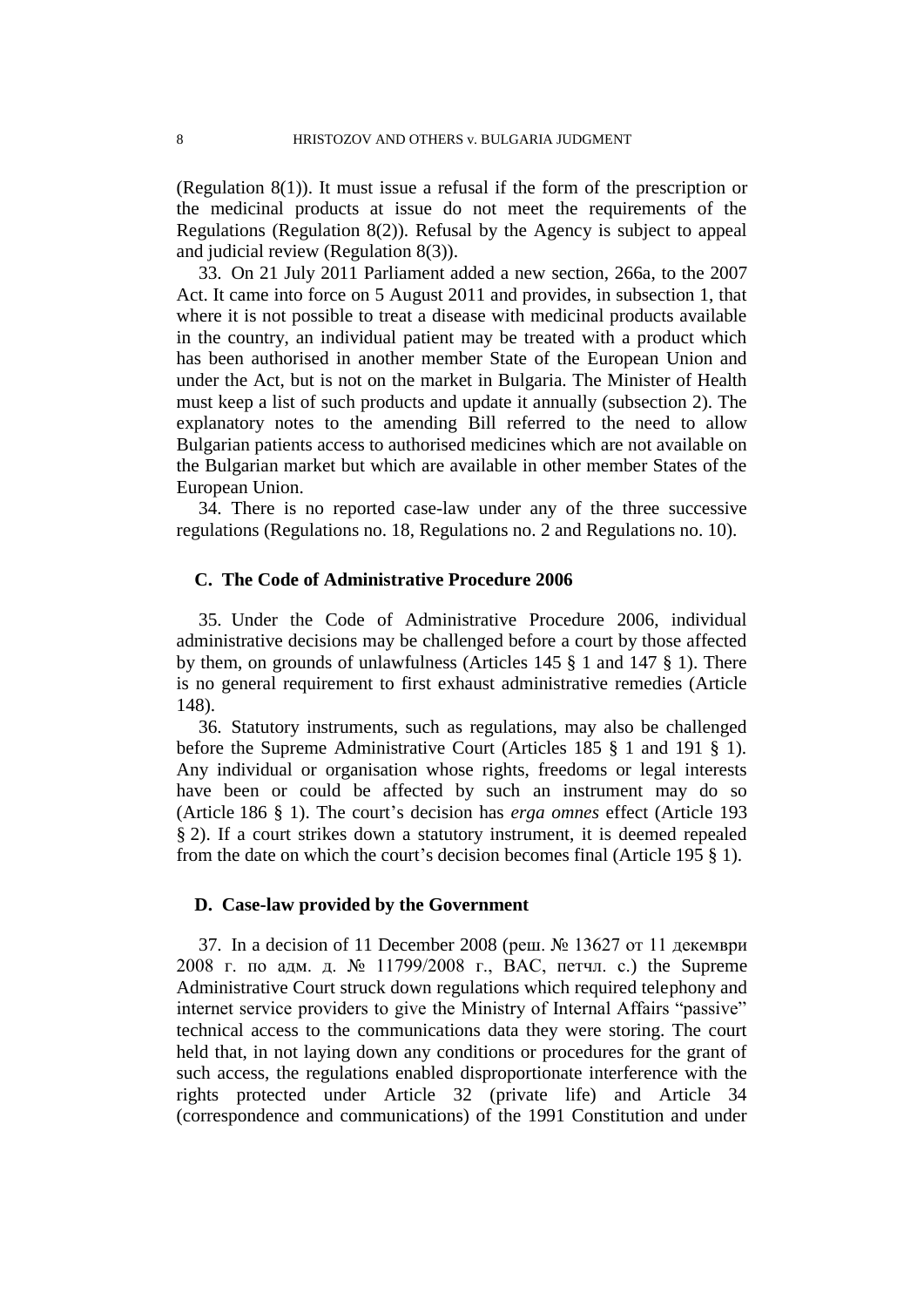(Regulation 8(1)). It must issue a refusal if the form of the prescription or the medicinal products at issue do not meet the requirements of the Regulations (Regulation 8(2)). Refusal by the Agency is subject to appeal and judicial review (Regulation 8(3)).

33. On 21 July 2011 Parliament added a new section, 266a, to the 2007 Act. It came into force on 5 August 2011 and provides, in subsection 1, that where it is not possible to treat a disease with medicinal products available in the country, an individual patient may be treated with a product which has been authorised in another member State of the European Union and under the Act, but is not on the market in Bulgaria. The Minister of Health must keep a list of such products and update it annually (subsection 2). The explanatory notes to the amending Bill referred to the need to allow Bulgarian patients access to authorised medicines which are not available on the Bulgarian market but which are available in other member States of the European Union.

34. There is no reported case-law under any of the three successive regulations (Regulations no. 18, Regulations no. 2 and Regulations no. 10).

### C. The Code of Administrative Procedure 2006

35. Under the Code of Administrative Procedure 2006, individual administrative decisions may be challenged before a court by those affected by them, on grounds of unlawfulness (Articles 145 § 1 and 147 § 1). There is no general requirement to first exhaust administrative remedies (Article 148).

36. Statutory instruments, such as regulations, may also be challenged before the Supreme Administrative Court (Articles 185 § 1 and 191 § 1). Any individual or organisation whose rights, freedoms or legal interests have been or could be affected by such an instrument may do so (Article 186 § 1). The court's decision has *erga omnes* effect (Article 193 § 2). If a court strikes down a statutory instrument, it is deemed repealed from the date on which the court's decision becomes final (Article 195 § 1).

### D. Case-law provided by the Government

37. In a decision of 11 December 2008 (реш. № 13627 от 11 декември 2008 г. по адм. д. № 11799/2008 г., ВАС, петчл. с.) the Supreme Administrative Court struck down regulations which required telephony and internet service providers to give the Ministry of Internal Affairs "passive" technical access to the communications data they were storing. The court held that, in not laying down any conditions or procedures for the grant of such access, the regulations enabled disproportionate interference with the rights protected under Article 32 (private life) and Article 34 (correspondence and communications) of the 1991 Constitution and under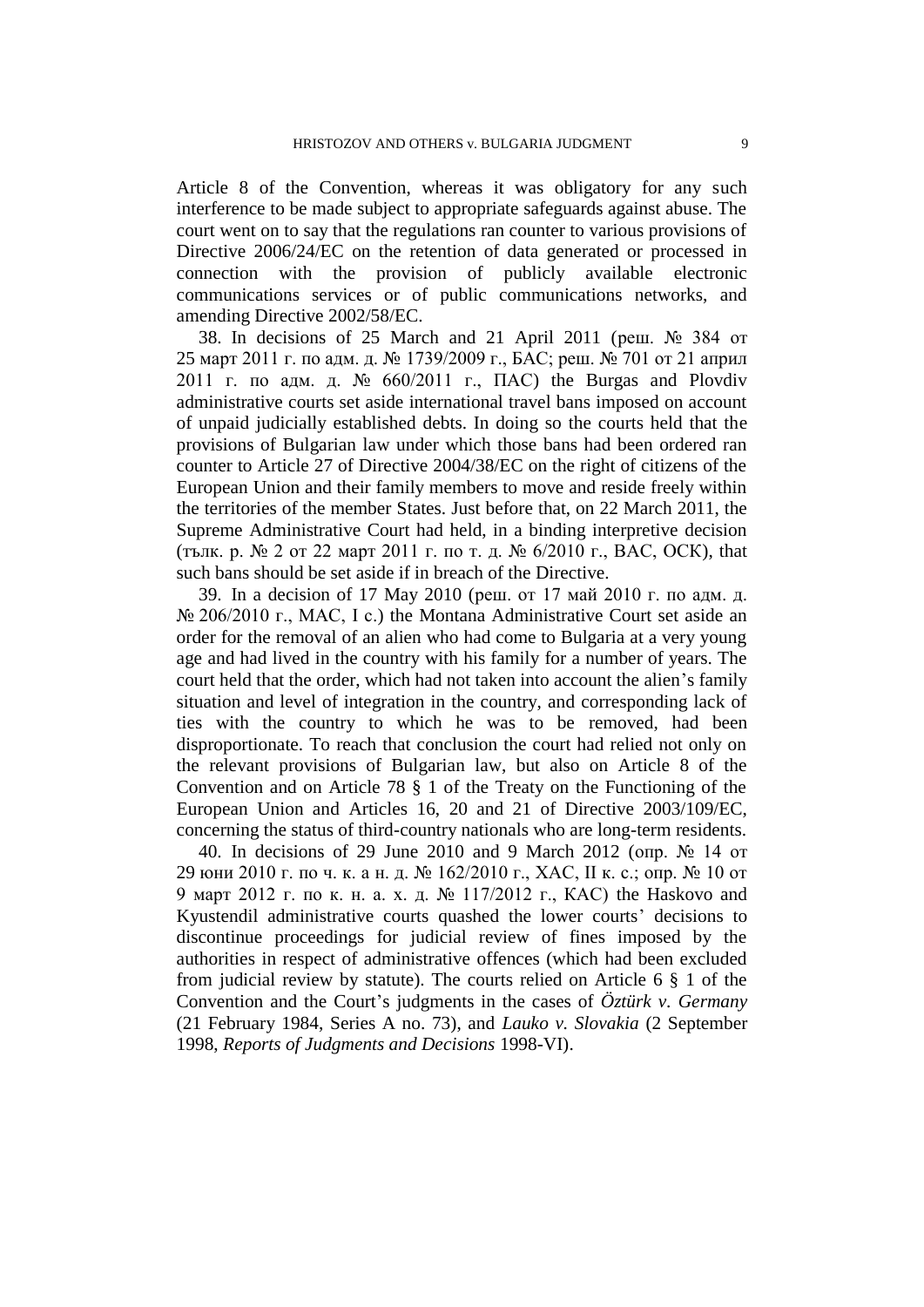Article 8 of the Convention, whereas it was obligatory for any such interference to be made subject to appropriate safeguards against abuse. The court went on to say that the regulations ran counter to various provisions of Directive 2006/24/EC on the retention of data generated or processed in connection with the provision of publicly available electronic communications services or of public communications networks, and amending Directive 2002/58/EC.

38. In decisions of 25 March and 21 April 2011 (реш. № 384 от 25 март 2011 г. по адм. д. № 1739/2009 г., БАС; реш. № 701 от 21 април 2011 г. по адм. д. № 660/2011 г., ПАС) the Burgas and Plovdiv administrative courts set aside international travel bans imposed on account of unpaid judicially established debts. In doing so the courts held that the provisions of Bulgarian law under which those bans had been ordered ran counter to Article 27 of Directive 2004/38/EC on the right of citizens of the European Union and their family members to move and reside freely within the territories of the member States. Just before that, on 22 March 2011, the Supreme Administrative Court had held, in a binding interpretive decision (тълк. р. № 2 от 22 март 2011 г. по т. д. № 6/2010 г., ВАС, ОСК), that such bans should be set aside if in breach of the Directive.

39. In a decision of 17 May 2010 (реш. от 17 май 2010 г. по адм. д. № 206/2010 г., МАС, I с.) the Montana Administrative Court set aside an order for the removal of an alien who had come to Bulgaria at a very young age and had lived in the country with his family for a number of years. The court held that the order, which had not taken into account the alien's family situation and level of integration in the country, and corresponding lack of ties with the country to which he was to be removed, had been disproportionate. To reach that conclusion the court had relied not only on the relevant provisions of Bulgarian law, but also on Article 8 of the Convention and on Article 78 § 1 of the Treaty on the Functioning of the European Union and Articles 16, 20 and 21 of Directive 2003/109/EC, concerning the status of third-country nationals who are long-term residents.

40. In decisions of 29 June 2010 and 9 March 2012 (опр. № 14 от 29 юни 2010 г. по ч. к. а н. д. № 162/2010 г., ХАС, II к. с.; опр. № 10 от 9 март 2012 г. по к. н. а. х. д. № 117/2012 г., КАС) the Haskovo and Kyustendil administrative courts quashed the lower courts' decisions to discontinue proceedings for judicial review of fines imposed by the authorities in respect of administrative offences (which had been excluded from judicial review by statute). The courts relied on Article 6 § 1 of the Convention and the Court's judgments in the cases of *Öztürk v. Germany* (21 February 1984, Series A no. 73), and *Lauko v. Slovakia* (2 September 1998, *Reports of Judgments and Decisions* 1998-VI).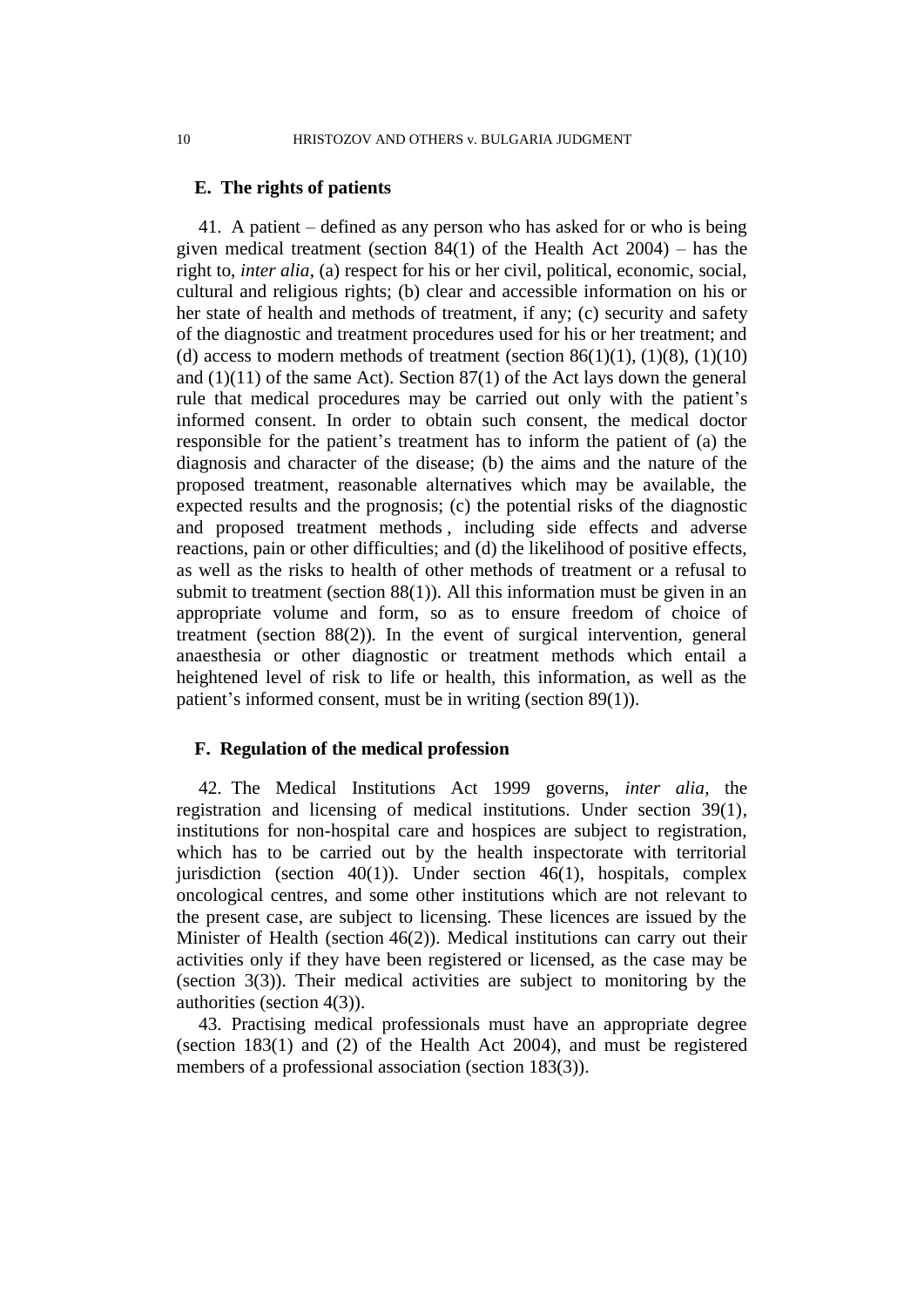### E. The rights of patients

41. A patient – defined as any person who has asked for or who is being given medical treatment (section 84(1) of the Health Act 2004) – has the right to, *inter alia*, (a) respect for his or her civil, political, economic, social, cultural and religious rights; (b) clear and accessible information on his or her state of health and methods of treatment, if any; (c) security and safety of the diagnostic and treatment procedures used for his or her treatment; and (d) access to modern methods of treatment (section 86(1)(1), (1)(8), (1)(10) and (1)(11) of the same Act). Section 87(1) of the Act lays down the general rule that medical procedures may be carried out only with the patient's informed consent. In order to obtain such consent, the medical doctor responsible for the patient's treatment has to inform the patient of (a) the diagnosis and character of the disease; (b) the aims and the nature of the proposed treatment, reasonable alternatives which may be available, the expected results and the prognosis; (c) the potential risks of the diagnostic and proposed treatment methods, including side effects and adverse reactions, pain or other difficulties; and (d) the likelihood of positive effects, as well as the risks to health of other methods of treatment or a refusal to submit to treatment (section 88(1)). All this information must be given in an appropriate volume and form, so as to ensure freedom of choice of treatment (section 88(2)). In the event of surgical intervention, general anaesthesia or other diagnostic or treatment methods which entail a heightened level of risk to life or health, this information, as well as the patient's informed consent, must be in writing (section 89(1)).

### F. Regulation of the medical profession

42. The Medical Institutions Act 1999 governs, *inter alia*, the registration and licensing of medical institutions. Under section 39(1), institutions for non-hospital care and hospices are subject to registration, which has to be carried out by the health inspectorate with territorial jurisdiction (section 40(1)). Under section 46(1), hospitals, complex oncological centres, and some other institutions which are not relevant to the present case, are subject to licensing. These licences are issued by the Minister of Health (section 46(2)). Medical institutions can carry out their activities only if they have been registered or licensed, as the case may be (section 3(3)). Their medical activities are subject to monitoring by the authorities (section 4(3)).

43. Practising medical professionals must have an appropriate degree (section 183(1) and (2) of the Health Act 2004), and must be registered members of a professional association (section 183(3)).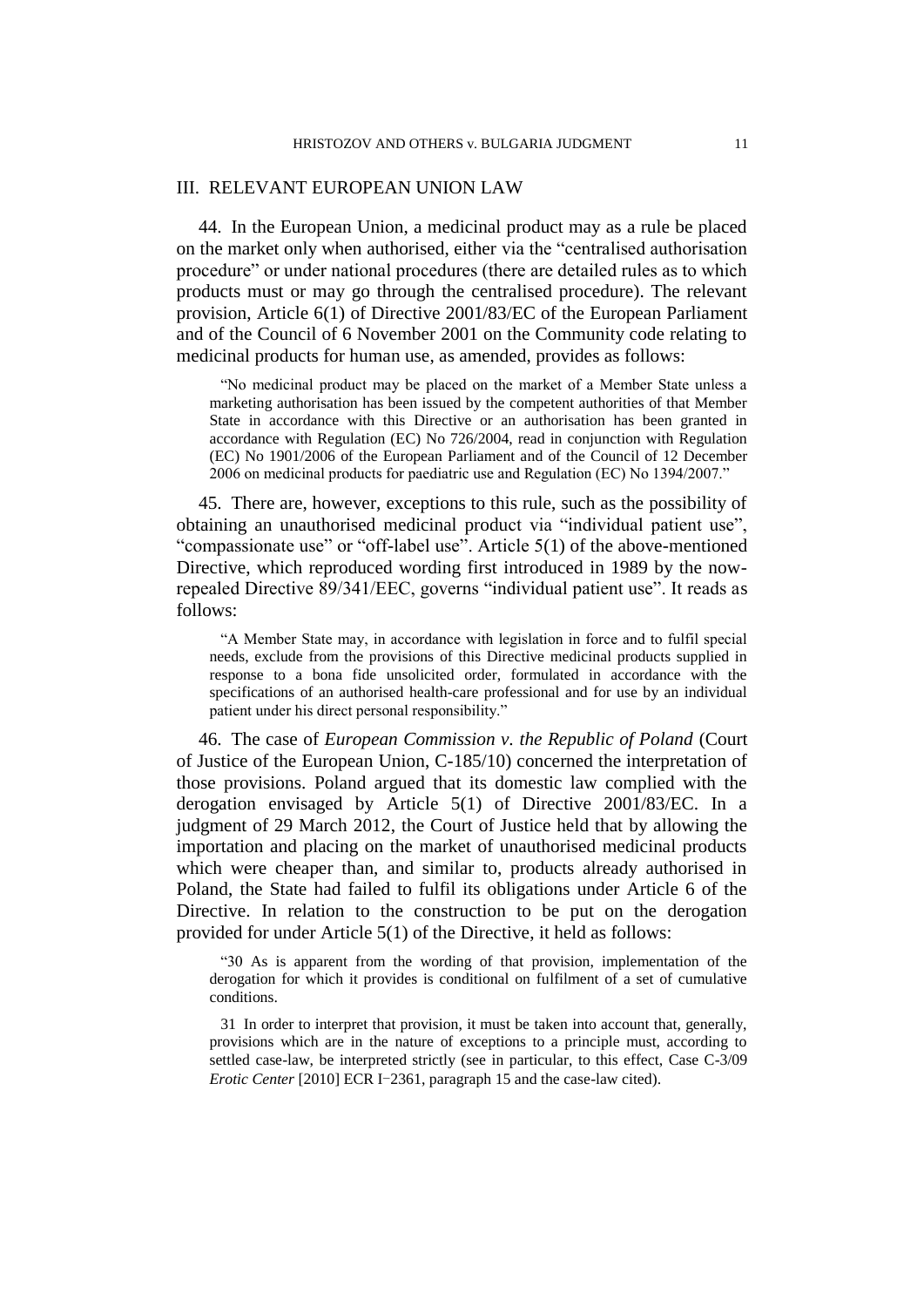## III. RELEVANT EUROPEAN UNION LAW

44. In the European Union, a medicinal product may as a rule be placed on the market only when authorised, either via the "centralised authorisation procedure" or under national procedures (there are detailed rules as to which products must or may go through the centralised procedure). The relevant provision, Article 6(1) of Directive 2001/83/EC of the European Parliament and of the Council of 6 November 2001 on the Community code relating to medicinal products for human use, as amended, provides as follows:

> "No medicinal product may be placed on the market of a Member State unless a marketing authorisation has been issued by the competent authorities of that Member State in accordance with this Directive or an authorisation has been granted in accordance with Regulation (EC) No 726/2004, read in conjunction with Regulation (EC) No 1901/2006 of the European Parliament and of the Council of 12 December 2006 on medicinal products for paediatric use and Regulation (EC) No 1394/2007."

45. There are, however, exceptions to this rule, such as the possibility of obtaining an unauthorised medicinal product via "individual patient use", "compassionate use" or "off-label use". Article 5(1) of the above-mentioned Directive, which reproduced wording first introduced in 1989 by the now-repealed Directive 89/341/EEC, governs "individual patient use". It reads as follows:

> "A Member State may, in accordance with legislation in force and to fulfil special needs, exclude from the provisions of this Directive medicinal products supplied in response to a bona fide unsolicited order, formulated in accordance with the specifications of an authorised health-care professional and for use by an individual patient under his direct personal responsibility."

46. The case of *European Commission v. the Republic of Poland* (Court of Justice of the European Union, C-185/10) concerned the interpretation of those provisions. Poland argued that its domestic law complied with the derogation envisaged by Article 5(1) of Directive 2001/83/EC. In a judgment of 29 March 2012, the Court of Justice held that by allowing the importation and placing on the market of unauthorised medicinal products which were cheaper than, and similar to, products already authorised in Poland, the State had failed to fulfil its obligations under Article 6 of the Directive. In relation to the construction to be put on the derogation provided for under Article 5(1) of the Directive, it held as follows:

> "30 As is apparent from the wording of that provision, implementation of the derogation for which it provides is conditional on fulfilment of a set of cumulative conditions.
>
> 31 In order to interpret that provision, it must be taken into account that, generally, provisions which are in the nature of exceptions to a principle must, according to settled case-law, be interpreted strictly (see in particular, to this effect, Case C-3/09 *Erotic Center* [2010] ECR I‑2361, paragraph 15 and the case-law cited).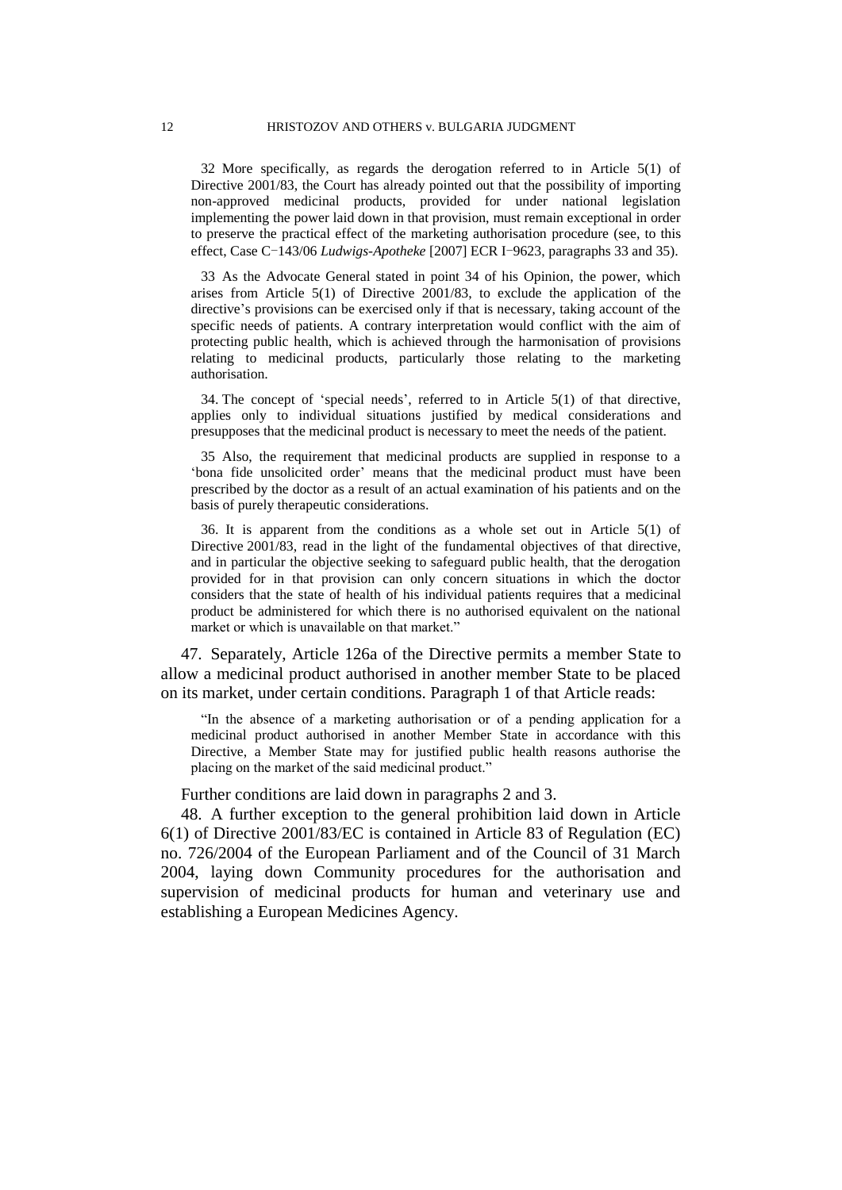32 More specifically, as regards the derogation referred to in Article 5(1) of Directive 2001/83, the Court has already pointed out that the possibility of importing non-approved medicinal products, provided for under national legislation implementing the power laid down in that provision, must remain exceptional in order to preserve the practical effect of the marketing authorisation procedure (see, to this effect, Case C‑143/06 *Ludwigs-Apotheke* [2007] ECR I‑9623, paragraphs 33 and 35).

33 As the Advocate General stated in point 34 of his Opinion, the power, which arises from Article 5(1) of Directive 2001/83, to exclude the application of the directive's provisions can be exercised only if that is necessary, taking account of the specific needs of patients. A contrary interpretation would conflict with the aim of protecting public health, which is achieved through the harmonisation of provisions relating to medicinal products, particularly those relating to the marketing authorisation.

34. The concept of 'special needs', referred to in Article 5(1) of that directive, applies only to individual situations justified by medical considerations and presupposes that the medicinal product is necessary to meet the needs of the patient.

35 Also, the requirement that medicinal products are supplied in response to a 'bona fide unsolicited order' means that the medicinal product must have been prescribed by the doctor as a result of an actual examination of his patients and on the basis of purely therapeutic considerations.

36. It is apparent from the conditions as a whole set out in Article 5(1) of Directive 2001/83, read in the light of the fundamental objectives of that directive, and in particular the objective seeking to safeguard public health, that the derogation provided for in that provision can only concern situations in which the doctor considers that the state of health of his individual patients requires that a medicinal product be administered for which there is no authorised equivalent on the national market or which is unavailable on that market."

47. Separately, Article 126a of the Directive permits a member State to allow a medicinal product authorised in another member State to be placed on its market, under certain conditions. Paragraph 1 of that Article reads:

"In the absence of a marketing authorisation or of a pending application for a medicinal product authorised in another Member State in accordance with this Directive, a Member State may for justified public health reasons authorise the placing on the market of the said medicinal product."

Further conditions are laid down in paragraphs 2 and 3.

48. A further exception to the general prohibition laid down in Article 6(1) of Directive 2001/83/EC is contained in Article 83 of Regulation (EC) no. 726/2004 of the European Parliament and of the Council of 31 March 2004, laying down Community procedures for the authorisation and supervision of medicinal products for human and veterinary use and establishing a European Medicines Agency.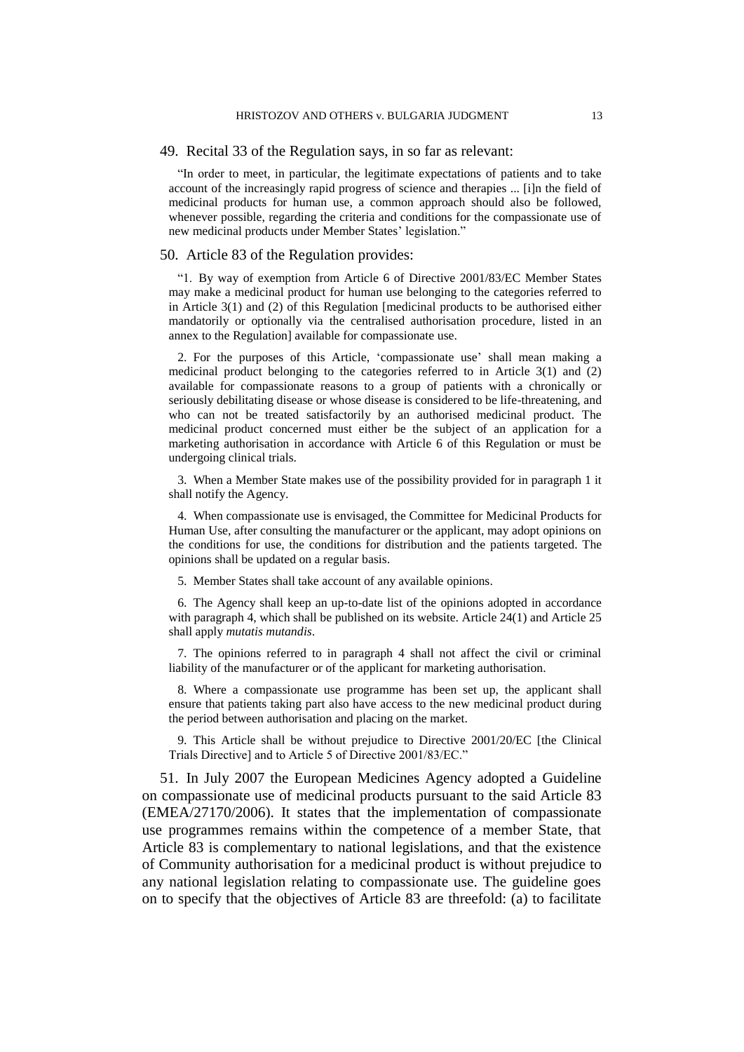49. Recital 33 of the Regulation says, in so far as relevant:

> "In order to meet, in particular, the legitimate expectations of patients and to take account of the increasingly rapid progress of science and therapies ... [i]n the field of medicinal products for human use, a common approach should also be followed, whenever possible, regarding the criteria and conditions for the compassionate use of new medicinal products under Member States' legislation."

50. Article 83 of the Regulation provides:

> "1. By way of exemption from Article 6 of Directive 2001/83/EC Member States may make a medicinal product for human use belonging to the categories referred to in Article 3(1) and (2) of this Regulation [medicinal products to be authorised either mandatorily or optionally via the centralised authorisation procedure, listed in an annex to the Regulation] available for compassionate use.
>
> 2. For the purposes of this Article, 'compassionate use' shall mean making a medicinal product belonging to the categories referred to in Article 3(1) and (2) available for compassionate reasons to a group of patients with a chronically or seriously debilitating disease or whose disease is considered to be life-threatening, and who can not be treated satisfactorily by an authorised medicinal product. The medicinal product concerned must either be the subject of an application for a marketing authorisation in accordance with Article 6 of this Regulation or must be undergoing clinical trials.
>
> 3. When a Member State makes use of the possibility provided for in paragraph 1 it shall notify the Agency.
>
> 4. When compassionate use is envisaged, the Committee for Medicinal Products for Human Use, after consulting the manufacturer or the applicant, may adopt opinions on the conditions for use, the conditions for distribution and the patients targeted. The opinions shall be updated on a regular basis.
>
> 5. Member States shall take account of any available opinions.
>
> 6. The Agency shall keep an up-to-date list of the opinions adopted in accordance with paragraph 4, which shall be published on its website. Article 24(1) and Article 25 shall apply *mutatis mutandis*.
>
> 7. The opinions referred to in paragraph 4 shall not affect the civil or criminal liability of the manufacturer or of the applicant for marketing authorisation.
>
> 8. Where a compassionate use programme has been set up, the applicant shall ensure that patients taking part also have access to the new medicinal product during the period between authorisation and placing on the market.
>
> 9. This Article shall be without prejudice to Directive 2001/20/EC [the Clinical Trials Directive] and to Article 5 of Directive 2001/83/EC."

51. In July 2007 the European Medicines Agency adopted a Guideline on compassionate use of medicinal products pursuant to the said Article 83 (EMEA/27170/2006). It states that the implementation of compassionate use programmes remains within the competence of a member State, that Article 83 is complementary to national legislations, and that the existence of Community authorisation for a medicinal product is without prejudice to any national legislation relating to compassionate use. The guideline goes on to specify that the objectives of Article 83 are threefold: (a) to facilitate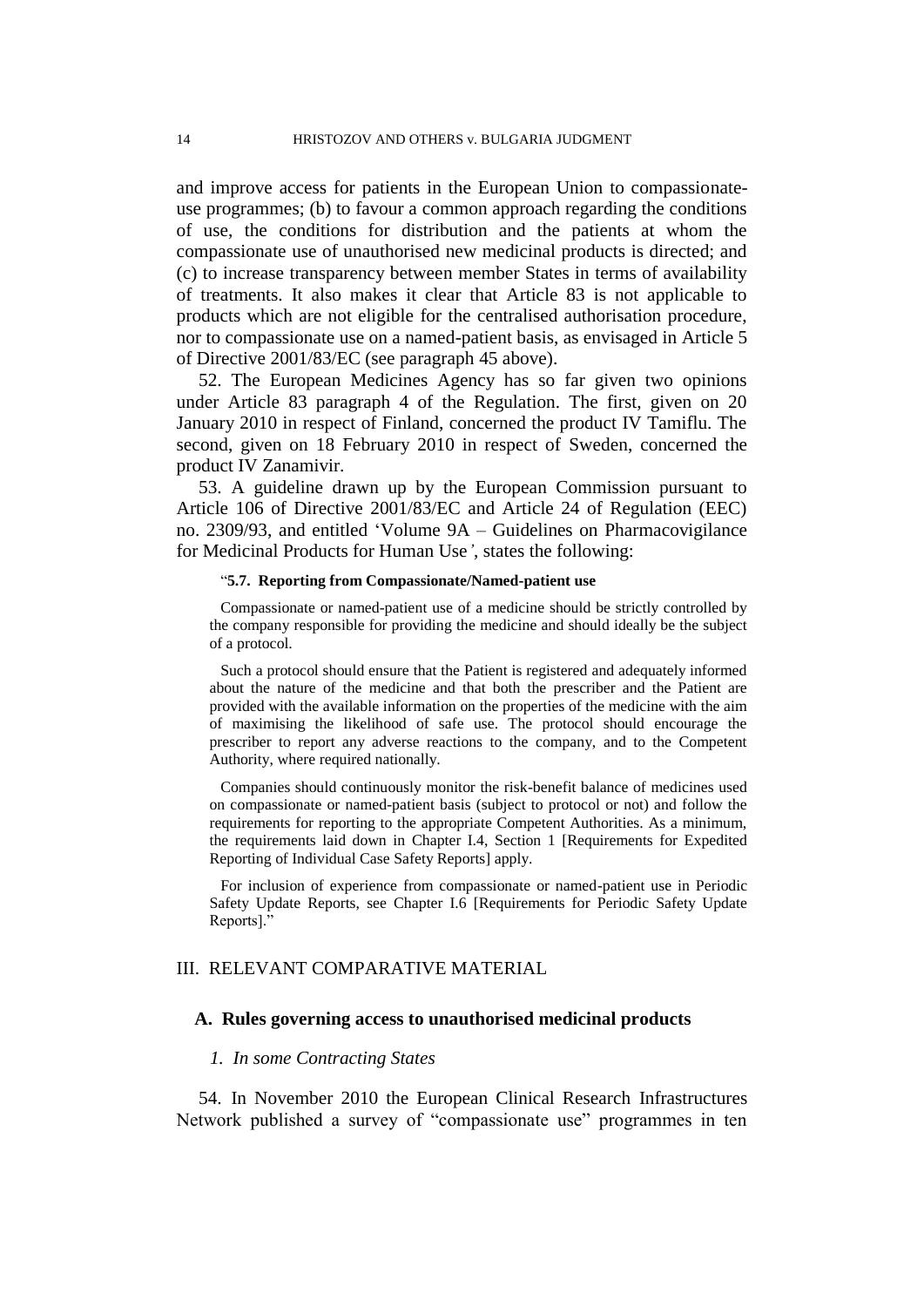and improve access for patients in the European Union to compassionate-use programmes; (b) to favour a common approach regarding the conditions of use, the conditions for distribution and the patients at whom the compassionate use of unauthorised new medicinal products is directed; and (c) to increase transparency between member States in terms of availability of treatments. It also makes it clear that Article 83 is not applicable to products which are not eligible for the centralised authorisation procedure, nor to compassionate use on a named-patient basis, as envisaged in Article 5 of Directive 2001/83/EC (see paragraph 45 above).

52. The European Medicines Agency has so far given two opinions under Article 83 paragraph 4 of the Regulation. The first, given on 20 January 2010 in respect of Finland, concerned the product IV Tamiflu. The second, given on 18 February 2010 in respect of Sweden, concerned the product IV Zanamivir.

53. A guideline drawn up by the European Commission pursuant to Article 106 of Directive 2001/83/EC and Article 24 of Regulation (EEC) no. 2309/93, and entitled 'Volume 9A – Guidelines on Pharmacovigilance for Medicinal Products for Human Use*'*, states the following:

> "**5.7. Reporting from Compassionate/Named-patient use**
>
> Compassionate or named-patient use of a medicine should be strictly controlled by the company responsible for providing the medicine and should ideally be the subject of a protocol.
>
> Such a protocol should ensure that the Patient is registered and adequately informed about the nature of the medicine and that both the prescriber and the Patient are provided with the available information on the properties of the medicine with the aim of maximising the likelihood of safe use. The protocol should encourage the prescriber to report any adverse reactions to the company, and to the Competent Authority, where required nationally.
>
> Companies should continuously monitor the risk-benefit balance of medicines used on compassionate or named-patient basis (subject to protocol or not) and follow the requirements for reporting to the appropriate Competent Authorities. As a minimum, the requirements laid down in Chapter I.4, Section 1 [Requirements for Expedited Reporting of Individual Case Safety Reports] apply.
>
> For inclusion of experience from compassionate or named-patient use in Periodic Safety Update Reports, see Chapter I.6 [Requirements for Periodic Safety Update Reports]."

## III. RELEVANT COMPARATIVE MATERIAL

### A. Rules governing access to unauthorised medicinal products

#### *1. In some Contracting States*

54. In November 2010 the European Clinical Research Infrastructures Network published a survey of "compassionate use" programmes in ten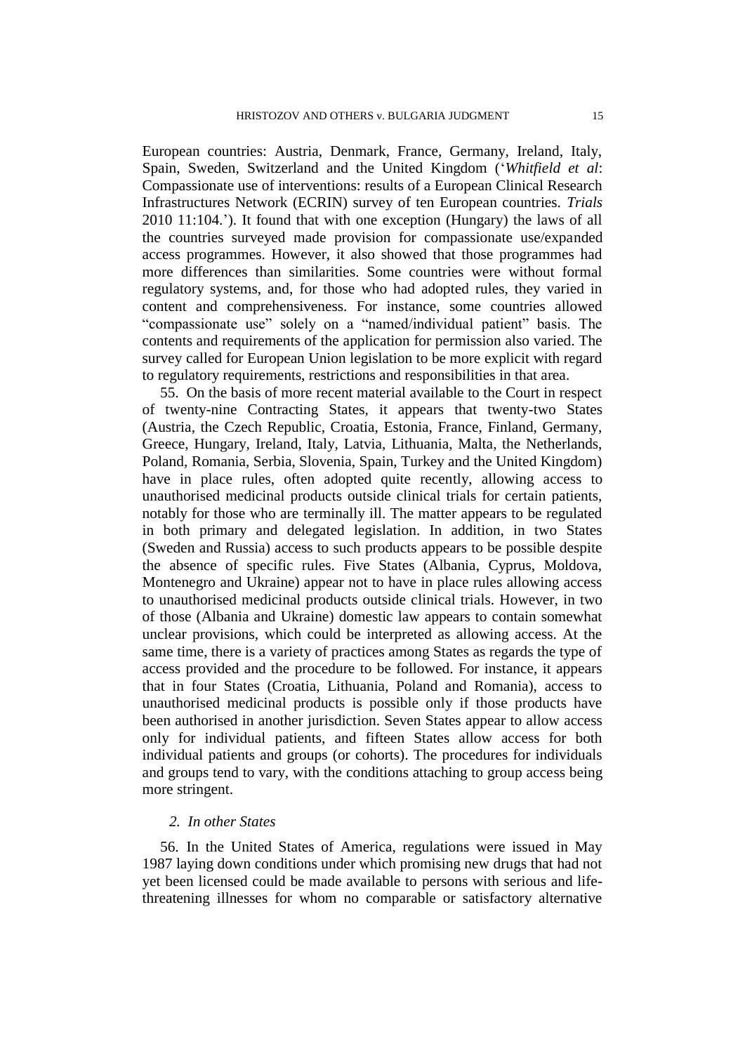European countries: Austria, Denmark, France, Germany, Ireland, Italy, Spain, Sweden, Switzerland and the United Kingdom ('*Whitfield et al*: Compassionate use of interventions: results of a European Clinical Research Infrastructures Network (ECRIN) survey of ten European countries. *Trials* 2010 11:104.'). It found that with one exception (Hungary) the laws of all the countries surveyed made provision for compassionate use/expanded access programmes. However, it also showed that those programmes had more differences than similarities. Some countries were without formal regulatory systems, and, for those who had adopted rules, they varied in content and comprehensiveness. For instance, some countries allowed "compassionate use" solely on a "named/individual patient" basis. The contents and requirements of the application for permission also varied. The survey called for European Union legislation to be more explicit with regard to regulatory requirements, restrictions and responsibilities in that area.

55. On the basis of more recent material available to the Court in respect of twenty-nine Contracting States, it appears that twenty-two States (Austria, the Czech Republic, Croatia, Estonia, France, Finland, Germany, Greece, Hungary, Ireland, Italy, Latvia, Lithuania, Malta, the Netherlands, Poland, Romania, Serbia, Slovenia, Spain, Turkey and the United Kingdom) have in place rules, often adopted quite recently, allowing access to unauthorised medicinal products outside clinical trials for certain patients, notably for those who are terminally ill. The matter appears to be regulated in both primary and delegated legislation. In addition, in two States (Sweden and Russia) access to such products appears to be possible despite the absence of specific rules. Five States (Albania, Cyprus, Moldova, Montenegro and Ukraine) appear not to have in place rules allowing access to unauthorised medicinal products outside clinical trials. However, in two of those (Albania and Ukraine) domestic law appears to contain somewhat unclear provisions, which could be interpreted as allowing access. At the same time, there is a variety of practices among States as regards the type of access provided and the procedure to be followed. For instance, it appears that in four States (Croatia, Lithuania, Poland and Romania), access to unauthorised medicinal products is possible only if those products have been authorised in another jurisdiction. Seven States appear to allow access only for individual patients, and fifteen States allow access for both individual patients and groups (or cohorts). The procedures for individuals and groups tend to vary, with the conditions attaching to group access being more stringent.

*2. In other States*

56. In the United States of America, regulations were issued in May 1987 laying down conditions under which promising new drugs that had not yet been licensed could be made available to persons with serious and life-threatening illnesses for whom no comparable or satisfactory alternative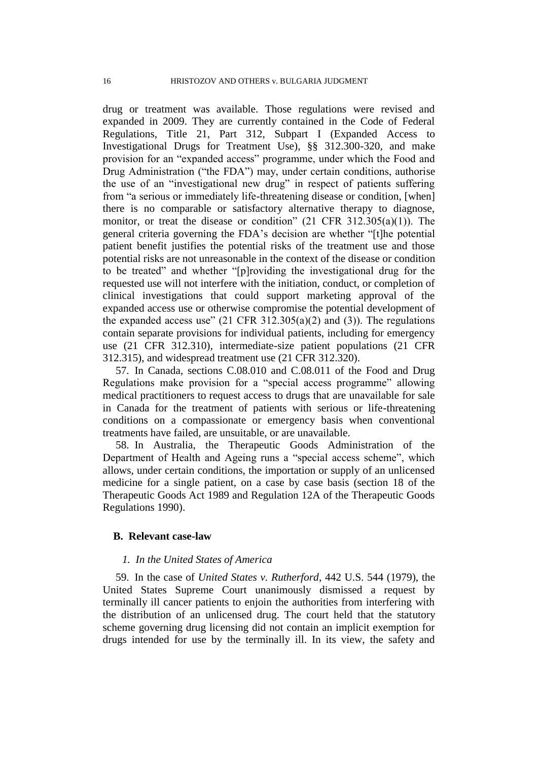drug or treatment was available. Those regulations were revised and expanded in 2009. They are currently contained in the Code of Federal Regulations, Title 21, Part 312, Subpart I (Expanded Access to Investigational Drugs for Treatment Use), §§ 312.300-320, and make provision for an "expanded access" programme, under which the Food and Drug Administration ("the FDA") may, under certain conditions, authorise the use of an "investigational new drug" in respect of patients suffering from "a serious or immediately life-threatening disease or condition, [when] there is no comparable or satisfactory alternative therapy to diagnose, monitor, or treat the disease or condition" (21 CFR 312.305(a)(1)). The general criteria governing the FDA's decision are whether "[t]he potential patient benefit justifies the potential risks of the treatment use and those potential risks are not unreasonable in the context of the disease or condition to be treated" and whether "[p]roviding the investigational drug for the requested use will not interfere with the initiation, conduct, or completion of clinical investigations that could support marketing approval of the expanded access use or otherwise compromise the potential development of the expanded access use" (21 CFR 312.305(a)(2) and (3)). The regulations contain separate provisions for individual patients, including for emergency use (21 CFR 312.310), intermediate-size patient populations (21 CFR 312.315), and widespread treatment use (21 CFR 312.320).

57. In Canada, sections C.08.010 and C.08.011 of the Food and Drug Regulations make provision for a "special access programme" allowing medical practitioners to request access to drugs that are unavailable for sale in Canada for the treatment of patients with serious or life-threatening conditions on a compassionate or emergency basis when conventional treatments have failed, are unsuitable, or are unavailable.

58. In Australia, the Therapeutic Goods Administration of the Department of Health and Ageing runs a "special access scheme", which allows, under certain conditions, the importation or supply of an unlicensed medicine for a single patient, on a case by case basis (section 18 of the Therapeutic Goods Act 1989 and Regulation 12A of the Therapeutic Goods Regulations 1990).

### B. Relevant case-law

#### *1. In the United States of America*

59. In the case of *United States v. Rutherford*, 442 U.S. 544 (1979), the United States Supreme Court unanimously dismissed a request by terminally ill cancer patients to enjoin the authorities from interfering with the distribution of an unlicensed drug. The court held that the statutory scheme governing drug licensing did not contain an implicit exemption for drugs intended for use by the terminally ill. In its view, the safety and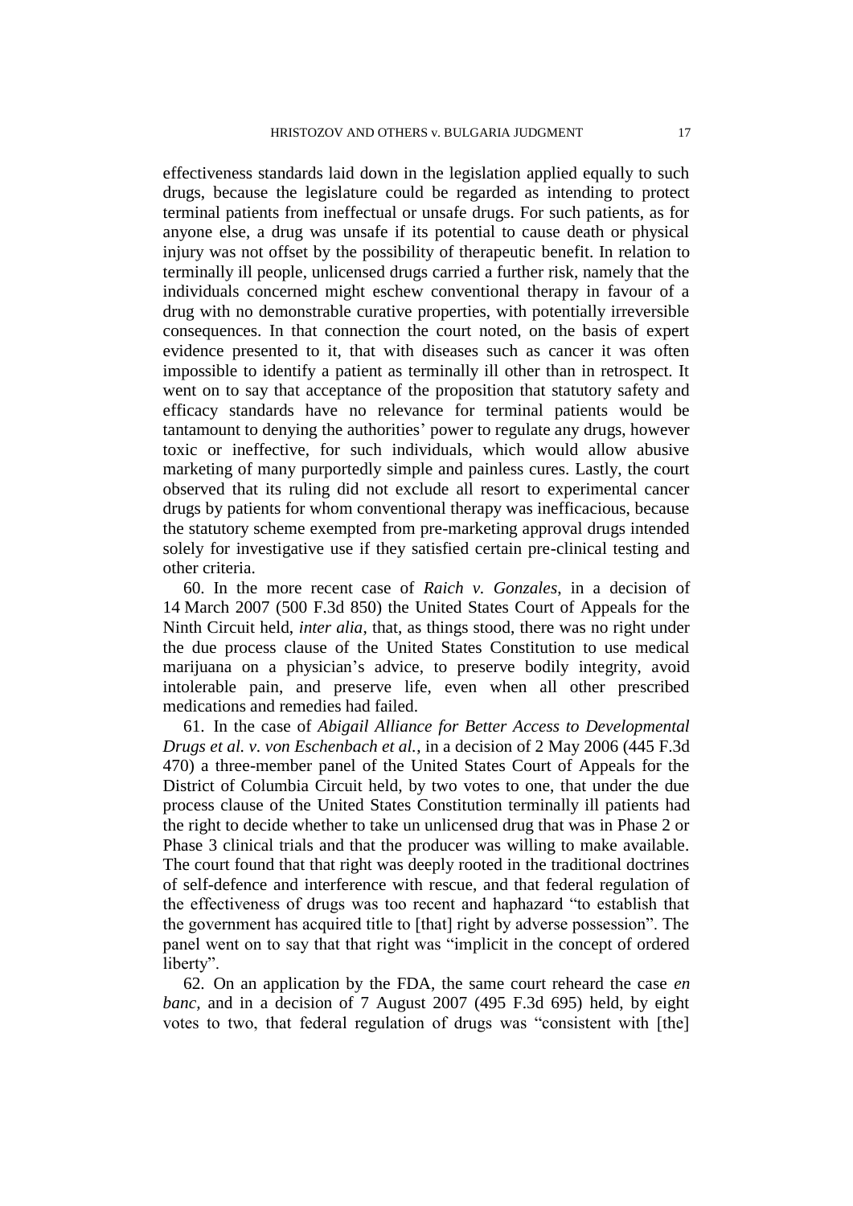effectiveness standards laid down in the legislation applied equally to such drugs, because the legislature could be regarded as intending to protect terminal patients from ineffectual or unsafe drugs. For such patients, as for anyone else, a drug was unsafe if its potential to cause death or physical injury was not offset by the possibility of therapeutic benefit. In relation to terminally ill people, unlicensed drugs carried a further risk, namely that the individuals concerned might eschew conventional therapy in favour of a drug with no demonstrable curative properties, with potentially irreversible consequences. In that connection the court noted, on the basis of expert evidence presented to it, that with diseases such as cancer it was often impossible to identify a patient as terminally ill other than in retrospect. It went on to say that acceptance of the proposition that statutory safety and efficacy standards have no relevance for terminal patients would be tantamount to denying the authorities' power to regulate any drugs, however toxic or ineffective, for such individuals, which would allow abusive marketing of many purportedly simple and painless cures. Lastly, the court observed that its ruling did not exclude all resort to experimental cancer drugs by patients for whom conventional therapy was inefficacious, because the statutory scheme exempted from pre-marketing approval drugs intended solely for investigative use if they satisfied certain pre-clinical testing and other criteria.

60. In the more recent case of *Raich v. Gonzales*, in a decision of 14 March 2007 (500 F.3d 850) the United States Court of Appeals for the Ninth Circuit held, *inter alia*, that, as things stood, there was no right under the due process clause of the United States Constitution to use medical marijuana on a physician's advice, to preserve bodily integrity, avoid intolerable pain, and preserve life, even when all other prescribed medications and remedies had failed.

61. In the case of *Abigail Alliance for Better Access to Developmental Drugs et al. v. von Eschenbach et al.*, in a decision of 2 May 2006 (445 F.3d 470) a three-member panel of the United States Court of Appeals for the District of Columbia Circuit held, by two votes to one, that under the due process clause of the United States Constitution terminally ill patients had the right to decide whether to take un unlicensed drug that was in Phase 2 or Phase 3 clinical trials and that the producer was willing to make available. The court found that that right was deeply rooted in the traditional doctrines of self-defence and interference with rescue, and that federal regulation of the effectiveness of drugs was too recent and haphazard "to establish that the government has acquired title to [that] right by adverse possession". The panel went on to say that that right was "implicit in the concept of ordered liberty".

62. On an application by the FDA, the same court reheard the case *en banc*, and in a decision of 7 August 2007 (495 F.3d 695) held, by eight votes to two, that federal regulation of drugs was "consistent with [the]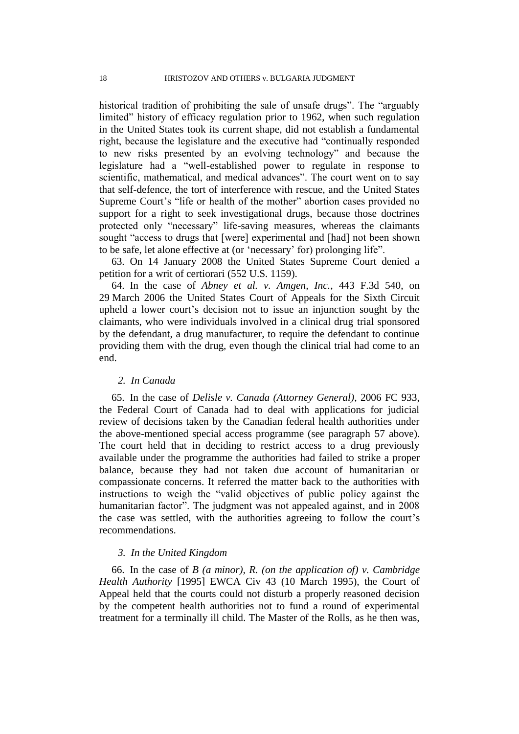historical tradition of prohibiting the sale of unsafe drugs". The "arguably limited" history of efficacy regulation prior to 1962, when such regulation in the United States took its current shape, did not establish a fundamental right, because the legislature and the executive had "continually responded to new risks presented by an evolving technology" and because the legislature had a "well-established power to regulate in response to scientific, mathematical, and medical advances". The court went on to say that self-defence, the tort of interference with rescue, and the United States Supreme Court's "life or health of the mother" abortion cases provided no support for a right to seek investigational drugs, because those doctrines protected only "necessary" life-saving measures, whereas the claimants sought "access to drugs that [were] experimental and [had] not been shown to be safe, let alone effective at (or 'necessary' for) prolonging life".

63. On 14 January 2008 the United States Supreme Court denied a petition for a writ of certiorari (552 U.S. 1159).

64. In the case of *Abney et al. v. Amgen, Inc.*, 443 F.3d 540, on 29 March 2006 the United States Court of Appeals for the Sixth Circuit upheld a lower court's decision not to issue an injunction sought by the claimants, who were individuals involved in a clinical drug trial sponsored by the defendant, a drug manufacturer, to require the defendant to continue providing them with the drug, even though the clinical trial had come to an end.

### *2. In Canada*

65. In the case of *Delisle v. Canada (Attorney General)*, 2006 FC 933, the Federal Court of Canada had to deal with applications for judicial review of decisions taken by the Canadian federal health authorities under the above-mentioned special access programme (see paragraph 57 above). The court held that in deciding to restrict access to a drug previously available under the programme the authorities had failed to strike a proper balance, because they had not taken due account of humanitarian or compassionate concerns. It referred the matter back to the authorities with instructions to weigh the "valid objectives of public policy against the humanitarian factor". The judgment was not appealed against, and in 2008 the case was settled, with the authorities agreeing to follow the court's recommendations.

### *3. In the United Kingdom*

66. In the case of *B (a minor), R. (on the application of) v. Cambridge Health Authority* [1995] EWCA Civ 43 (10 March 1995), the Court of Appeal held that the courts could not disturb a properly reasoned decision by the competent health authorities not to fund a round of experimental treatment for a terminally ill child. The Master of the Rolls, as he then was,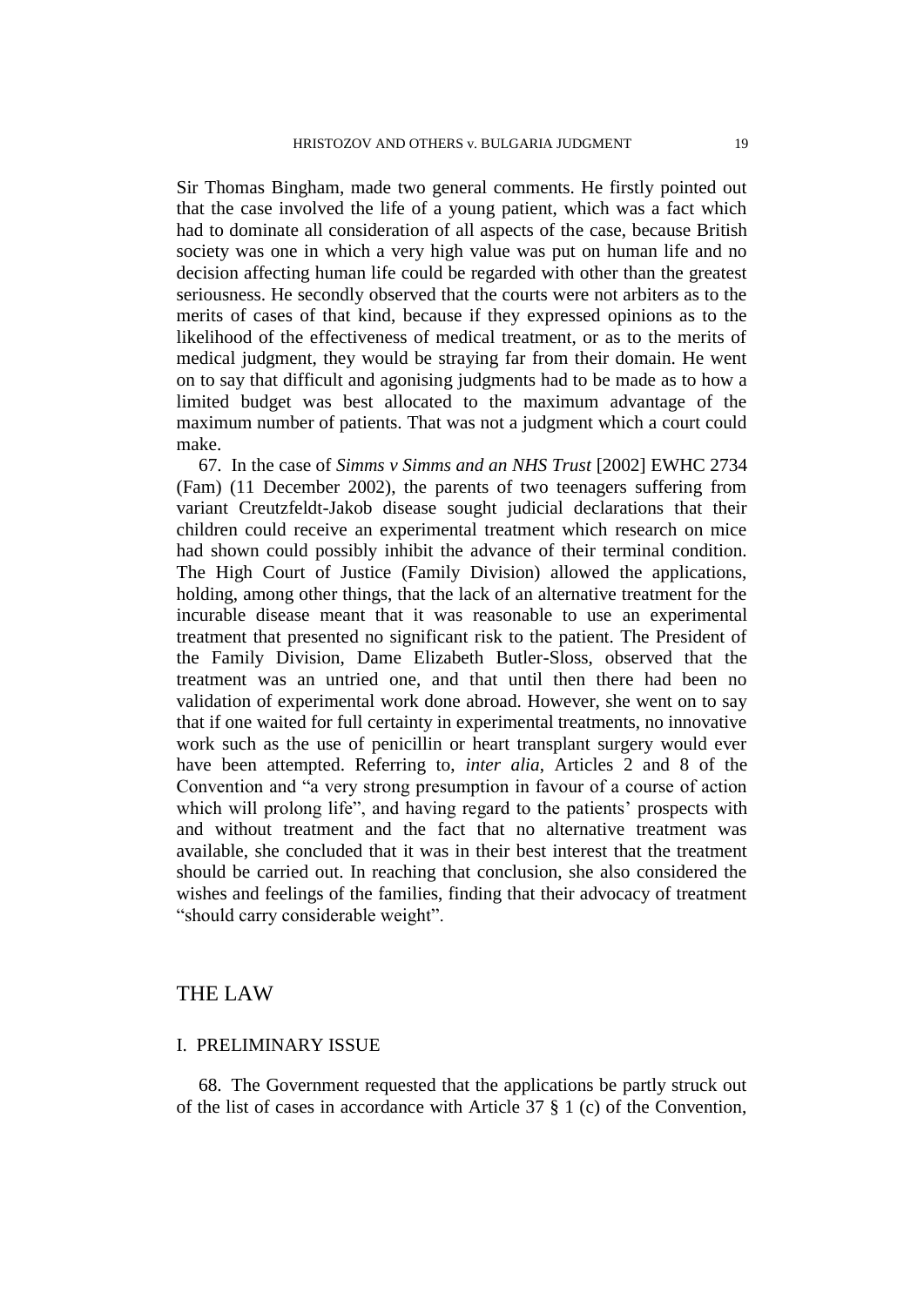Sir Thomas Bingham, made two general comments. He firstly pointed out that the case involved the life of a young patient, which was a fact which had to dominate all consideration of all aspects of the case, because British society was one in which a very high value was put on human life and no decision affecting human life could be regarded with other than the greatest seriousness. He secondly observed that the courts were not arbiters as to the merits of cases of that kind, because if they expressed opinions as to the likelihood of the effectiveness of medical treatment, or as to the merits of medical judgment, they would be straying far from their domain. He went on to say that difficult and agonising judgments had to be made as to how a limited budget was best allocated to the maximum advantage of the maximum number of patients. That was not a judgment which a court could make.

67. In the case of *Simms v Simms and an NHS Trust* [2002] EWHC 2734 (Fam) (11 December 2002), the parents of two teenagers suffering from variant Creutzfeldt-Jakob disease sought judicial declarations that their children could receive an experimental treatment which research on mice had shown could possibly inhibit the advance of their terminal condition. The High Court of Justice (Family Division) allowed the applications, holding, among other things, that the lack of an alternative treatment for the incurable disease meant that it was reasonable to use an experimental treatment that presented no significant risk to the patient. The President of the Family Division, Dame Elizabeth Butler-Sloss, observed that the treatment was an untried one, and that until then there had been no validation of experimental work done abroad. However, she went on to say that if one waited for full certainty in experimental treatments, no innovative work such as the use of penicillin or heart transplant surgery would ever have been attempted. Referring to, *inter alia*, Articles 2 and 8 of the Convention and "a very strong presumption in favour of a course of action which will prolong life", and having regard to the patients' prospects with and without treatment and the fact that no alternative treatment was available, she concluded that it was in their best interest that the treatment should be carried out. In reaching that conclusion, she also considered the wishes and feelings of the families, finding that their advocacy of treatment "should carry considerable weight".

## THE LAW

### I. PRELIMINARY ISSUE

68. The Government requested that the applications be partly struck out of the list of cases in accordance with Article 37 § 1 (c) of the Convention,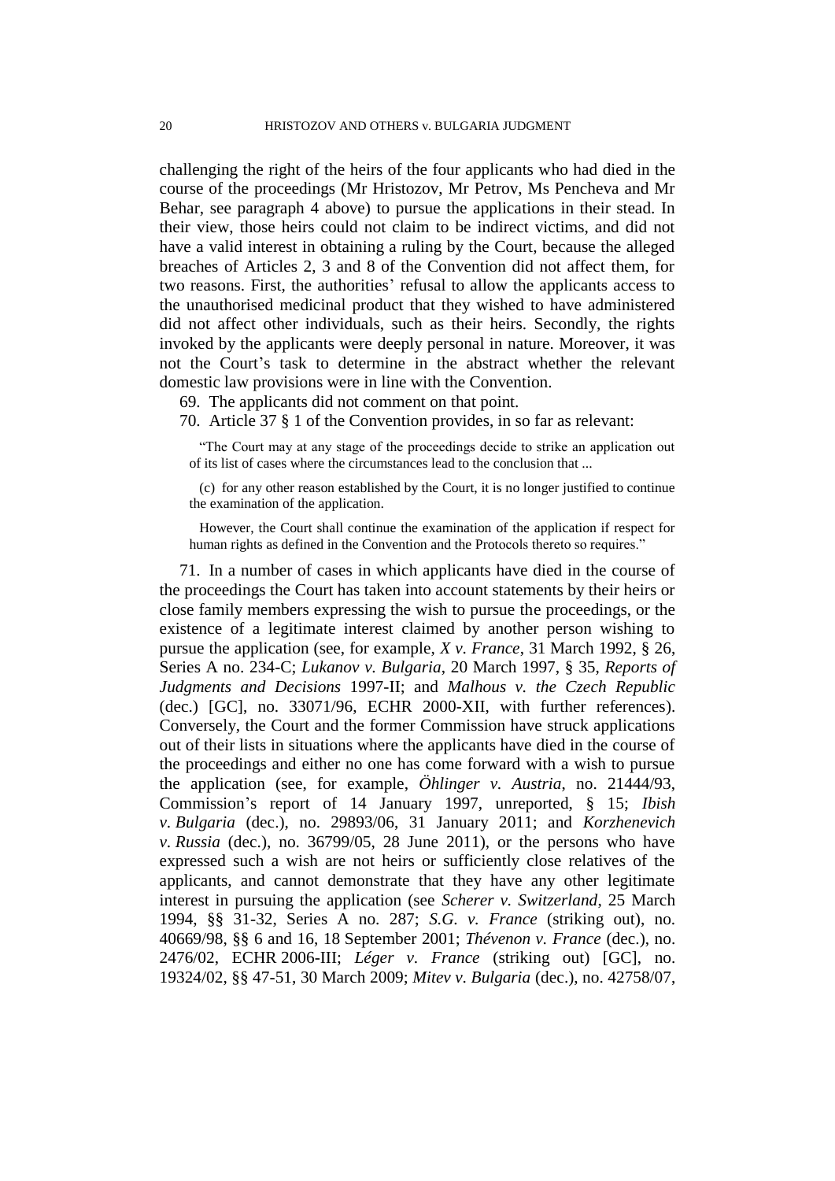challenging the right of the heirs of the four applicants who had died in the course of the proceedings (Mr Hristozov, Mr Petrov, Ms Pencheva and Mr Behar, see paragraph 4 above) to pursue the applications in their stead. In their view, those heirs could not claim to be indirect victims, and did not have a valid interest in obtaining a ruling by the Court, because the alleged breaches of Articles 2, 3 and 8 of the Convention did not affect them, for two reasons. First, the authorities' refusal to allow the applicants access to the unauthorised medicinal product that they wished to have administered did not affect other individuals, such as their heirs. Secondly, the rights invoked by the applicants were deeply personal in nature. Moreover, it was not the Court's task to determine in the abstract whether the relevant domestic law provisions were in line with the Convention.

69. The applicants did not comment on that point.

70. Article 37 § 1 of the Convention provides, in so far as relevant:

> "The Court may at any stage of the proceedings decide to strike an application out of its list of cases where the circumstances lead to the conclusion that ...
>
> (c) for any other reason established by the Court, it is no longer justified to continue the examination of the application.
>
> However, the Court shall continue the examination of the application if respect for human rights as defined in the Convention and the Protocols thereto so requires."

71. In a number of cases in which applicants have died in the course of the proceedings the Court has taken into account statements by their heirs or close family members expressing the wish to pursue the proceedings, or the existence of a legitimate interest claimed by another person wishing to pursue the application (see, for example, *X v. France*, 31 March 1992, § 26, Series A no. 234-C; *Lukanov v. Bulgaria*, 20 March 1997, § 35, *Reports of Judgments and Decisions* 1997-II; and *Malhous v. the Czech Republic* (dec.) [GC], no. 33071/96, ECHR 2000-XII, with further references). Conversely, the Court and the former Commission have struck applications out of their lists in situations where the applicants have died in the course of the proceedings and either no one has come forward with a wish to pursue the application (see, for example, *Öhlinger v. Austria*, no. 21444/93, Commission's report of 14 January 1997, unreported, § 15; *Ibish v. Bulgaria* (dec.), no. 29893/06, 31 January 2011; and *Korzhenevich v. Russia* (dec.), no. 36799/05, 28 June 2011), or the persons who have expressed such a wish are not heirs or sufficiently close relatives of the applicants, and cannot demonstrate that they have any other legitimate interest in pursuing the application (see *Scherer v. Switzerland*, 25 March 1994, §§ 31-32, Series A no. 287; *S.G. v. France* (striking out), no. 40669/98, §§ 6 and 16, 18 September 2001; *Thévenon v. France* (dec.), no. 2476/02, ECHR 2006-III; *Léger v. France* (striking out) [GC], no. 19324/02, §§ 47-51, 30 March 2009; *Mitev v. Bulgaria* (dec.), no. 42758/07,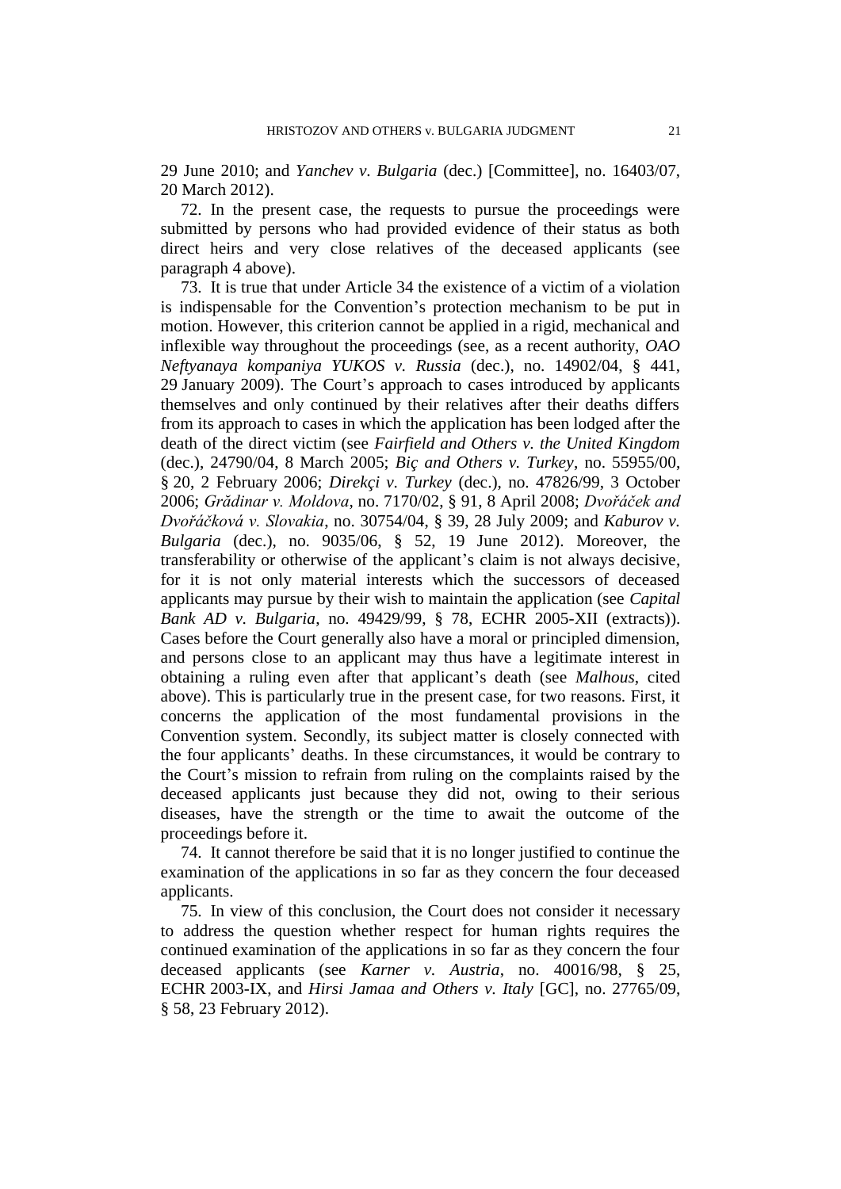29 June 2010; and *Yanchev v. Bulgaria* (dec.) [Committee], no. 16403/07, 20 March 2012).

72. In the present case, the requests to pursue the proceedings were submitted by persons who had provided evidence of their status as both direct heirs and very close relatives of the deceased applicants (see paragraph 4 above).

73. It is true that under Article 34 the existence of a victim of a violation is indispensable for the Convention's protection mechanism to be put in motion. However, this criterion cannot be applied in a rigid, mechanical and inflexible way throughout the proceedings (see, as a recent authority, *OAO Neftyanaya kompaniya YUKOS v. Russia* (dec.), no. 14902/04, § 441, 29 January 2009). The Court's approach to cases introduced by applicants themselves and only continued by their relatives after their deaths differs from its approach to cases in which the application has been lodged after the death of the direct victim (see *Fairfield and Others v. the United Kingdom* (dec.), 24790/04, 8 March 2005; *Biç and Others v. Turkey*, no. 55955/00, § 20, 2 February 2006; *Direkçi v. Turkey* (dec.), no. 47826/99, 3 October 2006; *Grădinar v. Moldova*, no. 7170/02, § 91, 8 April 2008; *Dvořáček and Dvořáčková v. Slovakia*, no. 30754/04, § 39, 28 July 2009; and *Kaburov v. Bulgaria* (dec.), no. 9035/06, § 52, 19 June 2012). Moreover, the transferability or otherwise of the applicant's claim is not always decisive, for it is not only material interests which the successors of deceased applicants may pursue by their wish to maintain the application (see *Capital Bank AD v. Bulgaria*, no. 49429/99, § 78, ECHR 2005-XII (extracts)). Cases before the Court generally also have a moral or principled dimension, and persons close to an applicant may thus have a legitimate interest in obtaining a ruling even after that applicant's death (see *Malhous*, cited above). This is particularly true in the present case, for two reasons. First, it concerns the application of the most fundamental provisions in the Convention system. Secondly, its subject matter is closely connected with the four applicants' deaths. In these circumstances, it would be contrary to the Court's mission to refrain from ruling on the complaints raised by the deceased applicants just because they did not, owing to their serious diseases, have the strength or the time to await the outcome of the proceedings before it.

74. It cannot therefore be said that it is no longer justified to continue the examination of the applications in so far as they concern the four deceased applicants.

75. In view of this conclusion, the Court does not consider it necessary to address the question whether respect for human rights requires the continued examination of the applications in so far as they concern the four deceased applicants (see *Karner v. Austria*, no. 40016/98, § 25, ECHR 2003-IX, and *Hirsi Jamaa and Others v. Italy* [GC], no. 27765/09, § 58, 23 February 2012).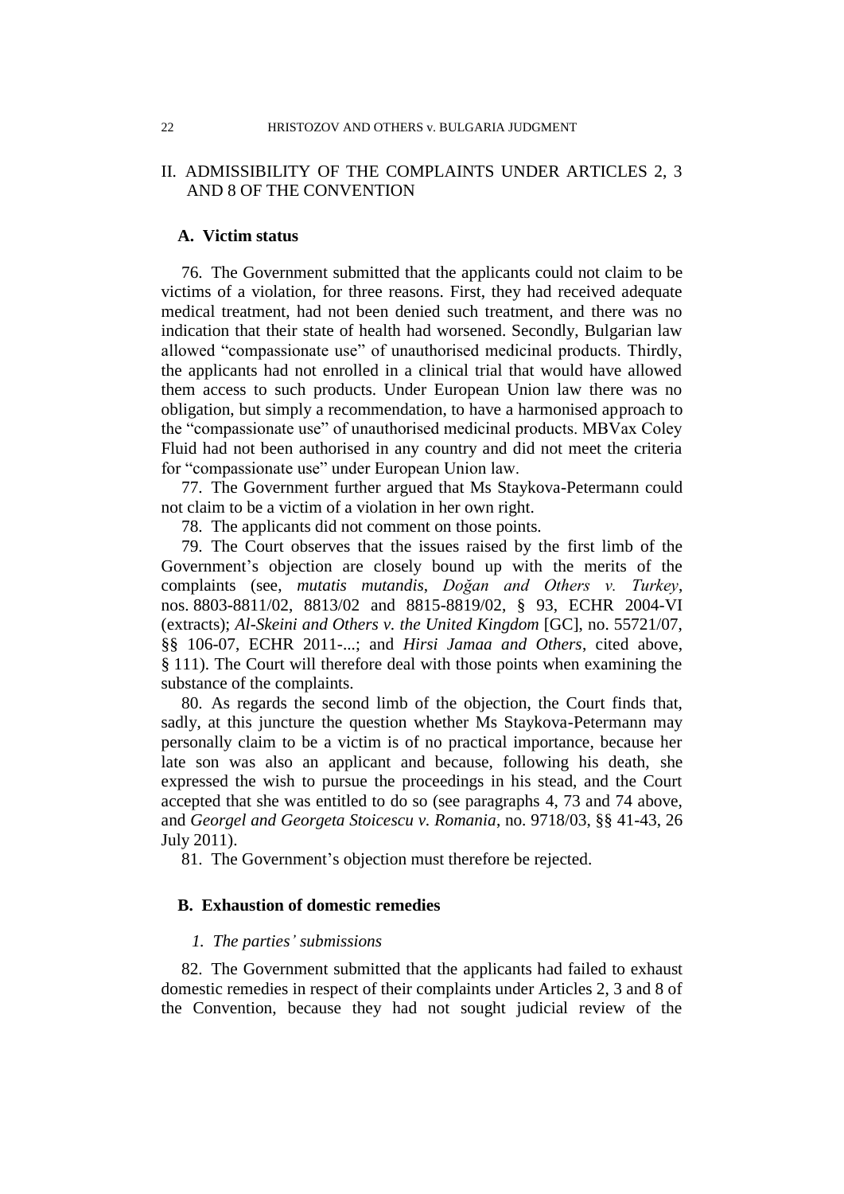## II. ADMISSIBILITY OF THE COMPLAINTS UNDER ARTICLES 2, 3 AND 8 OF THE CONVENTION

### A. Victim status

76. The Government submitted that the applicants could not claim to be victims of a violation, for three reasons. First, they had received adequate medical treatment, had not been denied such treatment, and there was no indication that their state of health had worsened. Secondly, Bulgarian law allowed "compassionate use" of unauthorised medicinal products. Thirdly, the applicants had not enrolled in a clinical trial that would have allowed them access to such products. Under European Union law there was no obligation, but simply a recommendation, to have a harmonised approach to the "compassionate use" of unauthorised medicinal products. MBVax Coley Fluid had not been authorised in any country and did not meet the criteria for "compassionate use" under European Union law.

77. The Government further argued that Ms Staykova-Petermann could not claim to be a victim of a violation in her own right.

78. The applicants did not comment on those points.

79. The Court observes that the issues raised by the first limb of the Government's objection are closely bound up with the merits of the complaints (see, *mutatis mutandis*, *Doğan and Others v. Turkey*, nos. 8803-8811/02, 8813/02 and 8815-8819/02, § 93, ECHR 2004-VI (extracts); *Al-Skeini and Others v. the United Kingdom* [GC], no. 55721/07, §§ 106-07, ECHR 2011-...; and *Hirsi Jamaa and Others*, cited above, § 111). The Court will therefore deal with those points when examining the substance of the complaints.

80. As regards the second limb of the objection, the Court finds that, sadly, at this juncture the question whether Ms Staykova-Petermann may personally claim to be a victim is of no practical importance, because her late son was also an applicant and because, following his death, she expressed the wish to pursue the proceedings in his stead, and the Court accepted that she was entitled to do so (see paragraphs 4, 73 and 74 above, and *Georgel and Georgeta Stoicescu v. Romania*, no. 9718/03, §§ 41-43, 26 July 2011).

81. The Government's objection must therefore be rejected.

### B. Exhaustion of domestic remedies

#### *1. The parties' submissions*

82. The Government submitted that the applicants had failed to exhaust domestic remedies in respect of their complaints under Articles 2, 3 and 8 of the Convention, because they had not sought judicial review of the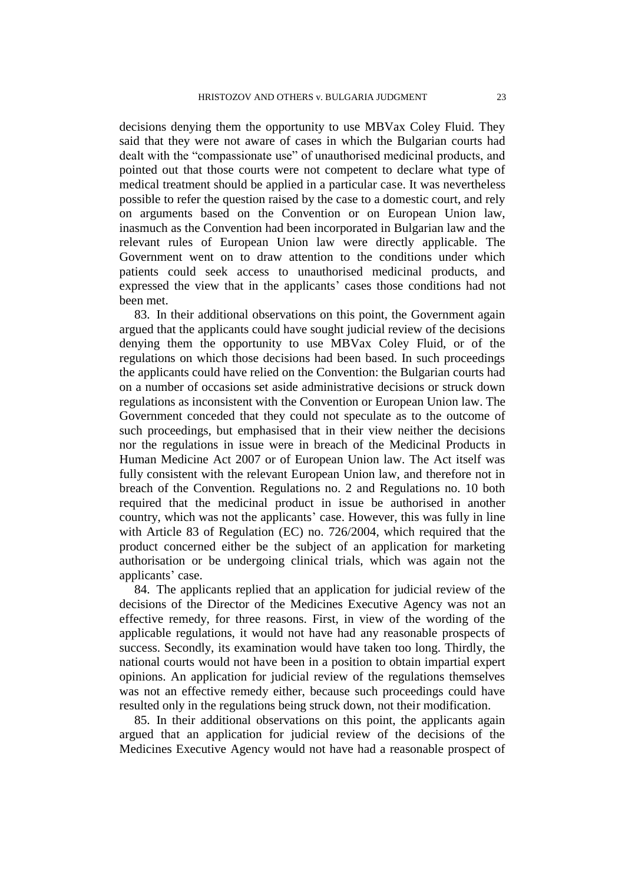decisions denying them the opportunity to use MBVax Coley Fluid. They said that they were not aware of cases in which the Bulgarian courts had dealt with the "compassionate use" of unauthorised medicinal products, and pointed out that those courts were not competent to declare what type of medical treatment should be applied in a particular case. It was nevertheless possible to refer the question raised by the case to a domestic court, and rely on arguments based on the Convention or on European Union law, inasmuch as the Convention had been incorporated in Bulgarian law and the relevant rules of European Union law were directly applicable. The Government went on to draw attention to the conditions under which patients could seek access to unauthorised medicinal products, and expressed the view that in the applicants' cases those conditions had not been met.

83. In their additional observations on this point, the Government again argued that the applicants could have sought judicial review of the decisions denying them the opportunity to use MBVax Coley Fluid, or of the regulations on which those decisions had been based. In such proceedings the applicants could have relied on the Convention: the Bulgarian courts had on a number of occasions set aside administrative decisions or struck down regulations as inconsistent with the Convention or European Union law. The Government conceded that they could not speculate as to the outcome of such proceedings, but emphasised that in their view neither the decisions nor the regulations in issue were in breach of the Medicinal Products in Human Medicine Act 2007 or of European Union law. The Act itself was fully consistent with the relevant European Union law, and therefore not in breach of the Convention. Regulations no. 2 and Regulations no. 10 both required that the medicinal product in issue be authorised in another country, which was not the applicants' case. However, this was fully in line with Article 83 of Regulation (EC) no. 726/2004, which required that the product concerned either be the subject of an application for marketing authorisation or be undergoing clinical trials, which was again not the applicants' case.

84. The applicants replied that an application for judicial review of the decisions of the Director of the Medicines Executive Agency was not an effective remedy, for three reasons. First, in view of the wording of the applicable regulations, it would not have had any reasonable prospects of success. Secondly, its examination would have taken too long. Thirdly, the national courts would not have been in a position to obtain impartial expert opinions. An application for judicial review of the regulations themselves was not an effective remedy either, because such proceedings could have resulted only in the regulations being struck down, not their modification.

85. In their additional observations on this point, the applicants again argued that an application for judicial review of the decisions of the Medicines Executive Agency would not have had a reasonable prospect of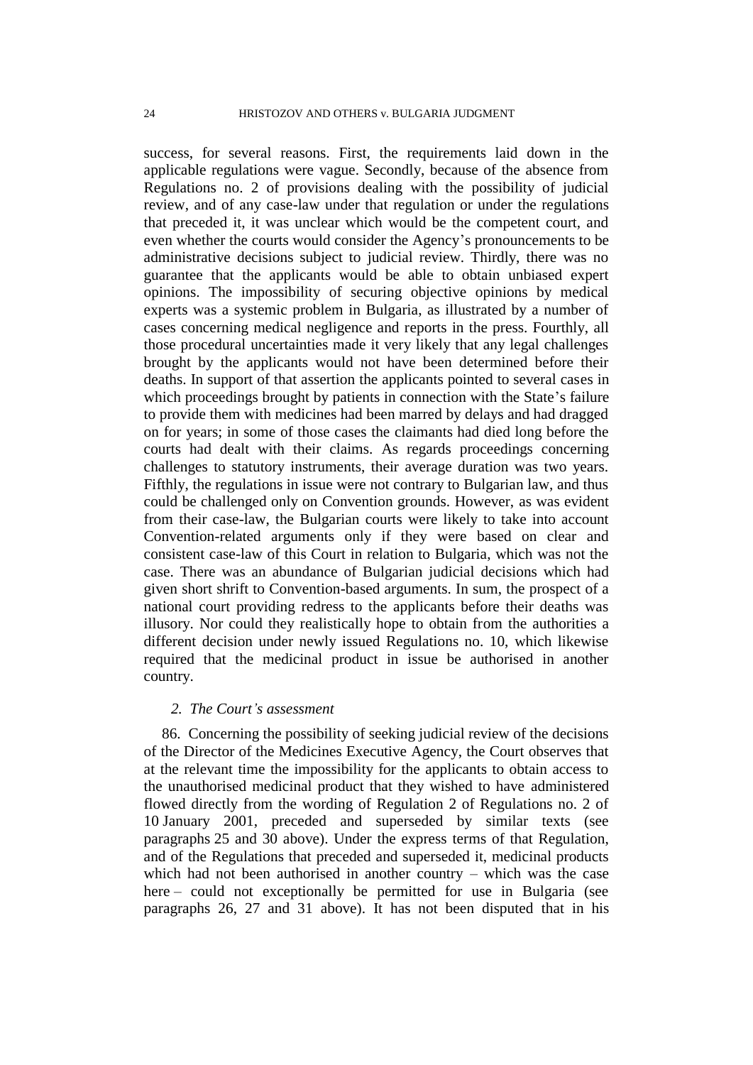success, for several reasons. First, the requirements laid down in the applicable regulations were vague. Secondly, because of the absence from Regulations no. 2 of provisions dealing with the possibility of judicial review, and of any case-law under that regulation or under the regulations that preceded it, it was unclear which would be the competent court, and even whether the courts would consider the Agency's pronouncements to be administrative decisions subject to judicial review. Thirdly, there was no guarantee that the applicants would be able to obtain unbiased expert opinions. The impossibility of securing objective opinions by medical experts was a systemic problem in Bulgaria, as illustrated by a number of cases concerning medical negligence and reports in the press. Fourthly, all those procedural uncertainties made it very likely that any legal challenges brought by the applicants would not have been determined before their deaths. In support of that assertion the applicants pointed to several cases in which proceedings brought by patients in connection with the State's failure to provide them with medicines had been marred by delays and had dragged on for years; in some of those cases the claimants had died long before the courts had dealt with their claims. As regards proceedings concerning challenges to statutory instruments, their average duration was two years. Fifthly, the regulations in issue were not contrary to Bulgarian law, and thus could be challenged only on Convention grounds. However, as was evident from their case-law, the Bulgarian courts were likely to take into account Convention-related arguments only if they were based on clear and consistent case-law of this Court in relation to Bulgaria, which was not the case. There was an abundance of Bulgarian judicial decisions which had given short shrift to Convention-based arguments. In sum, the prospect of a national court providing redress to the applicants before their deaths was illusory. Nor could they realistically hope to obtain from the authorities a different decision under newly issued Regulations no. 10, which likewise required that the medicinal product in issue be authorised in another country.

### *2. The Court's assessment*

86. Concerning the possibility of seeking judicial review of the decisions of the Director of the Medicines Executive Agency, the Court observes that at the relevant time the impossibility for the applicants to obtain access to the unauthorised medicinal product that they wished to have administered flowed directly from the wording of Regulation 2 of Regulations no. 2 of 10 January 2001, preceded and superseded by similar texts (see paragraphs 25 and 30 above). Under the express terms of that Regulation, and of the Regulations that preceded and superseded it, medicinal products which had not been authorised in another country – which was the case here – could not exceptionally be permitted for use in Bulgaria (see paragraphs 26, 27 and 31 above). It has not been disputed that in his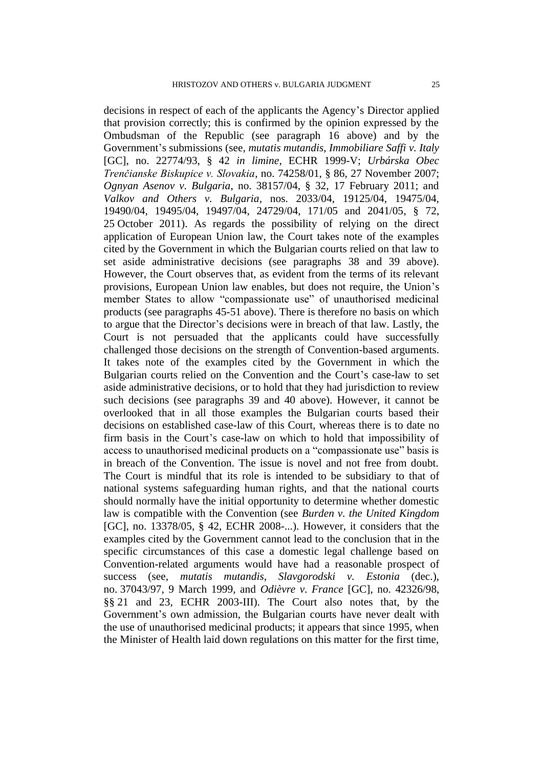decisions in respect of each of the applicants the Agency's Director applied that provision correctly; this is confirmed by the opinion expressed by the Ombudsman of the Republic (see paragraph 16 above) and by the Government's submissions (see, *mutatis mutandis*, *Immobiliare Saffi v. Italy* [GC], no. 22774/93, § 42 *in limine*, ECHR 1999-V; *Urbárska Obec Trenčianske Biskupice v. Slovakia*, no. 74258/01, § 86, 27 November 2007; *Ognyan Asenov v. Bulgaria*, no. 38157/04, § 32, 17 February 2011; and *Valkov and Others v. Bulgaria*, nos. 2033/04, 19125/04, 19475/04, 19490/04, 19495/04, 19497/04, 24729/04, 171/05 and 2041/05, § 72, 25 October 2011). As regards the possibility of relying on the direct application of European Union law, the Court takes note of the examples cited by the Government in which the Bulgarian courts relied on that law to set aside administrative decisions (see paragraphs 38 and 39 above). However, the Court observes that, as evident from the terms of its relevant provisions, European Union law enables, but does not require, the Union's member States to allow "compassionate use" of unauthorised medicinal products (see paragraphs 45-51 above). There is therefore no basis on which to argue that the Director's decisions were in breach of that law. Lastly, the Court is not persuaded that the applicants could have successfully challenged those decisions on the strength of Convention-based arguments. It takes note of the examples cited by the Government in which the Bulgarian courts relied on the Convention and the Court's case-law to set aside administrative decisions, or to hold that they had jurisdiction to review such decisions (see paragraphs 39 and 40 above). However, it cannot be overlooked that in all those examples the Bulgarian courts based their decisions on established case-law of this Court, whereas there is to date no firm basis in the Court's case-law on which to hold that impossibility of access to unauthorised medicinal products on a "compassionate use" basis is in breach of the Convention. The issue is novel and not free from doubt. The Court is mindful that its role is intended to be subsidiary to that of national systems safeguarding human rights, and that the national courts should normally have the initial opportunity to determine whether domestic law is compatible with the Convention (see *Burden v. the United Kingdom* [GC], no. 13378/05, § 42, ECHR 2008-...). However, it considers that the examples cited by the Government cannot lead to the conclusion that in the specific circumstances of this case a domestic legal challenge based on Convention-related arguments would have had a reasonable prospect of success (see, *mutatis mutandis*, *Slavgorodski v. Estonia* (dec.), no. 37043/97, 9 March 1999, and *Odièvre v. France* [GC], no. 42326/98, §§ 21 and 23, ECHR 2003-III). The Court also notes that, by the Government's own admission, the Bulgarian courts have never dealt with the use of unauthorised medicinal products; it appears that since 1995, when the Minister of Health laid down regulations on this matter for the first time,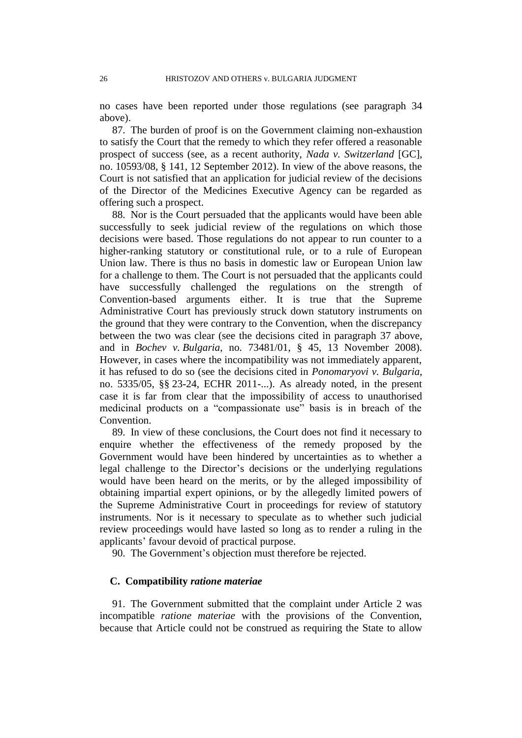no cases have been reported under those regulations (see paragraph 34 above).

87. The burden of proof is on the Government claiming non-exhaustion to satisfy the Court that the remedy to which they refer offered a reasonable prospect of success (see, as a recent authority, *Nada v. Switzerland* [GC], no. 10593/08, § 141, 12 September 2012). In view of the above reasons, the Court is not satisfied that an application for judicial review of the decisions of the Director of the Medicines Executive Agency can be regarded as offering such a prospect.

88. Nor is the Court persuaded that the applicants would have been able successfully to seek judicial review of the regulations on which those decisions were based. Those regulations do not appear to run counter to a higher-ranking statutory or constitutional rule, or to a rule of European Union law. There is thus no basis in domestic law or European Union law for a challenge to them. The Court is not persuaded that the applicants could have successfully challenged the regulations on the strength of Convention-based arguments either. It is true that the Supreme Administrative Court has previously struck down statutory instruments on the ground that they were contrary to the Convention, when the discrepancy between the two was clear (see the decisions cited in paragraph 37 above, and in *Bochev v. Bulgaria*, no. 73481/01, § 45, 13 November 2008). However, in cases where the incompatibility was not immediately apparent, it has refused to do so (see the decisions cited in *Ponomaryovi v. Bulgaria*, no. 5335/05, §§ 23-24, ECHR 2011-...). As already noted, in the present case it is far from clear that the impossibility of access to unauthorised medicinal products on a "compassionate use" basis is in breach of the Convention.

89. In view of these conclusions, the Court does not find it necessary to enquire whether the effectiveness of the remedy proposed by the Government would have been hindered by uncertainties as to whether a legal challenge to the Director's decisions or the underlying regulations would have been heard on the merits, or by the alleged impossibility of obtaining impartial expert opinions, or by the allegedly limited powers of the Supreme Administrative Court in proceedings for review of statutory instruments. Nor is it necessary to speculate as to whether such judicial review proceedings would have lasted so long as to render a ruling in the applicants' favour devoid of practical purpose.

90. The Government's objection must therefore be rejected.

## C. Compatibility *ratione materiae*

91. The Government submitted that the complaint under Article 2 was incompatible *ratione materiae* with the provisions of the Convention, because that Article could not be construed as requiring the State to allow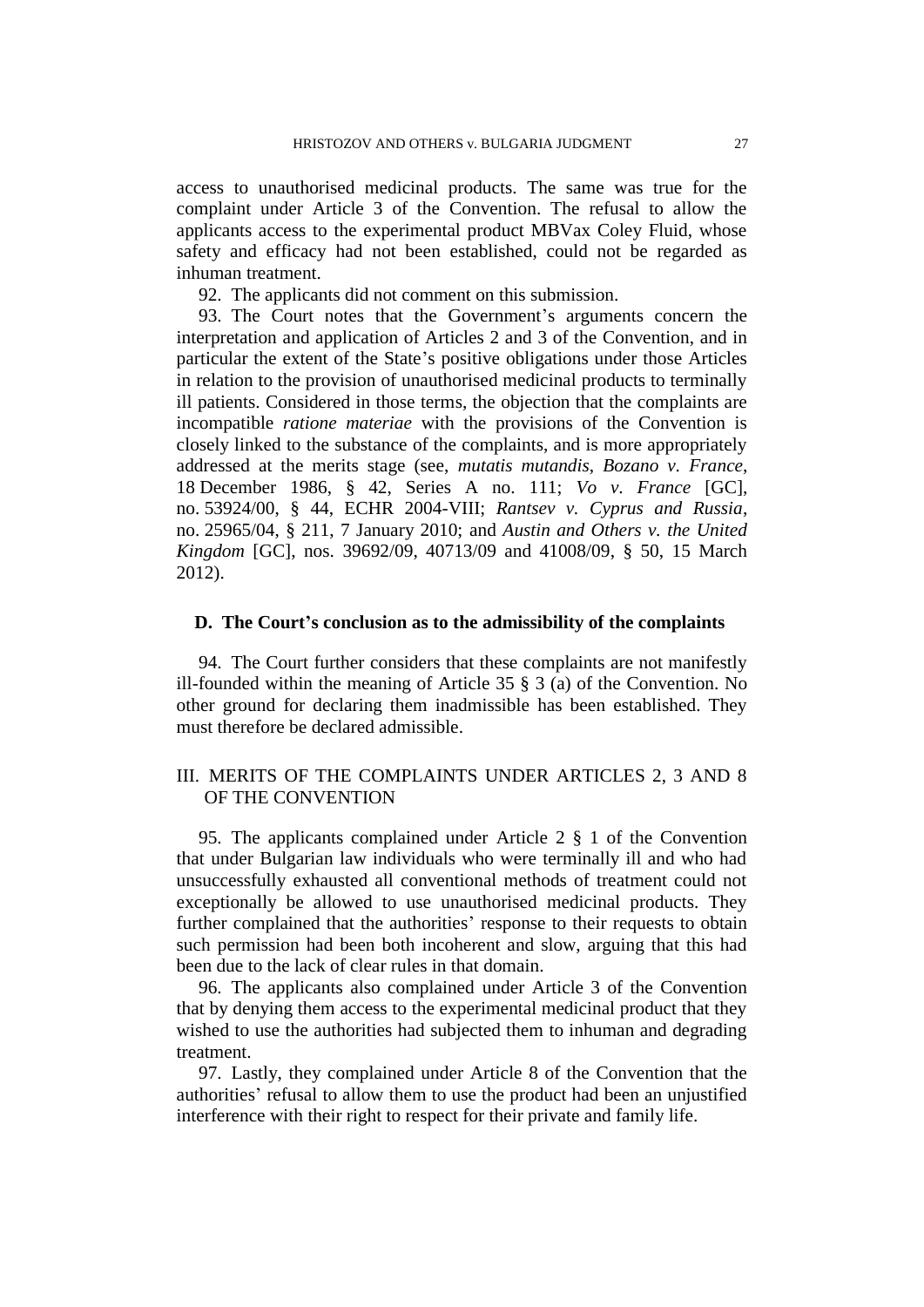access to unauthorised medicinal products. The same was true for the complaint under Article 3 of the Convention. The refusal to allow the applicants access to the experimental product MBVax Coley Fluid, whose safety and efficacy had not been established, could not be regarded as inhuman treatment.

92. The applicants did not comment on this submission.

93. The Court notes that the Government's arguments concern the interpretation and application of Articles 2 and 3 of the Convention, and in particular the extent of the State's positive obligations under those Articles in relation to the provision of unauthorised medicinal products to terminally ill patients. Considered in those terms, the objection that the complaints are incompatible *ratione materiae* with the provisions of the Convention is closely linked to the substance of the complaints, and is more appropriately addressed at the merits stage (see, *mutatis mutandis*, *Bozano v. France*, 18 December 1986, § 42, Series A no. 111; *Vo v. France* [GC], no. 53924/00, § 44, ECHR 2004-VIII; *Rantsev v. Cyprus and Russia*, no. 25965/04, § 211, 7 January 2010; and *Austin and Others v. the United Kingdom* [GC], nos. 39692/09, 40713/09 and 41008/09, § 50, 15 March 2012).

### D. The Court's conclusion as to the admissibility of the complaints

94. The Court further considers that these complaints are not manifestly ill-founded within the meaning of Article 35 § 3 (a) of the Convention. No other ground for declaring them inadmissible has been established. They must therefore be declared admissible.

## III. MERITS OF THE COMPLAINTS UNDER ARTICLES 2, 3 AND 8 OF THE CONVENTION

95. The applicants complained under Article 2 § 1 of the Convention that under Bulgarian law individuals who were terminally ill and who had unsuccessfully exhausted all conventional methods of treatment could not exceptionally be allowed to use unauthorised medicinal products. They further complained that the authorities' response to their requests to obtain such permission had been both incoherent and slow, arguing that this had been due to the lack of clear rules in that domain.

96. The applicants also complained under Article 3 of the Convention that by denying them access to the experimental medicinal product that they wished to use the authorities had subjected them to inhuman and degrading treatment.

97. Lastly, they complained under Article 8 of the Convention that the authorities' refusal to allow them to use the product had been an unjustified interference with their right to respect for their private and family life.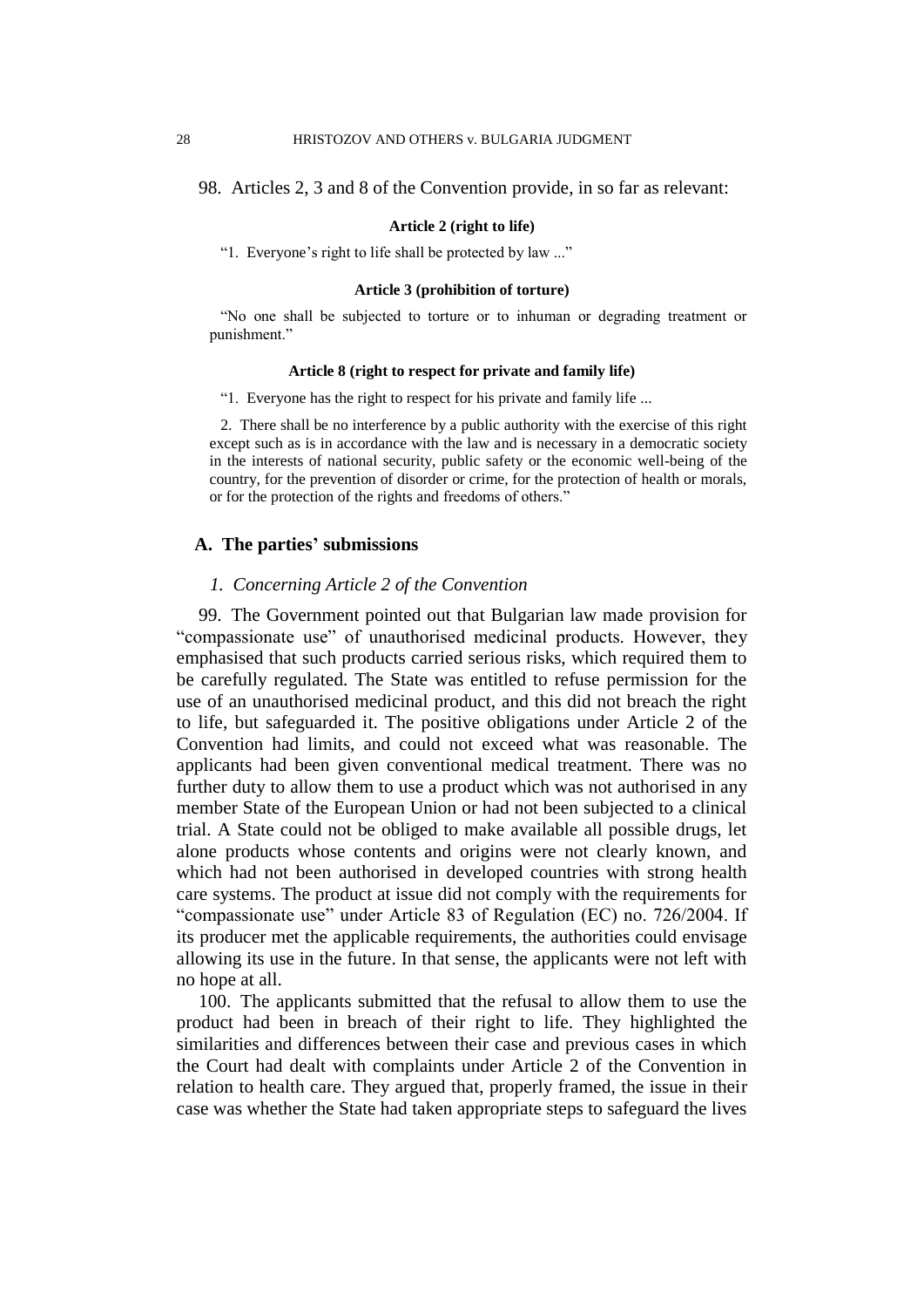98. Articles 2, 3 and 8 of the Convention provide, in so far as relevant:

**Article 2 (right to life)**

"1. Everyone's right to life shall be protected by law ..."

**Article 3 (prohibition of torture)**

"No one shall be subjected to torture or to inhuman or degrading treatment or punishment."

**Article 8 (right to respect for private and family life)**

"1. Everyone has the right to respect for his private and family life ...

2. There shall be no interference by a public authority with the exercise of this right except such as is in accordance with the law and is necessary in a democratic society in the interests of national security, public safety or the economic well-being of the country, for the prevention of disorder or crime, for the protection of health or morals, or for the protection of the rights and freedoms of others."

## A. The parties' submissions

### *1. Concerning Article 2 of the Convention*

99. The Government pointed out that Bulgarian law made provision for "compassionate use" of unauthorised medicinal products. However, they emphasised that such products carried serious risks, which required them to be carefully regulated. The State was entitled to refuse permission for the use of an unauthorised medicinal product, and this did not breach the right to life, but safeguarded it. The positive obligations under Article 2 of the Convention had limits, and could not exceed what was reasonable. The applicants had been given conventional medical treatment. There was no further duty to allow them to use a product which was not authorised in any member State of the European Union or had not been subjected to a clinical trial. A State could not be obliged to make available all possible drugs, let alone products whose contents and origins were not clearly known, and which had not been authorised in developed countries with strong health care systems. The product at issue did not comply with the requirements for "compassionate use" under Article 83 of Regulation (EC) no. 726/2004. If its producer met the applicable requirements, the authorities could envisage allowing its use in the future. In that sense, the applicants were not left with no hope at all.

100. The applicants submitted that the refusal to allow them to use the product had been in breach of their right to life. They highlighted the similarities and differences between their case and previous cases in which the Court had dealt with complaints under Article 2 of the Convention in relation to health care. They argued that, properly framed, the issue in their case was whether the State had taken appropriate steps to safeguard the lives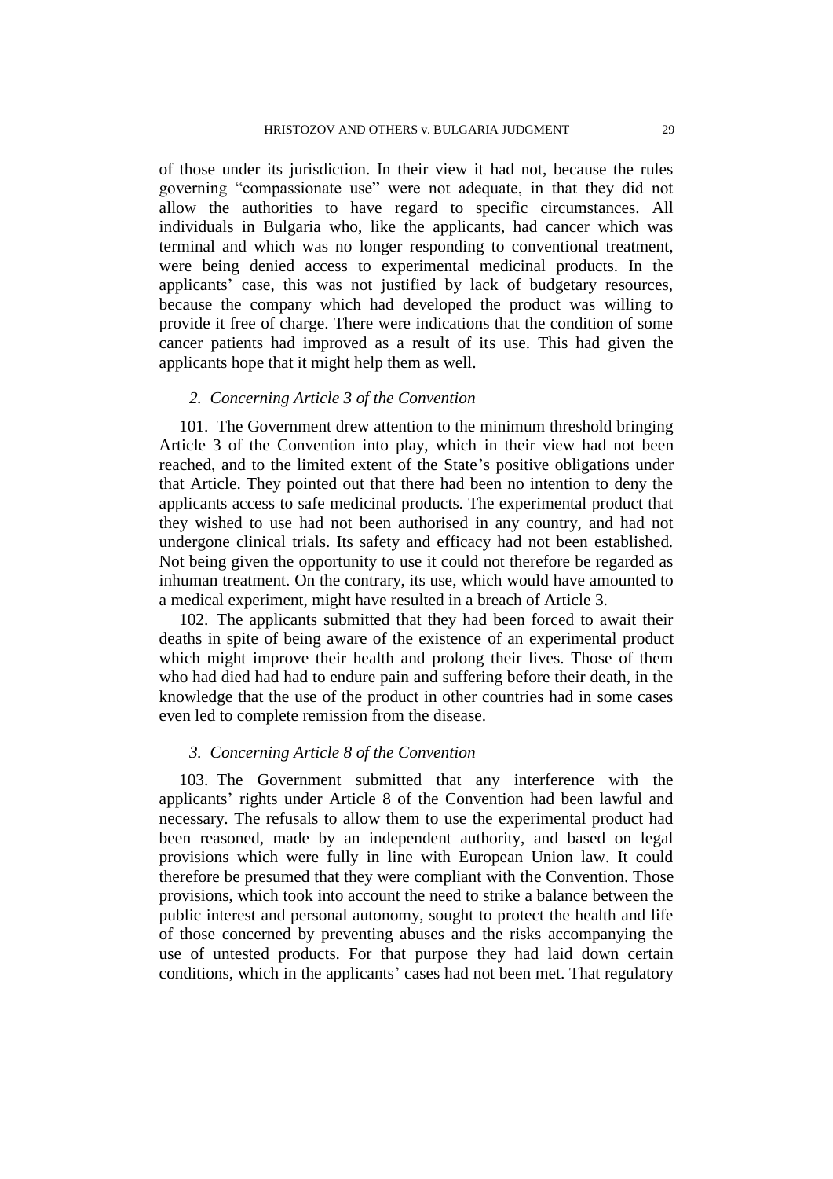of those under its jurisdiction. In their view it had not, because the rules governing "compassionate use" were not adequate, in that they did not allow the authorities to have regard to specific circumstances. All individuals in Bulgaria who, like the applicants, had cancer which was terminal and which was no longer responding to conventional treatment, were being denied access to experimental medicinal products. In the applicants' case, this was not justified by lack of budgetary resources, because the company which had developed the product was willing to provide it free of charge. There were indications that the condition of some cancer patients had improved as a result of its use. This had given the applicants hope that it might help them as well.

### *2. Concerning Article 3 of the Convention*

101. The Government drew attention to the minimum threshold bringing Article 3 of the Convention into play, which in their view had not been reached, and to the limited extent of the State's positive obligations under that Article. They pointed out that there had been no intention to deny the applicants access to safe medicinal products. The experimental product that they wished to use had not been authorised in any country, and had not undergone clinical trials. Its safety and efficacy had not been established. Not being given the opportunity to use it could not therefore be regarded as inhuman treatment. On the contrary, its use, which would have amounted to a medical experiment, might have resulted in a breach of Article 3.

102. The applicants submitted that they had been forced to await their deaths in spite of being aware of the existence of an experimental product which might improve their health and prolong their lives. Those of them who had died had had to endure pain and suffering before their death, in the knowledge that the use of the product in other countries had in some cases even led to complete remission from the disease.

### *3. Concerning Article 8 of the Convention*

103. The Government submitted that any interference with the applicants' rights under Article 8 of the Convention had been lawful and necessary. The refusals to allow them to use the experimental product had been reasoned, made by an independent authority, and based on legal provisions which were fully in line with European Union law. It could therefore be presumed that they were compliant with the Convention. Those provisions, which took into account the need to strike a balance between the public interest and personal autonomy, sought to protect the health and life of those concerned by preventing abuses and the risks accompanying the use of untested products. For that purpose they had laid down certain conditions, which in the applicants' cases had not been met. That regulatory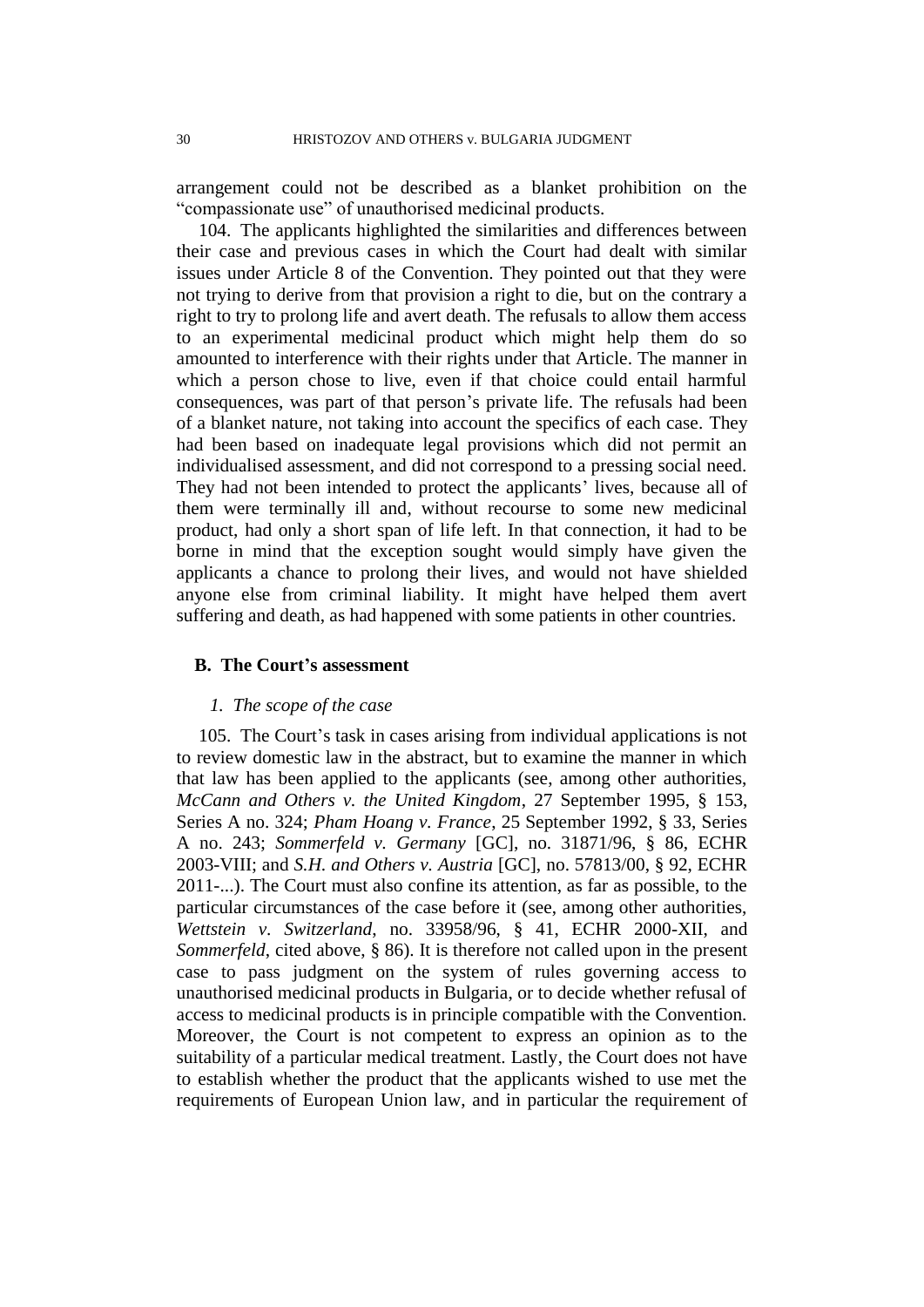arrangement could not be described as a blanket prohibition on the "compassionate use" of unauthorised medicinal products.

104. The applicants highlighted the similarities and differences between their case and previous cases in which the Court had dealt with similar issues under Article 8 of the Convention. They pointed out that they were not trying to derive from that provision a right to die, but on the contrary a right to try to prolong life and avert death. The refusals to allow them access to an experimental medicinal product which might help them do so amounted to interference with their rights under that Article. The manner in which a person chose to live, even if that choice could entail harmful consequences, was part of that person's private life. The refusals had been of a blanket nature, not taking into account the specifics of each case. They had been based on inadequate legal provisions which did not permit an individualised assessment, and did not correspond to a pressing social need. They had not been intended to protect the applicants' lives, because all of them were terminally ill and, without recourse to some new medicinal product, had only a short span of life left. In that connection, it had to be borne in mind that the exception sought would simply have given the applicants a chance to prolong their lives, and would not have shielded anyone else from criminal liability. It might have helped them avert suffering and death, as had happened with some patients in other countries.

## B. The Court's assessment

### *1. The scope of the case*

105. The Court's task in cases arising from individual applications is not to review domestic law in the abstract, but to examine the manner in which that law has been applied to the applicants (see, among other authorities, *McCann and Others v. the United Kingdom*, 27 September 1995, § 153, Series A no. 324; *Pham Hoang v. France*, 25 September 1992, § 33, Series A no. 243; *Sommerfeld v. Germany* [GC], no. 31871/96, § 86, ECHR 2003-VIII; and *S.H. and Others v. Austria* [GC], no. 57813/00, § 92, ECHR 2011-...). The Court must also confine its attention, as far as possible, to the particular circumstances of the case before it (see, among other authorities, *Wettstein v. Switzerland*, no. 33958/96, § 41, ECHR 2000-XII, and *Sommerfeld*, cited above, § 86). It is therefore not called upon in the present case to pass judgment on the system of rules governing access to unauthorised medicinal products in Bulgaria, or to decide whether refusal of access to medicinal products is in principle compatible with the Convention. Moreover, the Court is not competent to express an opinion as to the suitability of a particular medical treatment. Lastly, the Court does not have to establish whether the product that the applicants wished to use met the requirements of European Union law, and in particular the requirement of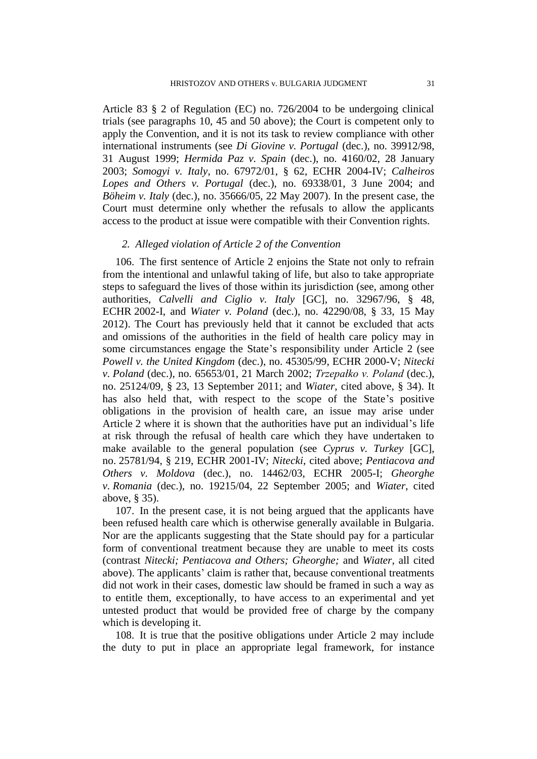Article 83 § 2 of Regulation (EC) no. 726/2004 to be undergoing clinical trials (see paragraphs 10, 45 and 50 above); the Court is competent only to apply the Convention, and it is not its task to review compliance with other international instruments (see *Di Giovine v. Portugal* (dec.), no. 39912/98, 31 August 1999; *Hermida Paz v. Spain* (dec.), no. 4160/02, 28 January 2003; *Somogyi v. Italy*, no. 67972/01, § 62, ECHR 2004-IV; *Calheiros Lopes and Others v. Portugal* (dec.), no. 69338/01, 3 June 2004; and *Böheim v. Italy* (dec.), no. 35666/05, 22 May 2007). In the present case, the Court must determine only whether the refusals to allow the applicants access to the product at issue were compatible with their Convention rights.

### *2. Alleged violation of Article 2 of the Convention*

106. The first sentence of Article 2 enjoins the State not only to refrain from the intentional and unlawful taking of life, but also to take appropriate steps to safeguard the lives of those within its jurisdiction (see, among other authorities, *Calvelli and Ciglio v. Italy* [GC], no. 32967/96, § 48, ECHR 2002-I, and *Wiater v. Poland* (dec.), no. 42290/08, § 33, 15 May 2012). The Court has previously held that it cannot be excluded that acts and omissions of the authorities in the field of health care policy may in some circumstances engage the State's responsibility under Article 2 (see *Powell v. the United Kingdom* (dec.), no. 45305/99, ECHR 2000-V; *Nitecki v. Poland* (dec.), no. 65653/01, 21 March 2002; *Trzepałko v. Poland* (dec.), no. 25124/09, § 23, 13 September 2011; and *Wiater*, cited above, § 34). It has also held that, with respect to the scope of the State's positive obligations in the provision of health care, an issue may arise under Article 2 where it is shown that the authorities have put an individual's life at risk through the refusal of health care which they have undertaken to make available to the general population (see *Cyprus v. Turkey* [GC], no. 25781/94, § 219, ECHR 2001-IV; *Nitecki*, cited above; *Pentiacova and Others v. Moldova* (dec.), no. 14462/03, ECHR 2005-I; *Gheorghe v. Romania* (dec.), no. 19215/04, 22 September 2005; and *Wiater*, cited above, § 35).

107. In the present case, it is not being argued that the applicants have been refused health care which is otherwise generally available in Bulgaria. Nor are the applicants suggesting that the State should pay for a particular form of conventional treatment because they are unable to meet its costs (contrast *Nitecki; Pentiacova and Others; Gheorghe;* and *Wiater*, all cited above). The applicants' claim is rather that, because conventional treatments did not work in their cases, domestic law should be framed in such a way as to entitle them, exceptionally, to have access to an experimental and yet untested product that would be provided free of charge by the company which is developing it.

108. It is true that the positive obligations under Article 2 may include the duty to put in place an appropriate legal framework, for instance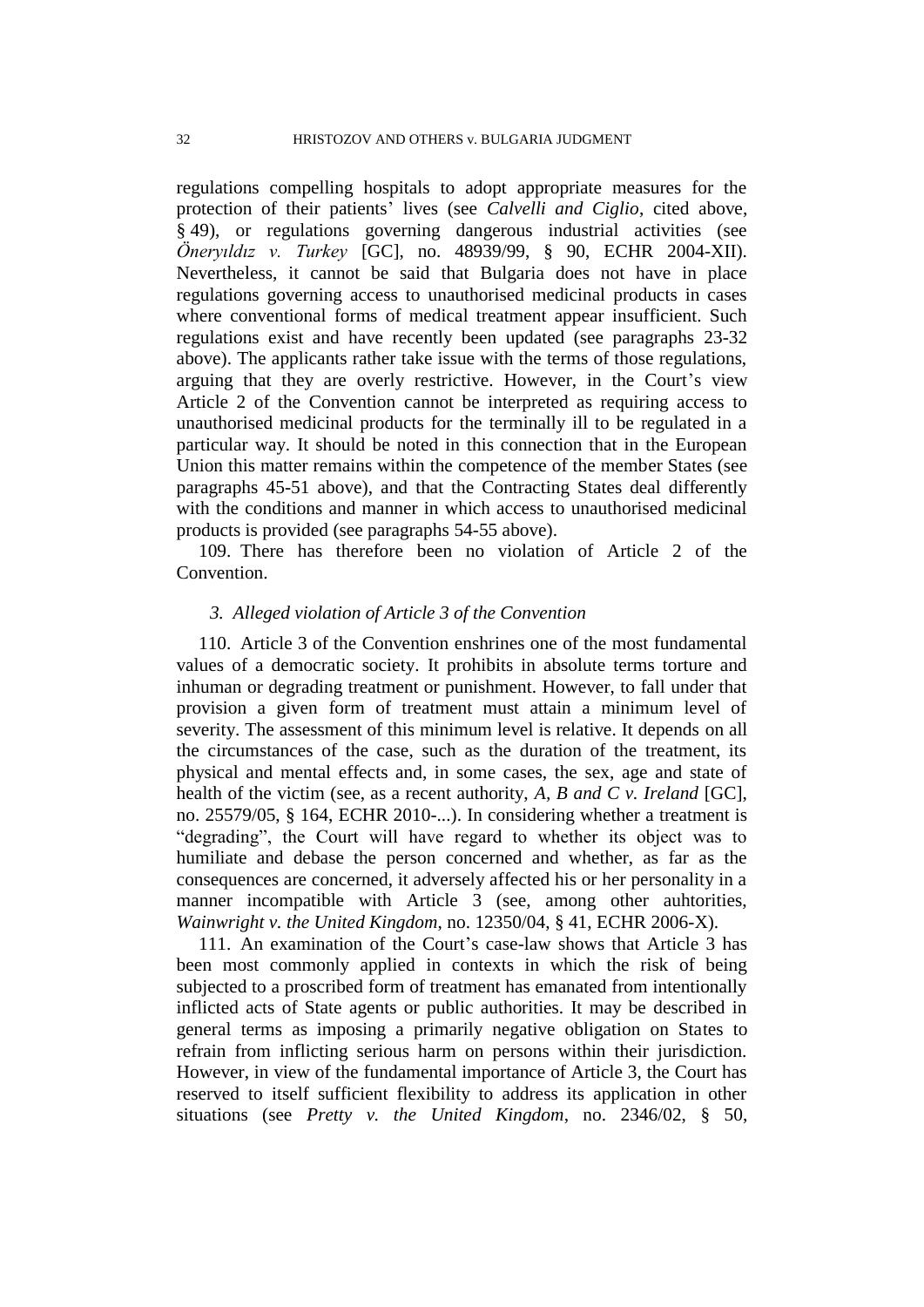regulations compelling hospitals to adopt appropriate measures for the protection of their patients' lives (see *Calvelli and Ciglio*, cited above, § 49), or regulations governing dangerous industrial activities (see *Öneryıldız v. Turkey* [GC], no. 48939/99, § 90, ECHR 2004-XII). Nevertheless, it cannot be said that Bulgaria does not have in place regulations governing access to unauthorised medicinal products in cases where conventional forms of medical treatment appear insufficient. Such regulations exist and have recently been updated (see paragraphs 23-32 above). The applicants rather take issue with the terms of those regulations, arguing that they are overly restrictive. However, in the Court's view Article 2 of the Convention cannot be interpreted as requiring access to unauthorised medicinal products for the terminally ill to be regulated in a particular way. It should be noted in this connection that in the European Union this matter remains within the competence of the member States (see paragraphs 45-51 above), and that the Contracting States deal differently with the conditions and manner in which access to unauthorised medicinal products is provided (see paragraphs 54-55 above).

109. There has therefore been no violation of Article 2 of the Convention.

### *3. Alleged violation of Article 3 of the Convention*

110. Article 3 of the Convention enshrines one of the most fundamental values of a democratic society. It prohibits in absolute terms torture and inhuman or degrading treatment or punishment. However, to fall under that provision a given form of treatment must attain a minimum level of severity. The assessment of this minimum level is relative. It depends on all the circumstances of the case, such as the duration of the treatment, its physical and mental effects and, in some cases, the sex, age and state of health of the victim (see, as a recent authority, *A, B and C v. Ireland* [GC], no. 25579/05, § 164, ECHR 2010-...). In considering whether a treatment is "degrading", the Court will have regard to whether its object was to humiliate and debase the person concerned and whether, as far as the consequences are concerned, it adversely affected his or her personality in a manner incompatible with Article 3 (see, among other auhtorities, *Wainwright v. the United Kingdom*, no. 12350/04, § 41, ECHR 2006-X).

111. An examination of the Court's case-law shows that Article 3 has been most commonly applied in contexts in which the risk of being subjected to a proscribed form of treatment has emanated from intentionally inflicted acts of State agents or public authorities. It may be described in general terms as imposing a primarily negative obligation on States to refrain from inflicting serious harm on persons within their jurisdiction. However, in view of the fundamental importance of Article 3, the Court has reserved to itself sufficient flexibility to address its application in other situations (see *Pretty v. the United Kingdom*, no. 2346/02, § 50,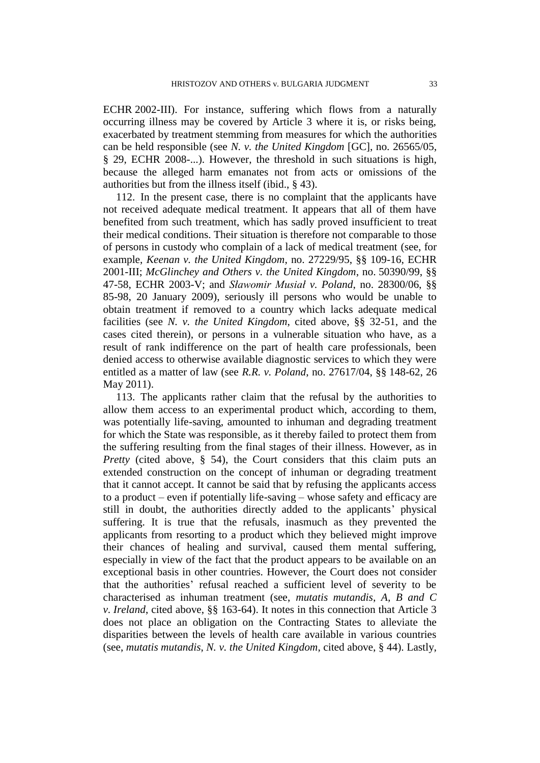ECHR 2002-III). For instance, suffering which flows from a naturally occurring illness may be covered by Article 3 where it is, or risks being, exacerbated by treatment stemming from measures for which the authorities can be held responsible (see *N. v. the United Kingdom* [GC], no. 26565/05, § 29, ECHR 2008-...). However, the threshold in such situations is high, because the alleged harm emanates not from acts or omissions of the authorities but from the illness itself (ibid., § 43).

112. In the present case, there is no complaint that the applicants have not received adequate medical treatment. It appears that all of them have benefited from such treatment, which has sadly proved insufficient to treat their medical conditions. Their situation is therefore not comparable to those of persons in custody who complain of a lack of medical treatment (see, for example, *Keenan v. the United Kingdom*, no. 27229/95, §§ 109-16, ECHR 2001-III; *McGlinchey and Others v. the United Kingdom*, no. 50390/99, §§ 47-58, ECHR 2003-V; and *Sławomir Musiał v. Poland*, no. 28300/06, §§ 85-98, 20 January 2009), seriously ill persons who would be unable to obtain treatment if removed to a country which lacks adequate medical facilities (see *N. v. the United Kingdom*, cited above, §§ 32-51, and the cases cited therein), or persons in a vulnerable situation who have, as a result of rank indifference on the part of health care professionals, been denied access to otherwise available diagnostic services to which they were entitled as a matter of law (see *R.R. v. Poland*, no. 27617/04, §§ 148-62, 26 May 2011).

113. The applicants rather claim that the refusal by the authorities to allow them access to an experimental product which, according to them, was potentially life-saving, amounted to inhuman and degrading treatment for which the State was responsible, as it thereby failed to protect them from the suffering resulting from the final stages of their illness. However, as in *Pretty* (cited above, § 54), the Court considers that this claim puts an extended construction on the concept of inhuman or degrading treatment that it cannot accept. It cannot be said that by refusing the applicants access to a product – even if potentially life-saving – whose safety and efficacy are still in doubt, the authorities directly added to the applicants' physical suffering. It is true that the refusals, inasmuch as they prevented the applicants from resorting to a product which they believed might improve their chances of healing and survival, caused them mental suffering, especially in view of the fact that the product appears to be available on an exceptional basis in other countries. However, the Court does not consider that the authorities' refusal reached a sufficient level of severity to be characterised as inhuman treatment (see, *mutatis mutandis*, *A, B and C v. Ireland*, cited above, §§ 163-64). It notes in this connection that Article 3 does not place an obligation on the Contracting States to alleviate the disparities between the levels of health care available in various countries (see, *mutatis mutandis*, *N. v. the United Kingdom*, cited above, § 44). Lastly,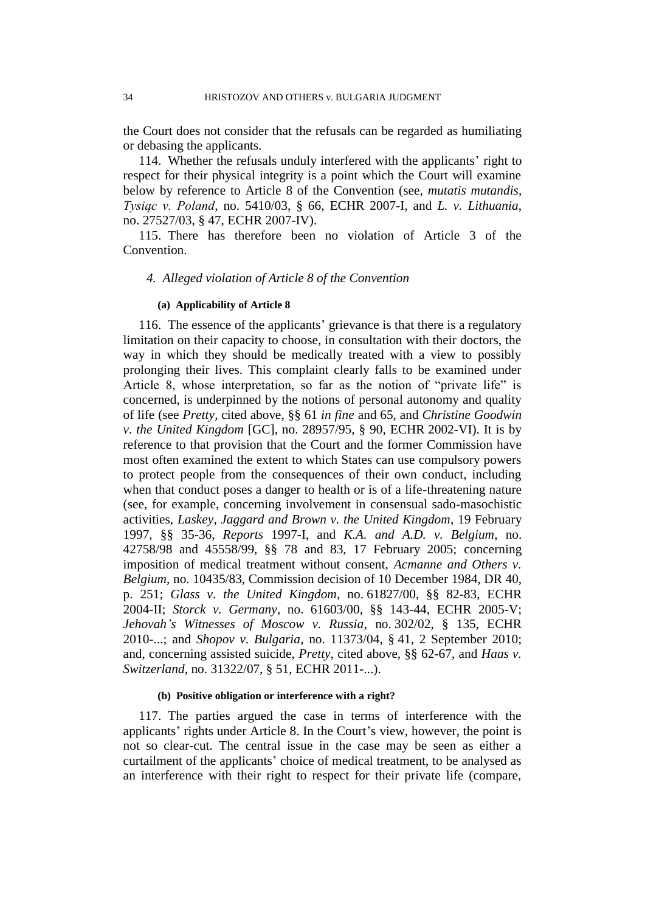the Court does not consider that the refusals can be regarded as humiliating or debasing the applicants.

114. Whether the refusals unduly interfered with the applicants' right to respect for their physical integrity is a point which the Court will examine below by reference to Article 8 of the Convention (see, *mutatis mutandis*, *Tysiąc v. Poland*, no. 5410/03, § 66, ECHR 2007-I, and *L. v. Lithuania*, no. 27527/03, § 47, ECHR 2007-IV).

115. There has therefore been no violation of Article 3 of the Convention.

### *4. Alleged violation of Article 8 of the Convention*

#### **(a) Applicability of Article 8**

116. The essence of the applicants' grievance is that there is a regulatory limitation on their capacity to choose, in consultation with their doctors, the way in which they should be medically treated with a view to possibly prolonging their lives. This complaint clearly falls to be examined under Article 8, whose interpretation, so far as the notion of "private life" is concerned, is underpinned by the notions of personal autonomy and quality of life (see *Pretty*, cited above, §§ 61 *in fine* and 65, and *Christine Goodwin v. the United Kingdom* [GC], no. 28957/95, § 90, ECHR 2002-VI). It is by reference to that provision that the Court and the former Commission have most often examined the extent to which States can use compulsory powers to protect people from the consequences of their own conduct, including when that conduct poses a danger to health or is of a life-threatening nature (see, for example, concerning involvement in consensual sado-masochistic activities, *Laskey, Jaggard and Brown v. the United Kingdom*, 19 February 1997, §§ 35-36, *Reports* 1997-I, and *K.A. and A.D. v. Belgium*, no. 42758/98 and 45558/99, §§ 78 and 83, 17 February 2005; concerning imposition of medical treatment without consent, *Acmanne and Others v. Belgium*, no. 10435/83, Commission decision of 10 December 1984, DR 40, p. 251; *Glass v. the United Kingdom*, no. 61827/00, §§ 82-83, ECHR 2004-II; *Storck v. Germany*, no. 61603/00, §§ 143-44, ECHR 2005-V; *Jehovah's Witnesses of Moscow v. Russia*, no. 302/02, § 135, ECHR 2010-...; and *Shopov v. Bulgaria*, no. 11373/04, § 41, 2 September 2010; and, concerning assisted suicide, *Pretty*, cited above, §§ 62-67, and *Haas v. Switzerland*, no. 31322/07, § 51, ECHR 2011-...).

#### **(b) Positive obligation or interference with a right?**

117. The parties argued the case in terms of interference with the applicants' rights under Article 8. In the Court's view, however, the point is not so clear-cut. The central issue in the case may be seen as either a curtailment of the applicants' choice of medical treatment, to be analysed as an interference with their right to respect for their private life (compare,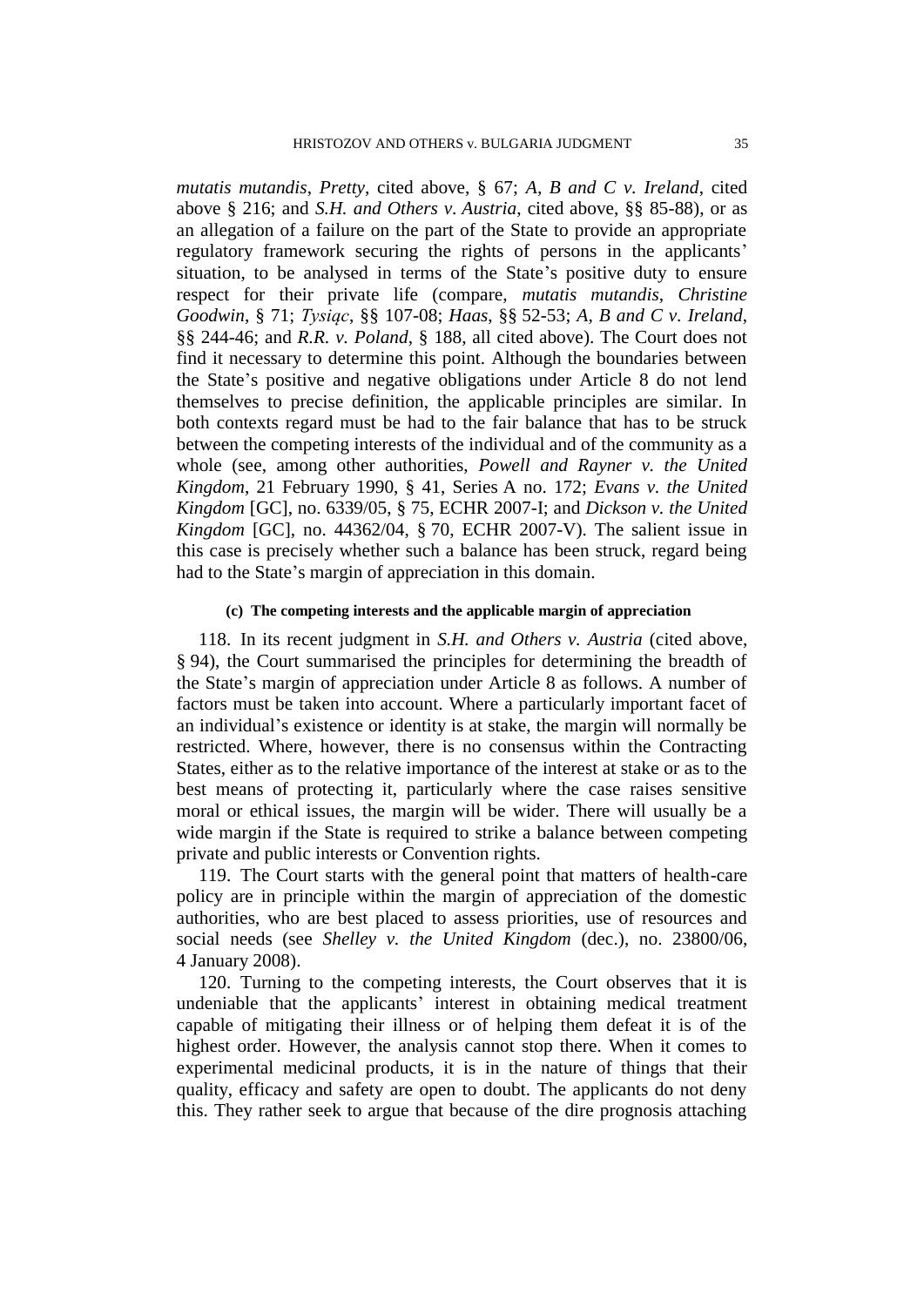*mutatis mutandis*, *Pretty*, cited above, § 67; *A, B and C v. Ireland*, cited above § 216; and *S.H. and Others v. Austria*, cited above, §§ 85-88), or as an allegation of a failure on the part of the State to provide an appropriate regulatory framework securing the rights of persons in the applicants' situation, to be analysed in terms of the State's positive duty to ensure respect for their private life (compare, *mutatis mutandis*, *Christine Goodwin*, § 71; *Tysiąc*, §§ 107-08; *Haas*, §§ 52-53; *A, B and C v. Ireland*, §§ 244-46; and *R.R. v. Poland*, § 188, all cited above). The Court does not find it necessary to determine this point. Although the boundaries between the State's positive and negative obligations under Article 8 do not lend themselves to precise definition, the applicable principles are similar. In both contexts regard must be had to the fair balance that has to be struck between the competing interests of the individual and of the community as a whole (see, among other authorities, *Powell and Rayner v. the United Kingdom*, 21 February 1990, § 41, Series A no. 172; *Evans v. the United Kingdom* [GC], no. 6339/05, § 75, ECHR 2007-I; and *Dickson v. the United Kingdom* [GC], no. 44362/04, § 70, ECHR 2007-V). The salient issue in this case is precisely whether such a balance has been struck, regard being had to the State's margin of appreciation in this domain.

#### (c) The competing interests and the applicable margin of appreciation

118. In its recent judgment in *S.H. and Others v. Austria* (cited above, § 94), the Court summarised the principles for determining the breadth of the State's margin of appreciation under Article 8 as follows. A number of factors must be taken into account. Where a particularly important facet of an individual's existence or identity is at stake, the margin will normally be restricted. Where, however, there is no consensus within the Contracting States, either as to the relative importance of the interest at stake or as to the best means of protecting it, particularly where the case raises sensitive moral or ethical issues, the margin will be wider. There will usually be a wide margin if the State is required to strike a balance between competing private and public interests or Convention rights.

119. The Court starts with the general point that matters of health-care policy are in principle within the margin of appreciation of the domestic authorities, who are best placed to assess priorities, use of resources and social needs (see *Shelley v. the United Kingdom* (dec.), no. 23800/06, 4 January 2008).

120. Turning to the competing interests, the Court observes that it is undeniable that the applicants' interest in obtaining medical treatment capable of mitigating their illness or of helping them defeat it is of the highest order. However, the analysis cannot stop there. When it comes to experimental medicinal products, it is in the nature of things that their quality, efficacy and safety are open to doubt. The applicants do not deny this. They rather seek to argue that because of the dire prognosis attaching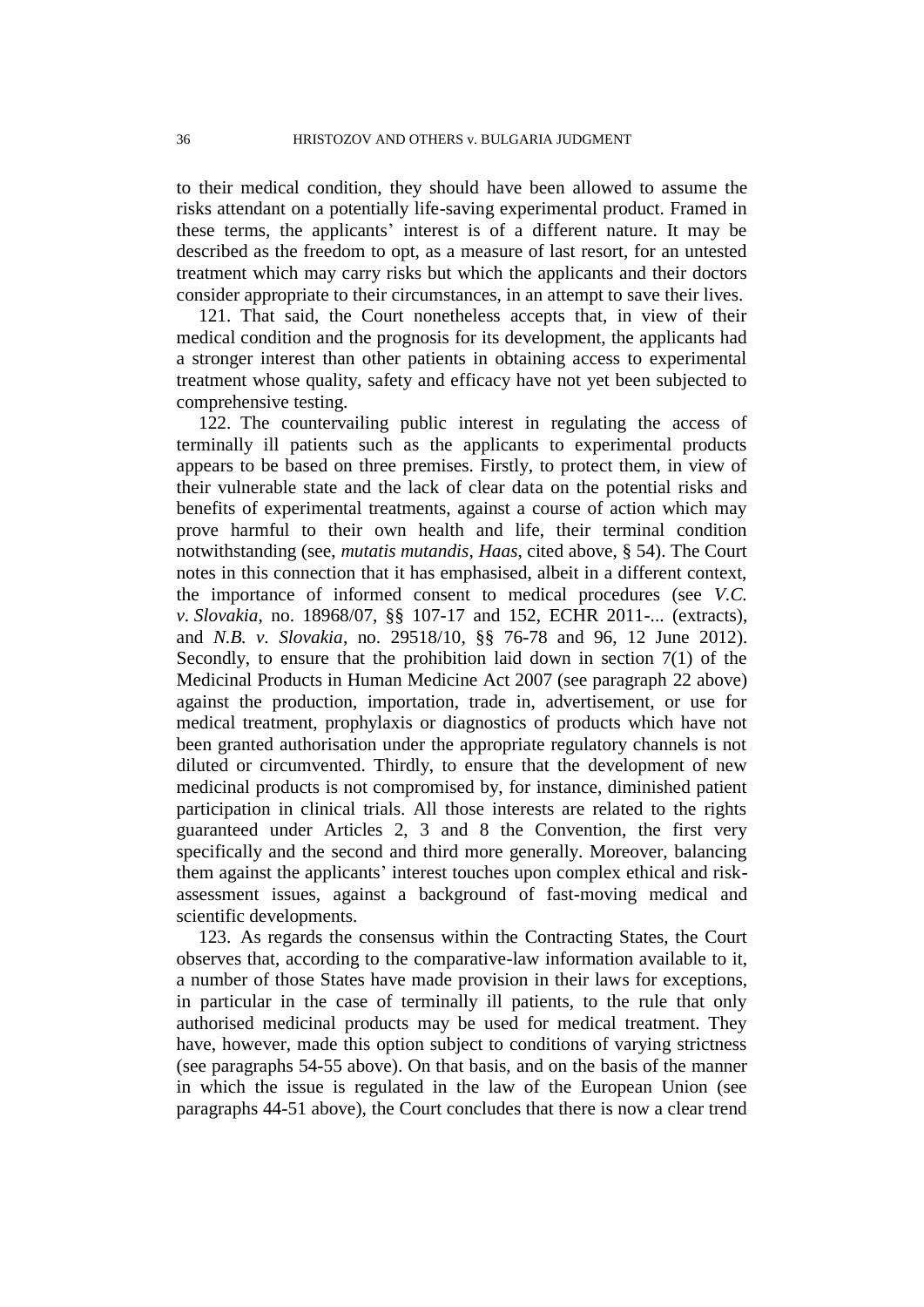to their medical condition, they should have been allowed to assume the risks attendant on a potentially life-saving experimental product. Framed in these terms, the applicants' interest is of a different nature. It may be described as the freedom to opt, as a measure of last resort, for an untested treatment which may carry risks but which the applicants and their doctors consider appropriate to their circumstances, in an attempt to save their lives.

121. That said, the Court nonetheless accepts that, in view of their medical condition and the prognosis for its development, the applicants had a stronger interest than other patients in obtaining access to experimental treatment whose quality, safety and efficacy have not yet been subjected to comprehensive testing.

122. The countervailing public interest in regulating the access of terminally ill patients such as the applicants to experimental products appears to be based on three premises. Firstly, to protect them, in view of their vulnerable state and the lack of clear data on the potential risks and benefits of experimental treatments, against a course of action which may prove harmful to their own health and life, their terminal condition notwithstanding (see, *mutatis mutandis*, *Haas*, cited above, § 54). The Court notes in this connection that it has emphasised, albeit in a different context, the importance of informed consent to medical procedures (see *V.C. v. Slovakia*, no. 18968/07, §§ 107-17 and 152, ECHR 2011-... (extracts), and *N.B. v. Slovakia*, no. 29518/10, §§ 76-78 and 96, 12 June 2012). Secondly, to ensure that the prohibition laid down in section 7(1) of the Medicinal Products in Human Medicine Act 2007 (see paragraph 22 above) against the production, importation, trade in, advertisement, or use for medical treatment, prophylaxis or diagnostics of products which have not been granted authorisation under the appropriate regulatory channels is not diluted or circumvented. Thirdly, to ensure that the development of new medicinal products is not compromised by, for instance, diminished patient participation in clinical trials. All those interests are related to the rights guaranteed under Articles 2, 3 and 8 the Convention, the first very specifically and the second and third more generally. Moreover, balancing them against the applicants' interest touches upon complex ethical and risk-assessment issues, against a background of fast-moving medical and scientific developments.

123. As regards the consensus within the Contracting States, the Court observes that, according to the comparative-law information available to it, a number of those States have made provision in their laws for exceptions, in particular in the case of terminally ill patients, to the rule that only authorised medicinal products may be used for medical treatment. They have, however, made this option subject to conditions of varying strictness (see paragraphs 54-55 above). On that basis, and on the basis of the manner in which the issue is regulated in the law of the European Union (see paragraphs 44-51 above), the Court concludes that there is now a clear trend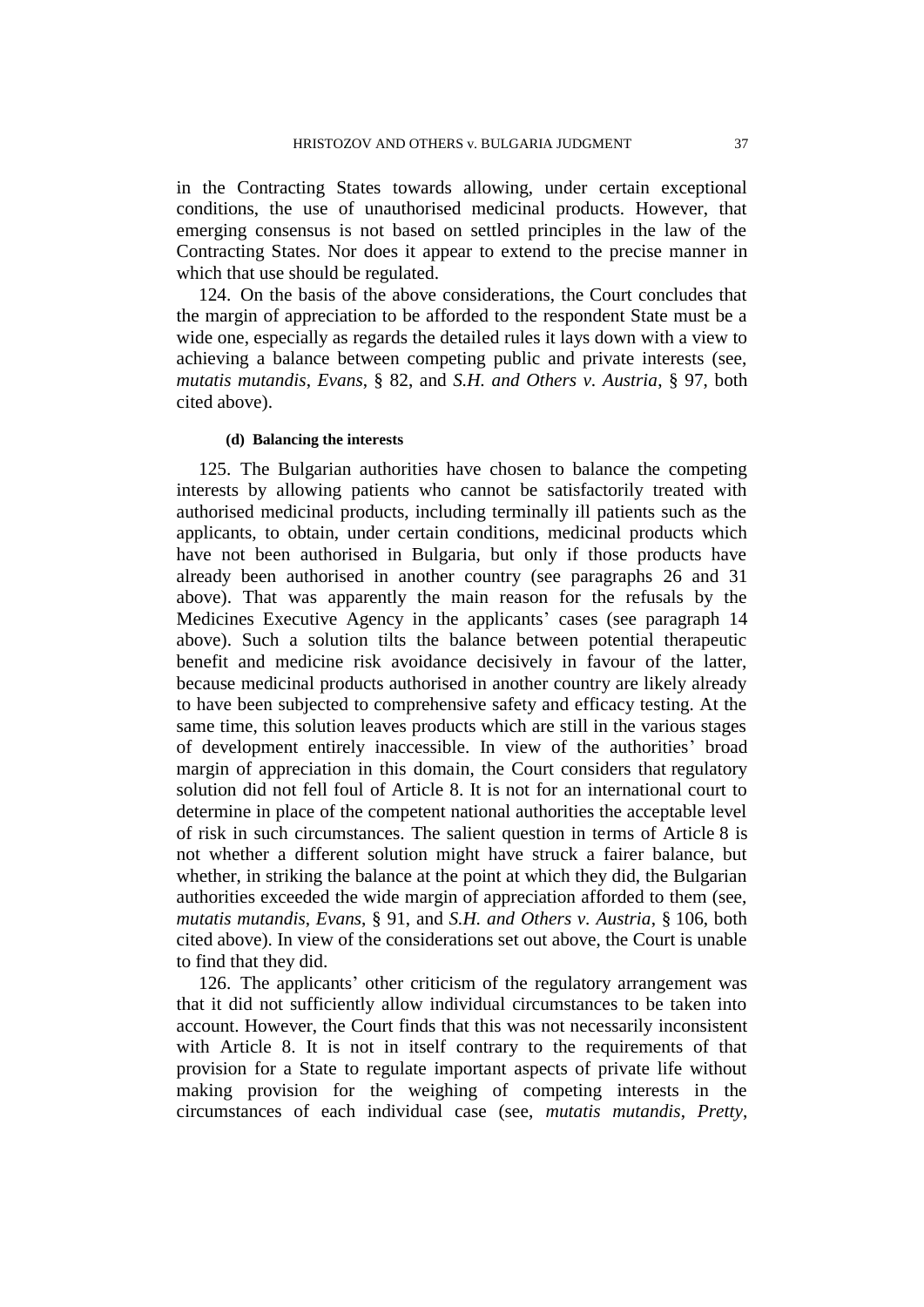in the Contracting States towards allowing, under certain exceptional conditions, the use of unauthorised medicinal products. However, that emerging consensus is not based on settled principles in the law of the Contracting States. Nor does it appear to extend to the precise manner in which that use should be regulated.

124. On the basis of the above considerations, the Court concludes that the margin of appreciation to be afforded to the respondent State must be a wide one, especially as regards the detailed rules it lays down with a view to achieving a balance between competing public and private interests (see, *mutatis mutandis*, *Evans*, § 82, and *S.H. and Others v. Austria*, § 97, both cited above).

#### (d) Balancing the interests

125. The Bulgarian authorities have chosen to balance the competing interests by allowing patients who cannot be satisfactorily treated with authorised medicinal products, including terminally ill patients such as the applicants, to obtain, under certain conditions, medicinal products which have not been authorised in Bulgaria, but only if those products have already been authorised in another country (see paragraphs 26 and 31 above). That was apparently the main reason for the refusals by the Medicines Executive Agency in the applicants' cases (see paragraph 14 above). Such a solution tilts the balance between potential therapeutic benefit and medicine risk avoidance decisively in favour of the latter, because medicinal products authorised in another country are likely already to have been subjected to comprehensive safety and efficacy testing. At the same time, this solution leaves products which are still in the various stages of development entirely inaccessible. In view of the authorities' broad margin of appreciation in this domain, the Court considers that regulatory solution did not fell foul of Article 8. It is not for an international court to determine in place of the competent national authorities the acceptable level of risk in such circumstances. The salient question in terms of Article 8 is not whether a different solution might have struck a fairer balance, but whether, in striking the balance at the point at which they did, the Bulgarian authorities exceeded the wide margin of appreciation afforded to them (see, *mutatis mutandis*, *Evans*, § 91, and *S.H. and Others v. Austria*, § 106, both cited above). In view of the considerations set out above, the Court is unable to find that they did.

126. The applicants' other criticism of the regulatory arrangement was that it did not sufficiently allow individual circumstances to be taken into account. However, the Court finds that this was not necessarily inconsistent with Article 8. It is not in itself contrary to the requirements of that provision for a State to regulate important aspects of private life without making provision for the weighing of competing interests in the circumstances of each individual case (see, *mutatis mutandis*, *Pretty*,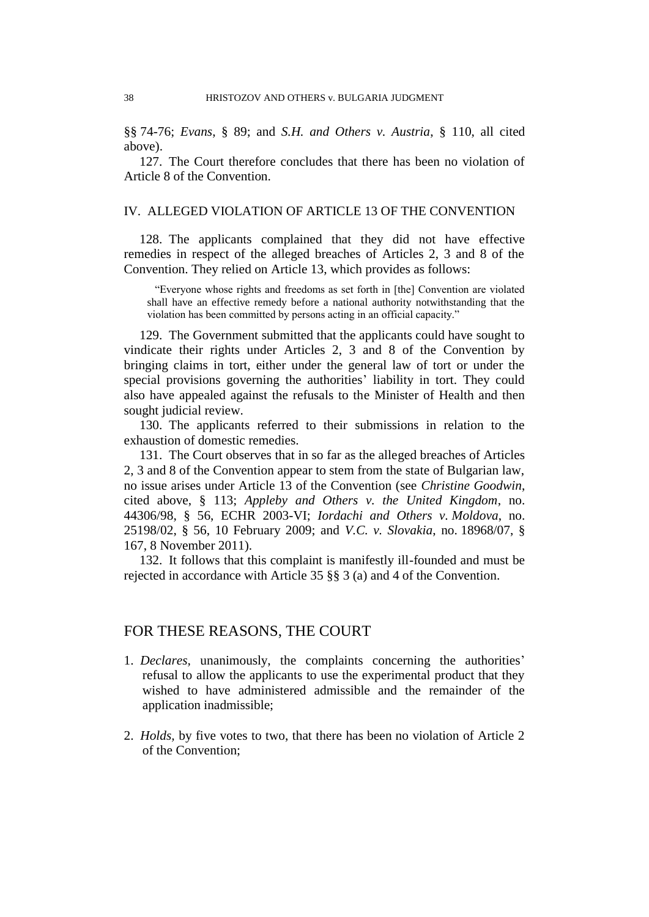§§ 74-76; *Evans*, § 89; and *S.H. and Others v. Austria*, § 110, all cited above).

127. The Court therefore concludes that there has been no violation of Article 8 of the Convention.

## IV. ALLEGED VIOLATION OF ARTICLE 13 OF THE CONVENTION

128. The applicants complained that they did not have effective remedies in respect of the alleged breaches of Articles 2, 3 and 8 of the Convention. They relied on Article 13, which provides as follows:

> "Everyone whose rights and freedoms as set forth in [the] Convention are violated shall have an effective remedy before a national authority notwithstanding that the violation has been committed by persons acting in an official capacity."

129. The Government submitted that the applicants could have sought to vindicate their rights under Articles 2, 3 and 8 of the Convention by bringing claims in tort, either under the general law of tort or under the special provisions governing the authorities' liability in tort. They could also have appealed against the refusals to the Minister of Health and then sought judicial review.

130. The applicants referred to their submissions in relation to the exhaustion of domestic remedies.

131. The Court observes that in so far as the alleged breaches of Articles 2, 3 and 8 of the Convention appear to stem from the state of Bulgarian law, no issue arises under Article 13 of the Convention (see *Christine Goodwin*, cited above, § 113; *Appleby and Others v. the United Kingdom*, no. 44306/98, § 56, ECHR 2003-VI; *Iordachi and Others v. Moldova*, no. 25198/02, § 56, 10 February 2009; and *V.C. v. Slovakia*, no. 18968/07, § 167, 8 November 2011).

132. It follows that this complaint is manifestly ill-founded and must be rejected in accordance with Article 35 §§ 3 (a) and 4 of the Convention.

## FOR THESE REASONS, THE COURT

1. *Declares*, unanimously, the complaints concerning the authorities' refusal to allow the applicants to use the experimental product that they wished to have administered admissible and the remainder of the application inadmissible;

2. *Holds*, by five votes to two, that there has been no violation of Article 2 of the Convention;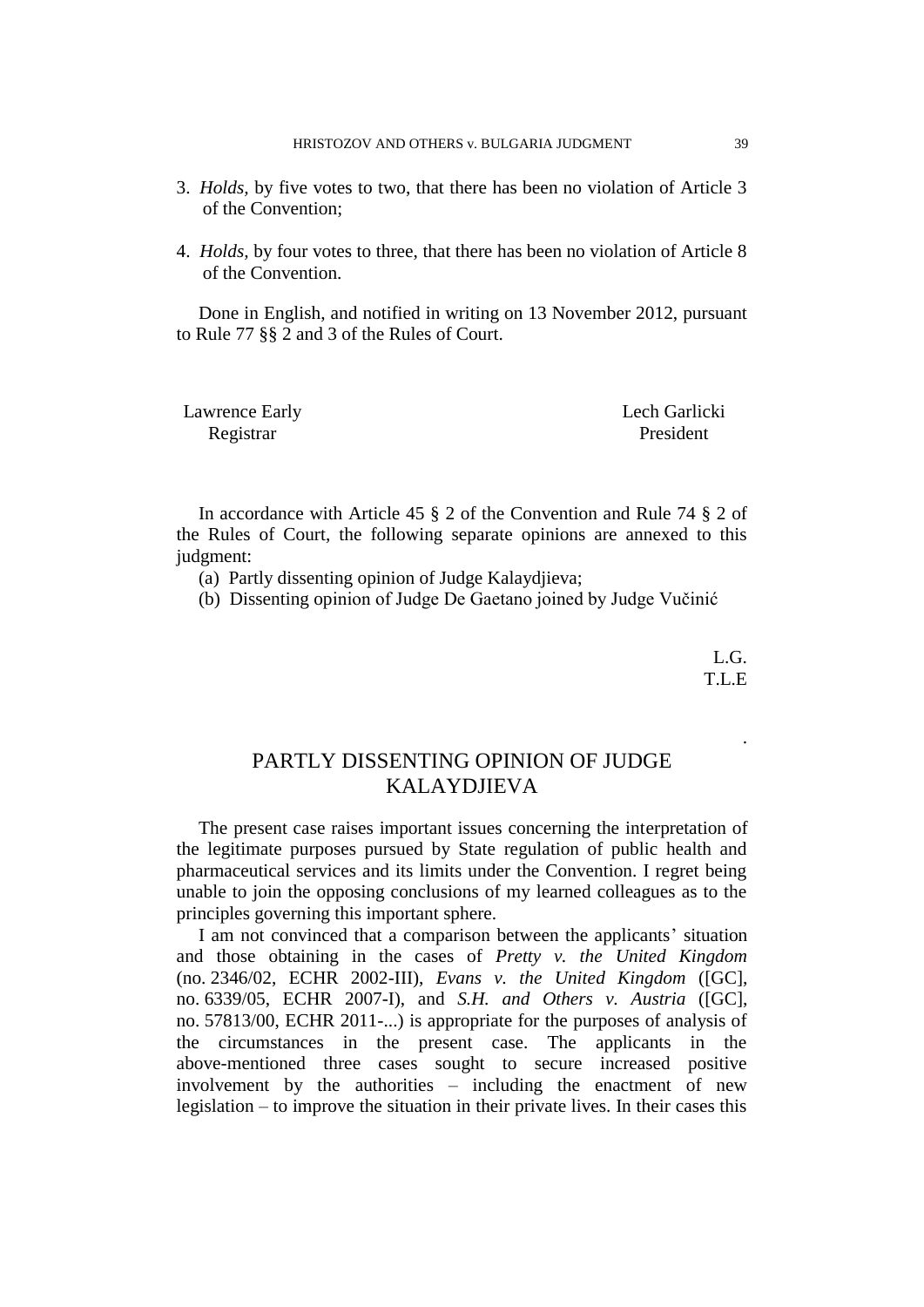3. *Holds*, by five votes to two, that there has been no violation of Article 3 of the Convention;

4. *Holds*, by four votes to three, that there has been no violation of Article 8 of the Convention.

Done in English, and notified in writing on 13 November 2012, pursuant to Rule 77 §§ 2 and 3 of the Rules of Court.

Lawrence Early
Registrar

Lech Garlicki
President

In accordance with Article 45 § 2 of the Convention and Rule 74 § 2 of the Rules of Court, the following separate opinions are annexed to this judgment:

(a) Partly dissenting opinion of Judge Kalaydjieva;
(b) Dissenting opinion of Judge De Gaetano joined by Judge Vučinić

L.G.
T.L.E

## PARTLY DISSENTING OPINION OF JUDGE KALAYDJIEVA

The present case raises important issues concerning the interpretation of the legitimate purposes pursued by State regulation of public health and pharmaceutical services and its limits under the Convention. I regret being unable to join the opposing conclusions of my learned colleagues as to the principles governing this important sphere.

I am not convinced that a comparison between the applicants' situation and those obtaining in the cases of *Pretty v. the United Kingdom* (no. 2346/02, ECHR 2002-III), *Evans v. the United Kingdom* ([GC], no. 6339/05, ECHR 2007-I), and *S.H. and Others v. Austria* ([GC], no. 57813/00, ECHR 2011-...) is appropriate for the purposes of analysis of the circumstances in the present case. The applicants in the above-mentioned three cases sought to secure increased positive involvement by the authorities – including the enactment of new legislation – to improve the situation in their private lives. In their cases this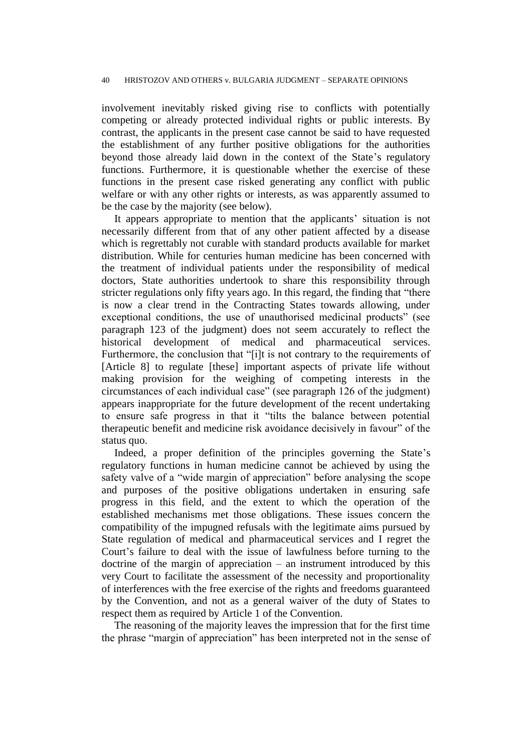involvement inevitably risked giving rise to conflicts with potentially competing or already protected individual rights or public interests. By contrast, the applicants in the present case cannot be said to have requested the establishment of any further positive obligations for the authorities beyond those already laid down in the context of the State's regulatory functions. Furthermore, it is questionable whether the exercise of these functions in the present case risked generating any conflict with public welfare or with any other rights or interests, as was apparently assumed to be the case by the majority (see below).

It appears appropriate to mention that the applicants' situation is not necessarily different from that of any other patient affected by a disease which is regrettably not curable with standard products available for market distribution. While for centuries human medicine has been concerned with the treatment of individual patients under the responsibility of medical doctors, State authorities undertook to share this responsibility through stricter regulations only fifty years ago. In this regard, the finding that "there is now a clear trend in the Contracting States towards allowing, under exceptional conditions, the use of unauthorised medicinal products" (see paragraph 123 of the judgment) does not seem accurately to reflect the historical development of medical and pharmaceutical services. Furthermore, the conclusion that "[i]t is not contrary to the requirements of [Article 8] to regulate [these] important aspects of private life without making provision for the weighing of competing interests in the circumstances of each individual case" (see paragraph 126 of the judgment) appears inappropriate for the future development of the recent undertaking to ensure safe progress in that it "tilts the balance between potential therapeutic benefit and medicine risk avoidance decisively in favour" of the status quo.

Indeed, a proper definition of the principles governing the State's regulatory functions in human medicine cannot be achieved by using the safety valve of a "wide margin of appreciation" before analysing the scope and purposes of the positive obligations undertaken in ensuring safe progress in this field, and the extent to which the operation of the established mechanisms met those obligations. These issues concern the compatibility of the impugned refusals with the legitimate aims pursued by State regulation of medical and pharmaceutical services and I regret the Court's failure to deal with the issue of lawfulness before turning to the doctrine of the margin of appreciation – an instrument introduced by this very Court to facilitate the assessment of the necessity and proportionality of interferences with the free exercise of the rights and freedoms guaranteed by the Convention, and not as a general waiver of the duty of States to respect them as required by Article 1 of the Convention.

The reasoning of the majority leaves the impression that for the first time the phrase "margin of appreciation" has been interpreted not in the sense of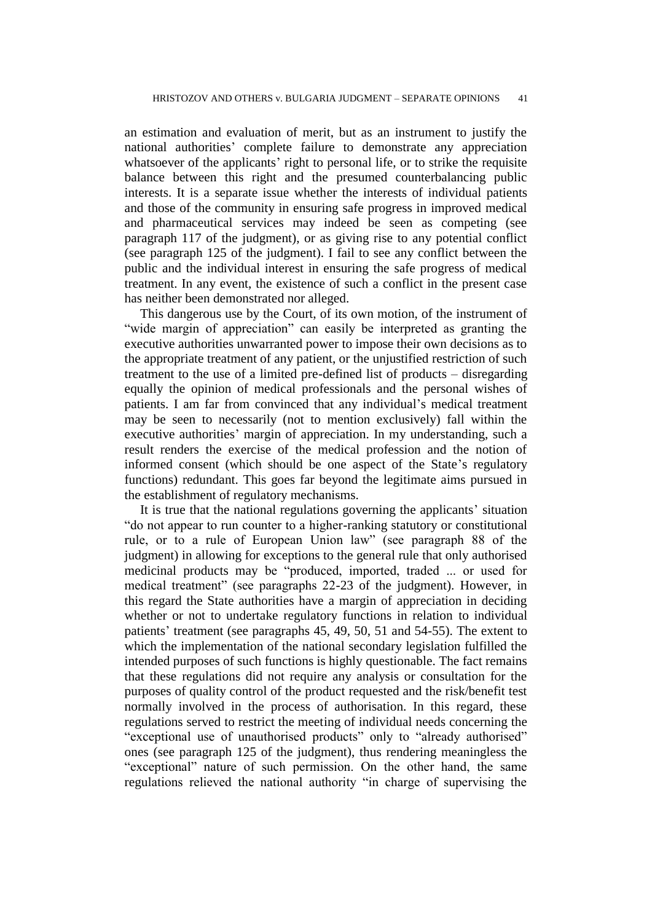an estimation and evaluation of merit, but as an instrument to justify the national authorities' complete failure to demonstrate any appreciation whatsoever of the applicants' right to personal life, or to strike the requisite balance between this right and the presumed counterbalancing public interests. It is a separate issue whether the interests of individual patients and those of the community in ensuring safe progress in improved medical and pharmaceutical services may indeed be seen as competing (see paragraph 117 of the judgment), or as giving rise to any potential conflict (see paragraph 125 of the judgment). I fail to see any conflict between the public and the individual interest in ensuring the safe progress of medical treatment. In any event, the existence of such a conflict in the present case has neither been demonstrated nor alleged.

This dangerous use by the Court, of its own motion, of the instrument of "wide margin of appreciation" can easily be interpreted as granting the executive authorities unwarranted power to impose their own decisions as to the appropriate treatment of any patient, or the unjustified restriction of such treatment to the use of a limited pre-defined list of products – disregarding equally the opinion of medical professionals and the personal wishes of patients. I am far from convinced that any individual's medical treatment may be seen to necessarily (not to mention exclusively) fall within the executive authorities' margin of appreciation. In my understanding, such a result renders the exercise of the medical profession and the notion of informed consent (which should be one aspect of the State's regulatory functions) redundant. This goes far beyond the legitimate aims pursued in the establishment of regulatory mechanisms.

It is true that the national regulations governing the applicants' situation "do not appear to run counter to a higher-ranking statutory or constitutional rule, or to a rule of European Union law" (see paragraph 88 of the judgment) in allowing for exceptions to the general rule that only authorised medicinal products may be "produced, imported, traded ... or used for medical treatment" (see paragraphs 22-23 of the judgment). However, in this regard the State authorities have a margin of appreciation in deciding whether or not to undertake regulatory functions in relation to individual patients' treatment (see paragraphs 45, 49, 50, 51 and 54-55). The extent to which the implementation of the national secondary legislation fulfilled the intended purposes of such functions is highly questionable. The fact remains that these regulations did not require any analysis or consultation for the purposes of quality control of the product requested and the risk/benefit test normally involved in the process of authorisation. In this regard, these regulations served to restrict the meeting of individual needs concerning the "exceptional use of unauthorised products" only to "already authorised" ones (see paragraph 125 of the judgment), thus rendering meaningless the "exceptional" nature of such permission. On the other hand, the same regulations relieved the national authority "in charge of supervising the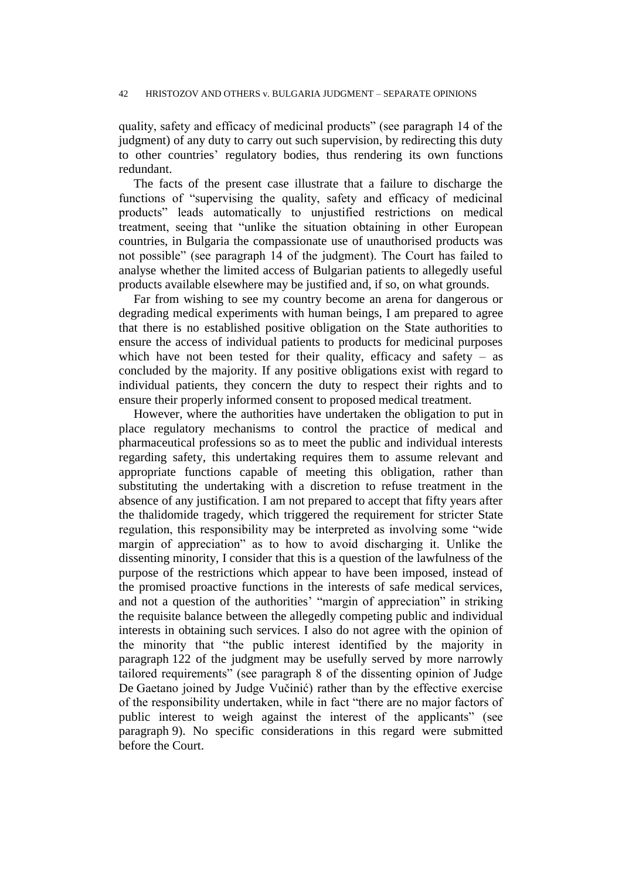quality, safety and efficacy of medicinal products" (see paragraph 14 of the judgment) of any duty to carry out such supervision, by redirecting this duty to other countries' regulatory bodies, thus rendering its own functions redundant.

The facts of the present case illustrate that a failure to discharge the functions of "supervising the quality, safety and efficacy of medicinal products" leads automatically to unjustified restrictions on medical treatment, seeing that "unlike the situation obtaining in other European countries, in Bulgaria the compassionate use of unauthorised products was not possible" (see paragraph 14 of the judgment). The Court has failed to analyse whether the limited access of Bulgarian patients to allegedly useful products available elsewhere may be justified and, if so, on what grounds.

Far from wishing to see my country become an arena for dangerous or degrading medical experiments with human beings, I am prepared to agree that there is no established positive obligation on the State authorities to ensure the access of individual patients to products for medicinal purposes which have not been tested for their quality, efficacy and safety – as concluded by the majority. If any positive obligations exist with regard to individual patients, they concern the duty to respect their rights and to ensure their properly informed consent to proposed medical treatment.

However, where the authorities have undertaken the obligation to put in place regulatory mechanisms to control the practice of medical and pharmaceutical professions so as to meet the public and individual interests regarding safety, this undertaking requires them to assume relevant and appropriate functions capable of meeting this obligation, rather than substituting the undertaking with a discretion to refuse treatment in the absence of any justification. I am not prepared to accept that fifty years after the thalidomide tragedy, which triggered the requirement for stricter State regulation, this responsibility may be interpreted as involving some "wide margin of appreciation" as to how to avoid discharging it. Unlike the dissenting minority, I consider that this is a question of the lawfulness of the purpose of the restrictions which appear to have been imposed, instead of the promised proactive functions in the interests of safe medical services, and not a question of the authorities' "margin of appreciation" in striking the requisite balance between the allegedly competing public and individual interests in obtaining such services. I also do not agree with the opinion of the minority that "the public interest identified by the majority in paragraph 122 of the judgment may be usefully served by more narrowly tailored requirements" (see paragraph 8 of the dissenting opinion of Judge De Gaetano joined by Judge Vučinić) rather than by the effective exercise of the responsibility undertaken, while in fact "there are no major factors of public interest to weigh against the interest of the applicants" (see paragraph 9). No specific considerations in this regard were submitted before the Court.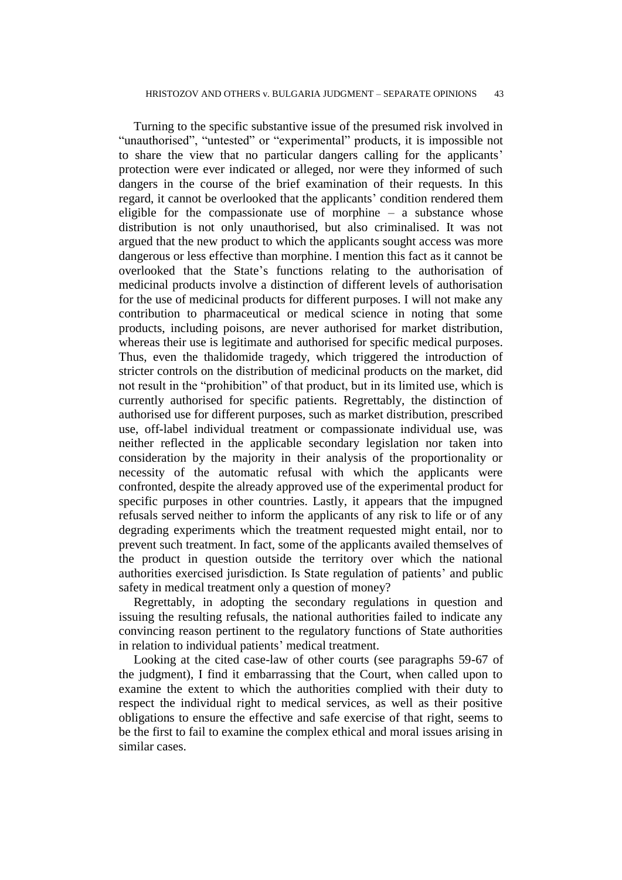Turning to the specific substantive issue of the presumed risk involved in "unauthorised", "untested" or "experimental" products, it is impossible not to share the view that no particular dangers calling for the applicants' protection were ever indicated or alleged, nor were they informed of such dangers in the course of the brief examination of their requests. In this regard, it cannot be overlooked that the applicants' condition rendered them eligible for the compassionate use of morphine – a substance whose distribution is not only unauthorised, but also criminalised. It was not argued that the new product to which the applicants sought access was more dangerous or less effective than morphine. I mention this fact as it cannot be overlooked that the State's functions relating to the authorisation of medicinal products involve a distinction of different levels of authorisation for the use of medicinal products for different purposes. I will not make any contribution to pharmaceutical or medical science in noting that some products, including poisons, are never authorised for market distribution, whereas their use is legitimate and authorised for specific medical purposes. Thus, even the thalidomide tragedy, which triggered the introduction of stricter controls on the distribution of medicinal products on the market, did not result in the "prohibition" of that product, but in its limited use, which is currently authorised for specific patients. Regrettably, the distinction of authorised use for different purposes, such as market distribution, prescribed use, off-label individual treatment or compassionate individual use, was neither reflected in the applicable secondary legislation nor taken into consideration by the majority in their analysis of the proportionality or necessity of the automatic refusal with which the applicants were confronted, despite the already approved use of the experimental product for specific purposes in other countries. Lastly, it appears that the impugned refusals served neither to inform the applicants of any risk to life or of any degrading experiments which the treatment requested might entail, nor to prevent such treatment. In fact, some of the applicants availed themselves of the product in question outside the territory over which the national authorities exercised jurisdiction. Is State regulation of patients' and public safety in medical treatment only a question of money?

Regrettably, in adopting the secondary regulations in question and issuing the resulting refusals, the national authorities failed to indicate any convincing reason pertinent to the regulatory functions of State authorities in relation to individual patients' medical treatment.

Looking at the cited case-law of other courts (see paragraphs 59-67 of the judgment), I find it embarrassing that the Court, when called upon to examine the extent to which the authorities complied with their duty to respect the individual right to medical services, as well as their positive obligations to ensure the effective and safe exercise of that right, seems to be the first to fail to examine the complex ethical and moral issues arising in similar cases.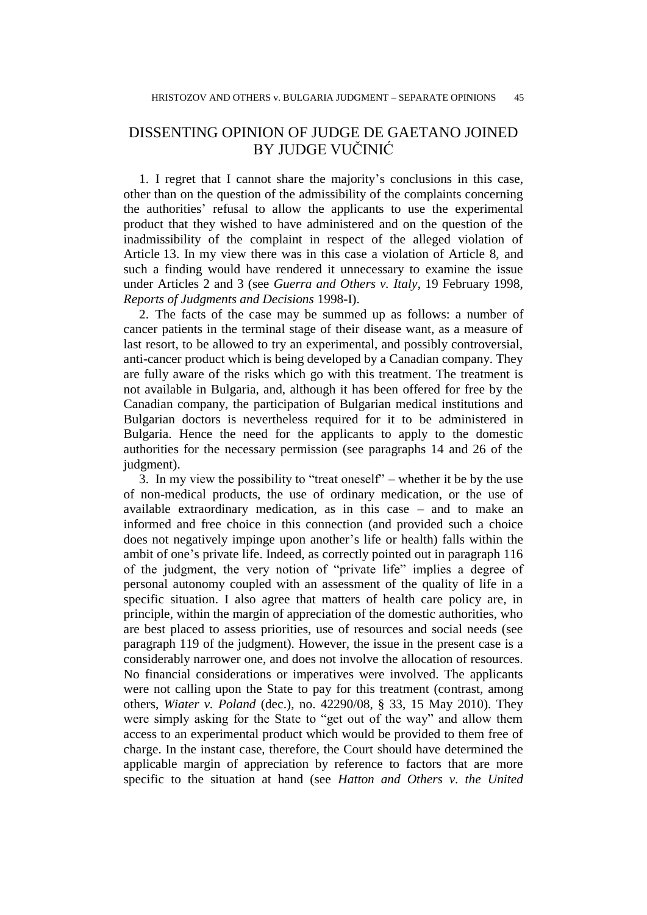## DISSENTING OPINION OF JUDGE DE GAETANO JOINED BY JUDGE VUČINIĆ

1. I regret that I cannot share the majority's conclusions in this case, other than on the question of the admissibility of the complaints concerning the authorities' refusal to allow the applicants to use the experimental product that they wished to have administered and on the question of the inadmissibility of the complaint in respect of the alleged violation of Article 13. In my view there was in this case a violation of Article 8, and such a finding would have rendered it unnecessary to examine the issue under Articles 2 and 3 (see *Guerra and Others v. Italy*, 19 February 1998, *Reports of Judgments and Decisions* 1998-I).

2. The facts of the case may be summed up as follows: a number of cancer patients in the terminal stage of their disease want, as a measure of last resort, to be allowed to try an experimental, and possibly controversial, anti-cancer product which is being developed by a Canadian company. They are fully aware of the risks which go with this treatment. The treatment is not available in Bulgaria, and, although it has been offered for free by the Canadian company, the participation of Bulgarian medical institutions and Bulgarian doctors is nevertheless required for it to be administered in Bulgaria. Hence the need for the applicants to apply to the domestic authorities for the necessary permission (see paragraphs 14 and 26 of the judgment).

3. In my view the possibility to "treat oneself" – whether it be by the use of non-medical products, the use of ordinary medication, or the use of available extraordinary medication, as in this case – and to make an informed and free choice in this connection (and provided such a choice does not negatively impinge upon another's life or health) falls within the ambit of one's private life. Indeed, as correctly pointed out in paragraph 116 of the judgment, the very notion of "private life" implies a degree of personal autonomy coupled with an assessment of the quality of life in a specific situation. I also agree that matters of health care policy are, in principle, within the margin of appreciation of the domestic authorities, who are best placed to assess priorities, use of resources and social needs (see paragraph 119 of the judgment). However, the issue in the present case is a considerably narrower one, and does not involve the allocation of resources. No financial considerations or imperatives were involved. The applicants were not calling upon the State to pay for this treatment (contrast, among others, *Wiater v. Poland* (dec.), no. 42290/08, § 33, 15 May 2010). They were simply asking for the State to "get out of the way" and allow them access to an experimental product which would be provided to them free of charge. In the instant case, therefore, the Court should have determined the applicable margin of appreciation by reference to factors that are more specific to the situation at hand (see *Hatton and Others v. the United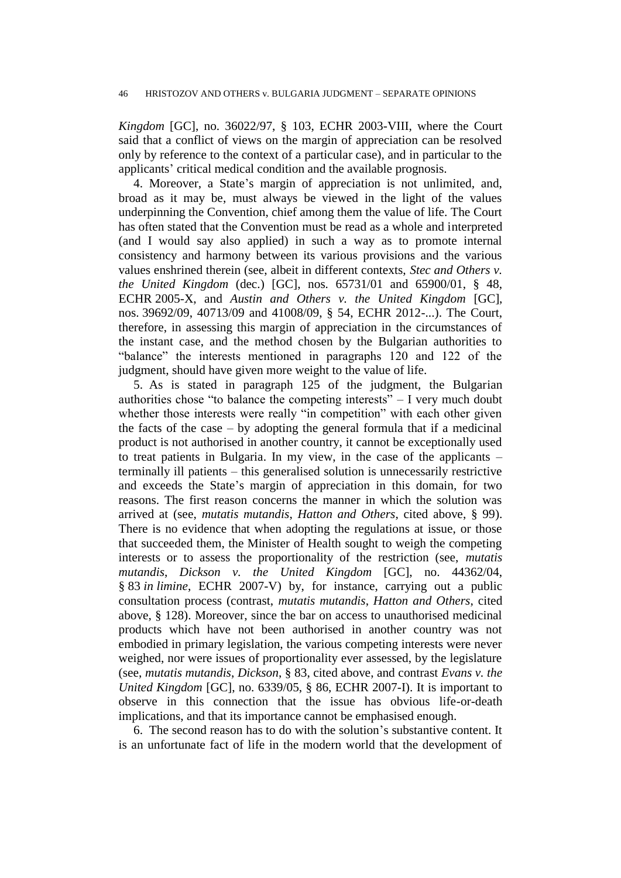*Kingdom* [GC], no. 36022/97, § 103, ECHR 2003-VIII, where the Court said that a conflict of views on the margin of appreciation can be resolved only by reference to the context of a particular case), and in particular to the applicants' critical medical condition and the available prognosis.

4. Moreover, a State's margin of appreciation is not unlimited, and, broad as it may be, must always be viewed in the light of the values underpinning the Convention, chief among them the value of life. The Court has often stated that the Convention must be read as a whole and interpreted (and I would say also applied) in such a way as to promote internal consistency and harmony between its various provisions and the various values enshrined therein (see, albeit in different contexts, *Stec and Others v. the United Kingdom* (dec.) [GC], nos. 65731/01 and 65900/01, § 48, ECHR 2005-X, and *Austin and Others v. the United Kingdom* [GC], nos. 39692/09, 40713/09 and 41008/09, § 54, ECHR 2012-...). The Court, therefore, in assessing this margin of appreciation in the circumstances of the instant case, and the method chosen by the Bulgarian authorities to "balance" the interests mentioned in paragraphs 120 and 122 of the judgment, should have given more weight to the value of life.

5. As is stated in paragraph 125 of the judgment, the Bulgarian authorities chose "to balance the competing interests" – I very much doubt whether those interests were really "in competition" with each other given the facts of the case – by adopting the general formula that if a medicinal product is not authorised in another country, it cannot be exceptionally used to treat patients in Bulgaria. In my view, in the case of the applicants – terminally ill patients – this generalised solution is unnecessarily restrictive and exceeds the State's margin of appreciation in this domain, for two reasons. The first reason concerns the manner in which the solution was arrived at (see, *mutatis mutandis*, *Hatton and Others*, cited above, § 99). There is no evidence that when adopting the regulations at issue, or those that succeeded them, the Minister of Health sought to weigh the competing interests or to assess the proportionality of the restriction (see, *mutatis mutandis*, *Dickson v. the United Kingdom* [GC], no. 44362/04, § 83 *in limine*, ECHR 2007-V) by, for instance, carrying out a public consultation process (contrast, *mutatis mutandis*, *Hatton and Others*, cited above, § 128). Moreover, since the bar on access to unauthorised medicinal products which have not been authorised in another country was not embodied in primary legislation, the various competing interests were never weighed, nor were issues of proportionality ever assessed, by the legislature (see, *mutatis mutandis*, *Dickson*, § 83, cited above, and contrast *Evans v. the United Kingdom* [GC], no. 6339/05, § 86, ECHR 2007-I). It is important to observe in this connection that the issue has obvious life-or-death implications, and that its importance cannot be emphasised enough.

6. The second reason has to do with the solution's substantive content. It is an unfortunate fact of life in the modern world that the development of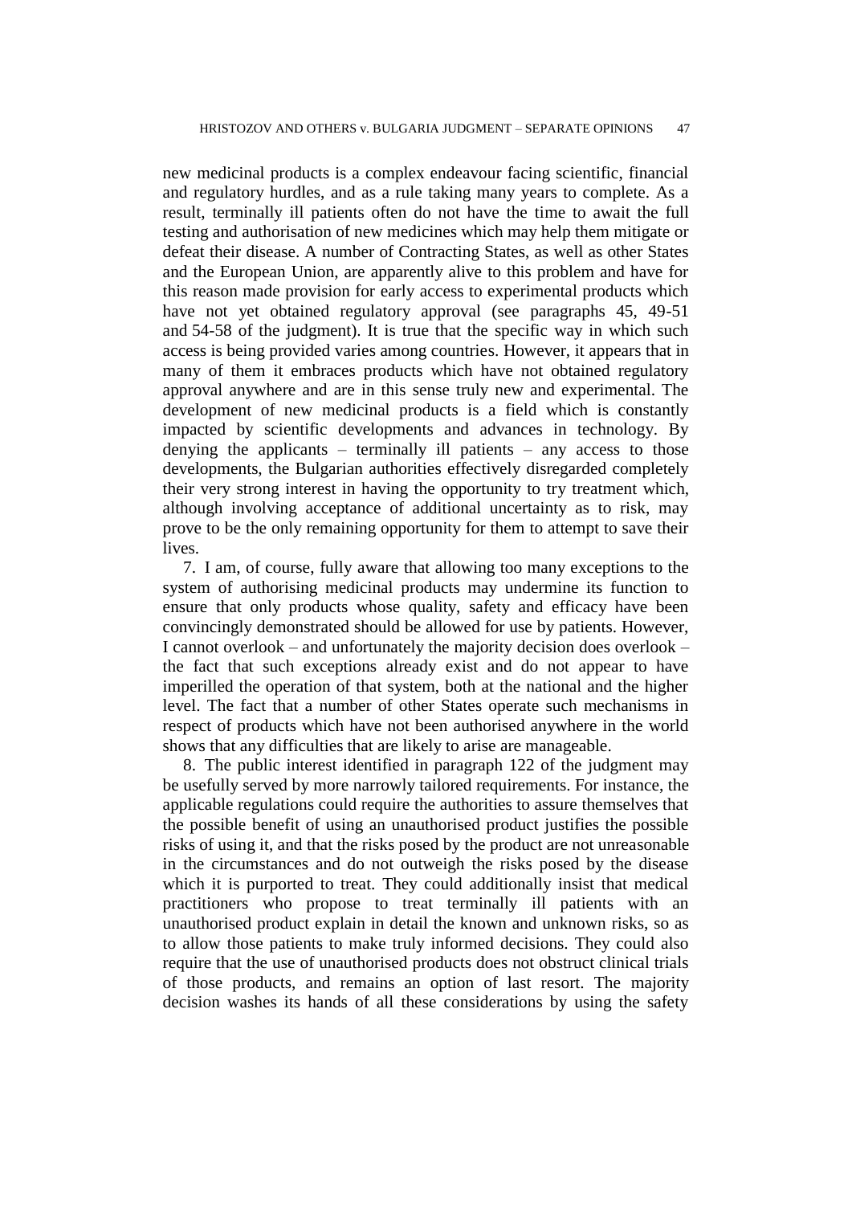new medicinal products is a complex endeavour facing scientific, financial and regulatory hurdles, and as a rule taking many years to complete. As a result, terminally ill patients often do not have the time to await the full testing and authorisation of new medicines which may help them mitigate or defeat their disease. A number of Contracting States, as well as other States and the European Union, are apparently alive to this problem and have for this reason made provision for early access to experimental products which have not yet obtained regulatory approval (see paragraphs 45, 49-51 and 54-58 of the judgment). It is true that the specific way in which such access is being provided varies among countries. However, it appears that in many of them it embraces products which have not obtained regulatory approval anywhere and are in this sense truly new and experimental. The development of new medicinal products is a field which is constantly impacted by scientific developments and advances in technology. By denying the applicants – terminally ill patients – any access to those developments, the Bulgarian authorities effectively disregarded completely their very strong interest in having the opportunity to try treatment which, although involving acceptance of additional uncertainty as to risk, may prove to be the only remaining opportunity for them to attempt to save their lives.

7. I am, of course, fully aware that allowing too many exceptions to the system of authorising medicinal products may undermine its function to ensure that only products whose quality, safety and efficacy have been convincingly demonstrated should be allowed for use by patients. However, I cannot overlook – and unfortunately the majority decision does overlook – the fact that such exceptions already exist and do not appear to have imperilled the operation of that system, both at the national and the higher level. The fact that a number of other States operate such mechanisms in respect of products which have not been authorised anywhere in the world shows that any difficulties that are likely to arise are manageable.

8. The public interest identified in paragraph 122 of the judgment may be usefully served by more narrowly tailored requirements. For instance, the applicable regulations could require the authorities to assure themselves that the possible benefit of using an unauthorised product justifies the possible risks of using it, and that the risks posed by the product are not unreasonable in the circumstances and do not outweigh the risks posed by the disease which it is purported to treat. They could additionally insist that medical practitioners who propose to treat terminally ill patients with an unauthorised product explain in detail the known and unknown risks, so as to allow those patients to make truly informed decisions. They could also require that the use of unauthorised products does not obstruct clinical trials of those products, and remains an option of last resort. The majority decision washes its hands of all these considerations by using the safety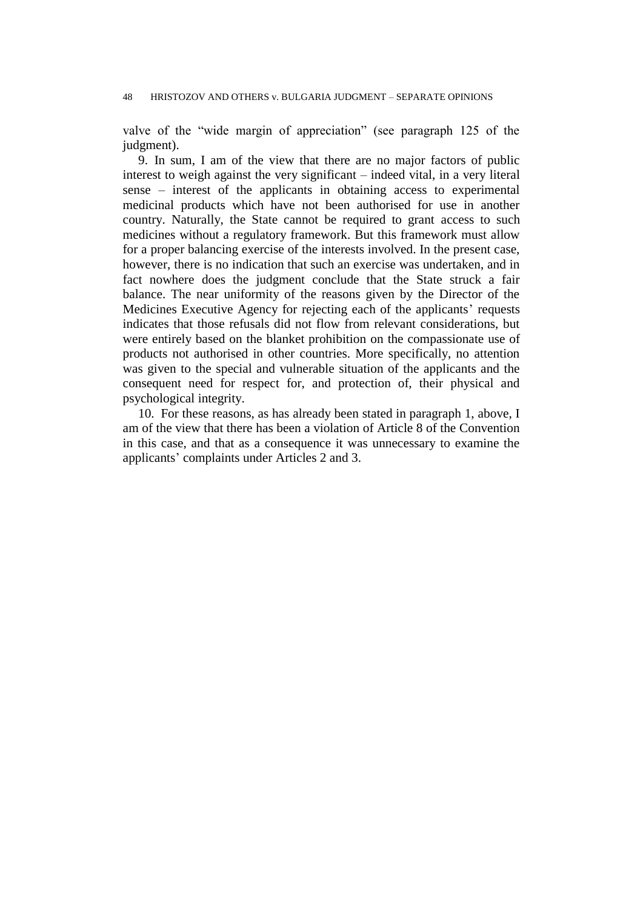valve of the "wide margin of appreciation" (see paragraph 125 of the judgment).

9. In sum, I am of the view that there are no major factors of public interest to weigh against the very significant – indeed vital, in a very literal sense – interest of the applicants in obtaining access to experimental medicinal products which have not been authorised for use in another country. Naturally, the State cannot be required to grant access to such medicines without a regulatory framework. But this framework must allow for a proper balancing exercise of the interests involved. In the present case, however, there is no indication that such an exercise was undertaken, and in fact nowhere does the judgment conclude that the State struck a fair balance. The near uniformity of the reasons given by the Director of the Medicines Executive Agency for rejecting each of the applicants' requests indicates that those refusals did not flow from relevant considerations, but were entirely based on the blanket prohibition on the compassionate use of products not authorised in other countries. More specifically, no attention was given to the special and vulnerable situation of the applicants and the consequent need for respect for, and protection of, their physical and psychological integrity.

10. For these reasons, as has already been stated in paragraph 1, above, I am of the view that there has been a violation of Article 8 of the Convention in this case, and that as a consequence it was unnecessary to examine the applicants' complaints under Articles 2 and 3.